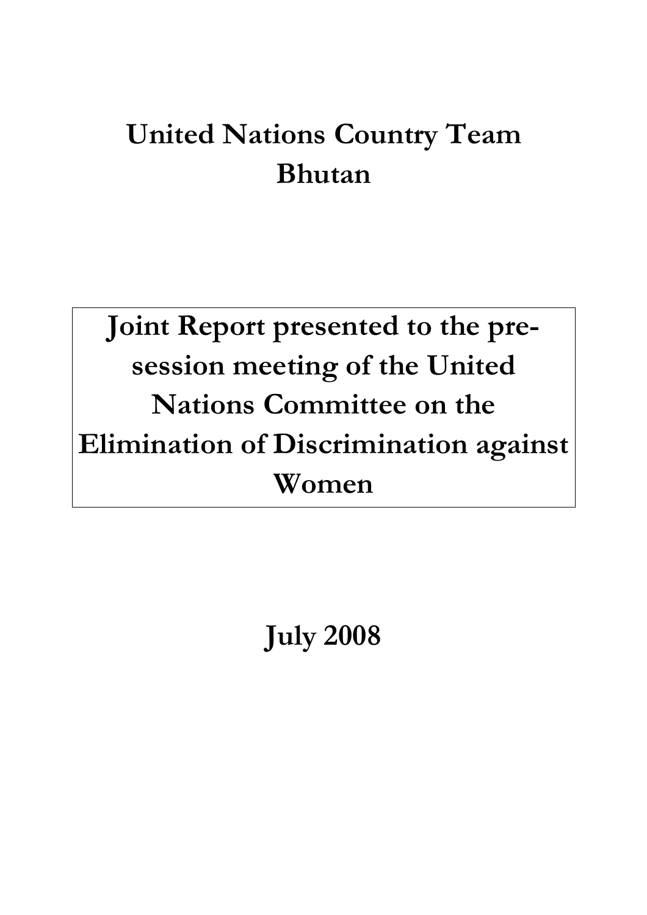# United Nations Country Team Bhutan

**Joint Report presented to the pre-session meeting of the United Nations Committee on the Elimination of Discrimination against Women**

**July 2008**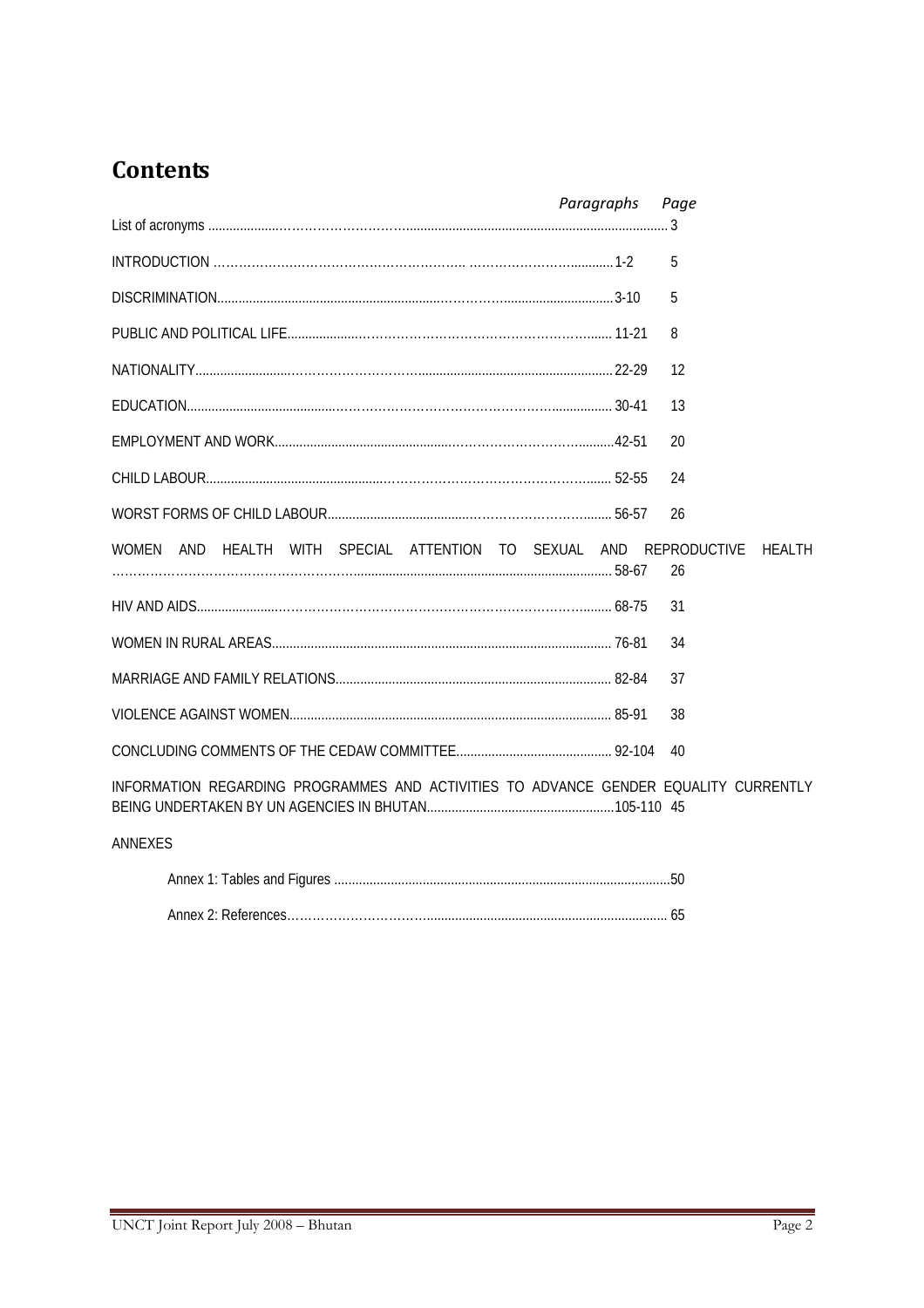# Contents

| | Paragraphs | Page |
|---|---|---|
| List of acronyms | | 3 |
| INTRODUCTION | 1-2 | 5 |
| DISCRIMINATION | 3-10 | 5 |
| PUBLIC AND POLITICAL LIFE | 11-21 | 8 |
| NATIONALITY | 22-29 | 12 |
| EDUCATION | 30-41 | 13 |
| EMPLOYMENT AND WORK | 42-51 | 20 |
| CHILD LABOUR | 52-55 | 24 |
| WORST FORMS OF CHILD LABOUR | 56-57 | 26 |
| WOMEN AND HEALTH WITH SPECIAL ATTENTION TO SEXUAL AND REPRODUCTIVE HEALTH | 58-67 | 26 |
| HIV AND AIDS | 68-75 | 31 |
| WOMEN IN RURAL AREAS | 76-81 | 34 |
| MARRIAGE AND FAMILY RELATIONS | 82-84 | 37 |
| VIOLENCE AGAINST WOMEN | 85-91 | 38 |
| CONCLUDING COMMENTS OF THE CEDAW COMMITTEE | 92-104 | 40 |
| INFORMATION REGARDING PROGRAMMES AND ACTIVITIES TO ADVANCE GENDER EQUALITY CURRENTLY BEING UNDERTAKEN BY UN AGENCIES IN BHUTAN | 105-110 | 45 |
| ANNEXES | | |
| Annex 1: Tables and Figures | | 50 |
| Annex 2: References | | 65 |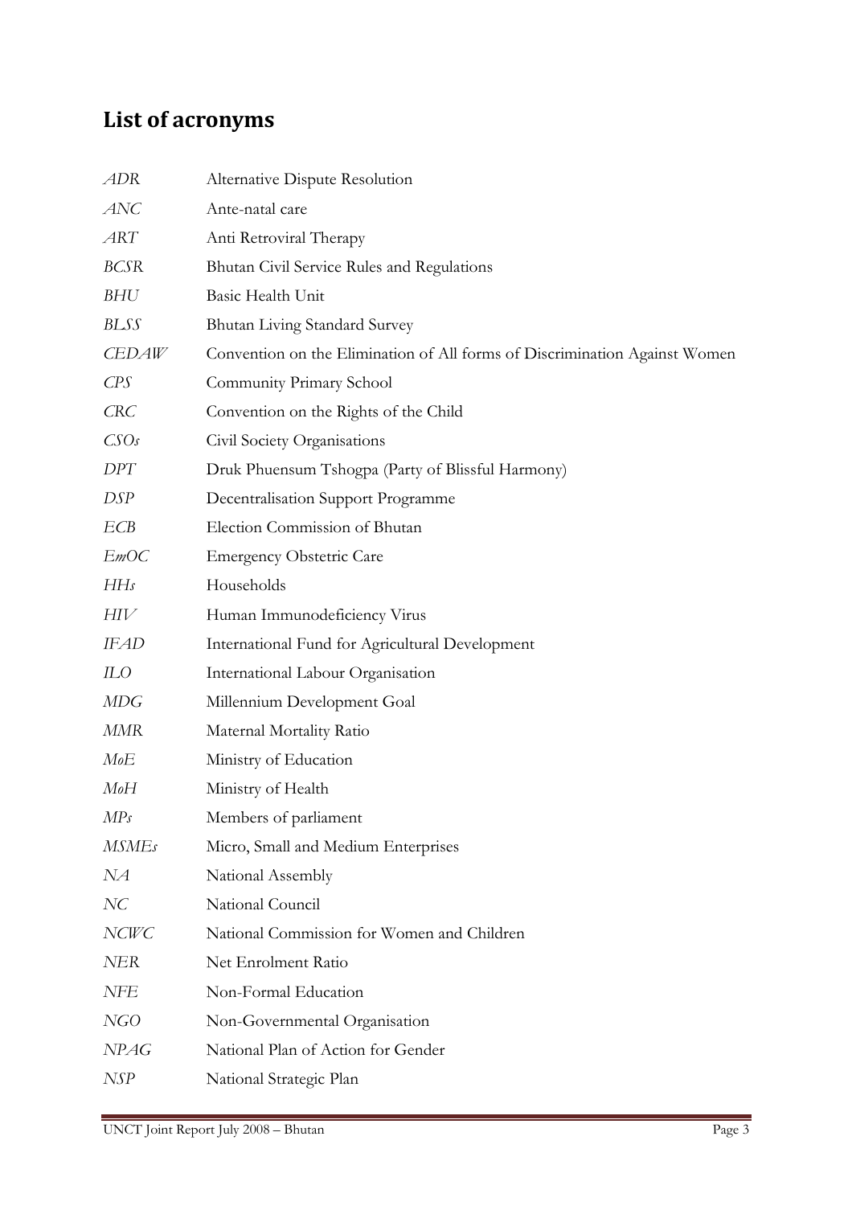## List of acronyms

| | |
|---|---|
| *ADR* | Alternative Dispute Resolution |
| *ANC* | Ante-natal care |
| *ART* | Anti Retroviral Therapy |
| *BCSR* | Bhutan Civil Service Rules and Regulations |
| *BHU* | Basic Health Unit |
| *BLSS* | Bhutan Living Standard Survey |
| *CEDAW* | Convention on the Elimination of All forms of Discrimination Against Women |
| *CPS* | Community Primary School |
| *CRC* | Convention on the Rights of the Child |
| *CSOs* | Civil Society Organisations |
| *DPT* | Druk Phuensum Tshogpa (Party of Blissful Harmony) |
| *DSP* | Decentralisation Support Programme |
| *ECB* | Election Commission of Bhutan |
| *EmOC* | Emergency Obstetric Care |
| *HHs* | Households |
| *HIV* | Human Immunodeficiency Virus |
| *IFAD* | International Fund for Agricultural Development |
| *ILO* | International Labour Organisation |
| *MDG* | Millennium Development Goal |
| *MMR* | Maternal Mortality Ratio |
| *MoE* | Ministry of Education |
| *MoH* | Ministry of Health |
| *MPs* | Members of parliament |
| *MSMEs* | Micro, Small and Medium Enterprises |
| *NA* | National Assembly |
| *NC* | National Council |
| *NCWC* | National Commission for Women and Children |
| *NER* | Net Enrolment Ratio |
| *NFE* | Non-Formal Education |
| *NGO* | Non-Governmental Organisation |
| *NPAG* | National Plan of Action for Gender |
| *NSP* | National Strategic Plan |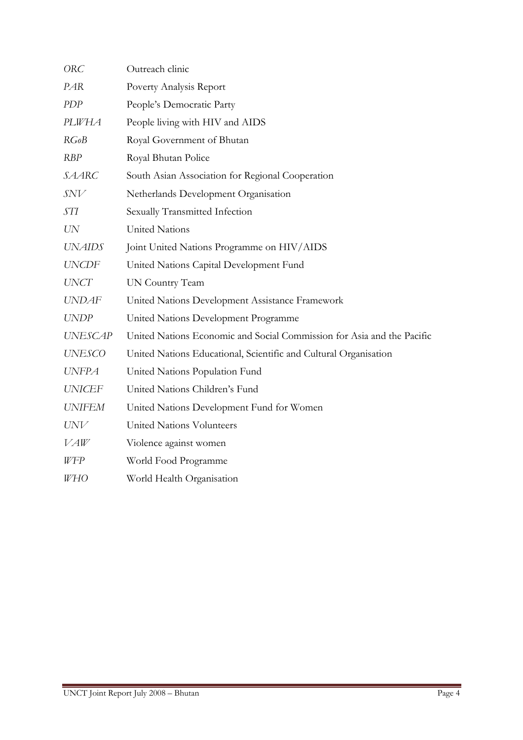| | |
|---|---|
| *ORC* | Outreach clinic |
| *PAR* | Poverty Analysis Report |
| *PDP* | People's Democratic Party |
| *PLWHA* | People living with HIV and AIDS |
| *RGoB* | Royal Government of Bhutan |
| *RBP* | Royal Bhutan Police |
| *SAARC* | South Asian Association for Regional Cooperation |
| *SNV* | Netherlands Development Organisation |
| *STI* | Sexually Transmitted Infection |
| *UN* | United Nations |
| *UNAIDS* | Joint United Nations Programme on HIV/AIDS |
| *UNCDF* | United Nations Capital Development Fund |
| *UNCT* | UN Country Team |
| *UNDAF* | United Nations Development Assistance Framework |
| *UNDP* | United Nations Development Programme |
| *UNESCAP* | United Nations Economic and Social Commission for Asia and the Pacific |
| *UNESCO* | United Nations Educational, Scientific and Cultural Organisation |
| *UNFPA* | United Nations Population Fund |
| *UNICEF* | United Nations Children's Fund |
| *UNIFEM* | United Nations Development Fund for Women |
| *UNV* | United Nations Volunteers |
| *VAW* | Violence against women |
| *WFP* | World Food Programme |
| *WHO* | World Health Organisation |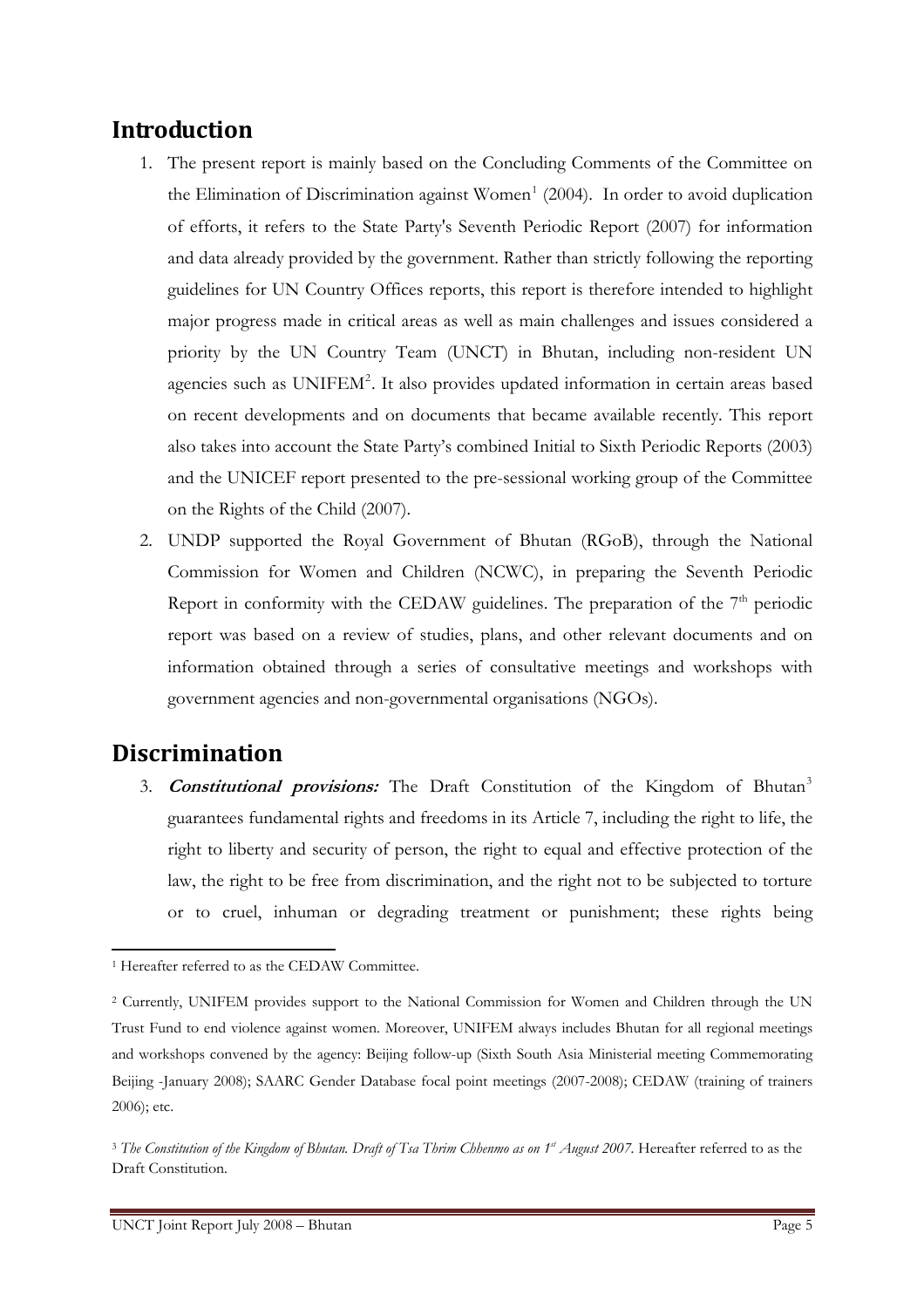## Introduction

1. The present report is mainly based on the Concluding Comments of the Committee on the Elimination of Discrimination against Women[1] (2004). In order to avoid duplication of efforts, it refers to the State Party's Seventh Periodic Report (2007) for information and data already provided by the government. Rather than strictly following the reporting guidelines for UN Country Offices reports, this report is therefore intended to highlight major progress made in critical areas as well as main challenges and issues considered a priority by the UN Country Team (UNCT) in Bhutan, including non-resident UN agencies such as UNIFEM[2]. It also provides updated information in certain areas based on recent developments and on documents that became available recently. This report also takes into account the State Party's combined Initial to Sixth Periodic Reports (2003) and the UNICEF report presented to the pre-sessional working group of the Committee on the Rights of the Child (2007).
2. UNDP supported the Royal Government of Bhutan (RGoB), through the National Commission for Women and Children (NCWC), in preparing the Seventh Periodic Report in conformity with the CEDAW guidelines. The preparation of the 7th periodic report was based on a review of studies, plans, and other relevant documents and on information obtained through a series of consultative meetings and workshops with government agencies and non-governmental organisations (NGOs).

## Discrimination

3. ***Constitutional provisions:*** The Draft Constitution of the Kingdom of Bhutan[3] guarantees fundamental rights and freedoms in its Article 7, including the right to life, the right to liberty and security of person, the right to equal and effective protection of the law, the right to be free from discrimination, and the right not to be subjected to torture or to cruel, inhuman or degrading treatment or punishment; these rights being

---

[1] Hereafter referred to as the CEDAW Committee.

[2] Currently, UNIFEM provides support to the National Commission for Women and Children through the UN Trust Fund to end violence against women. Moreover, UNIFEM always includes Bhutan for all regional meetings and workshops convened by the agency: Beijing follow-up (Sixth South Asia Ministerial meeting Commemorating Beijing -January 2008); SAARC Gender Database focal point meetings (2007-2008); CEDAW (training of trainers 2006); etc.

[3] *The Constitution of the Kingdom of Bhutan. Draft of Tsa Thrim Chhenmo as on 1st August 2007*. Hereafter referred to as the Draft Constitution.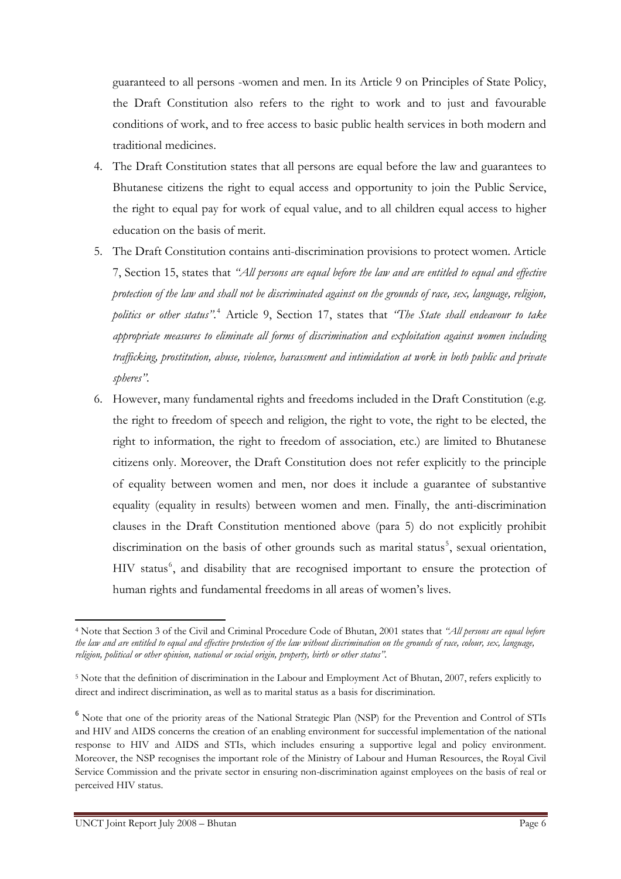guaranteed to all persons -women and men. In its Article 9 on Principles of State Policy, the Draft Constitution also refers to the right to work and to just and favourable conditions of work, and to free access to basic public health services in both modern and traditional medicines.

4. The Draft Constitution states that all persons are equal before the law and guarantees to Bhutanese citizens the right to equal access and opportunity to join the Public Service, the right to equal pay for work of equal value, and to all children equal access to higher education on the basis of merit.
5. The Draft Constitution contains anti-discrimination provisions to protect women. Article 7, Section 15, states that *"All persons are equal before the law and are entitled to equal and effective protection of the law and shall not be discriminated against on the grounds of race, sex, language, religion, politics or other status"*.[4] Article 9, Section 17, states that *"The State shall endeavour to take appropriate measures to eliminate all forms of discrimination and exploitation against women including trafficking, prostitution, abuse, violence, harassment and intimidation at work in both public and private spheres"*.
6. However, many fundamental rights and freedoms included in the Draft Constitution (e.g. the right to freedom of speech and religion, the right to vote, the right to be elected, the right to information, the right to freedom of association, etc.) are limited to Bhutanese citizens only. Moreover, the Draft Constitution does not refer explicitly to the principle of equality between women and men, nor does it include a guarantee of substantive equality (equality in results) between women and men. Finally, the anti-discrimination clauses in the Draft Constitution mentioned above (para 5) do not explicitly prohibit discrimination on the basis of other grounds such as marital status[5], sexual orientation, HIV status[6], and disability that are recognised important to ensure the protection of human rights and fundamental freedoms in all areas of women's lives.

---

[4] Note that Section 3 of the Civil and Criminal Procedure Code of Bhutan, 2001 states that *"All persons are equal before the law and are entitled to equal and effective protection of the law without discrimination on the grounds of race, colour, sex, language, religion, political or other opinion, national or social origin, property, birth or other status"*.

[5] Note that the definition of discrimination in the Labour and Employment Act of Bhutan, 2007, refers explicitly to direct and indirect discrimination, as well as to marital status as a basis for discrimination.

[6] Note that one of the priority areas of the National Strategic Plan (NSP) for the Prevention and Control of STIs and HIV and AIDS concerns the creation of an enabling environment for successful implementation of the national response to HIV and AIDS and STIs, which includes ensuring a supportive legal and policy environment. Moreover, the NSP recognises the important role of the Ministry of Labour and Human Resources, the Royal Civil Service Commission and the private sector in ensuring non-discrimination against employees on the basis of real or perceived HIV status.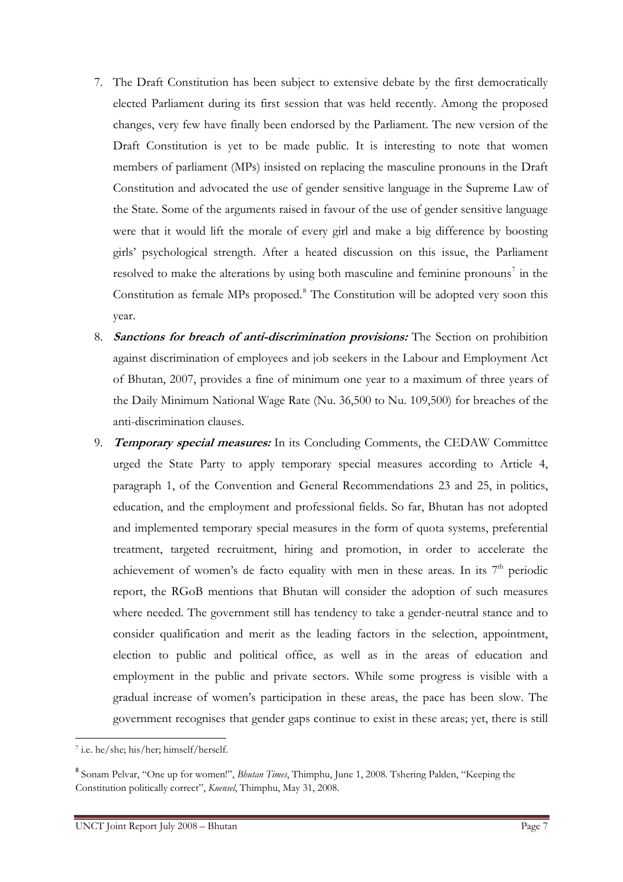7. The Draft Constitution has been subject to extensive debate by the first democratically elected Parliament during its first session that was held recently. Among the proposed changes, very few have finally been endorsed by the Parliament. The new version of the Draft Constitution is yet to be made public. It is interesting to note that women members of parliament (MPs) insisted on replacing the masculine pronouns in the Draft Constitution and advocated the use of gender sensitive language in the Supreme Law of the State. Some of the arguments raised in favour of the use of gender sensitive language were that it would lift the morale of every girl and make a big difference by boosting girls' psychological strength. After a heated discussion on this issue, the Parliament resolved to make the alterations by using both masculine and feminine pronouns[7] in the Constitution as female MPs proposed.[8] The Constitution will be adopted very soon this year.

8. ***Sanctions for breach of anti-discrimination provisions:*** The Section on prohibition against discrimination of employees and job seekers in the Labour and Employment Act of Bhutan, 2007, provides a fine of minimum one year to a maximum of three years of the Daily Minimum National Wage Rate (Nu. 36,500 to Nu. 109,500) for breaches of the anti-discrimination clauses.

9. ***Temporary special measures:*** In its Concluding Comments, the CEDAW Committee urged the State Party to apply temporary special measures according to Article 4, paragraph 1, of the Convention and General Recommendations 23 and 25, in politics, education, and the employment and professional fields. So far, Bhutan has not adopted and implemented temporary special measures in the form of quota systems, preferential treatment, targeted recruitment, hiring and promotion, in order to accelerate the achievement of women's de facto equality with men in these areas. In its 7th periodic report, the RGoB mentions that Bhutan will consider the adoption of such measures where needed. The government still has tendency to take a gender-neutral stance and to consider qualification and merit as the leading factors in the selection, appointment, election to public and political office, as well as in the areas of education and employment in the public and private sectors. While some progress is visible with a gradual increase of women's participation in these areas, the pace has been slow. The government recognises that gender gaps continue to exist in these areas; yet, there is still

---

[7] i.e. he/she; his/her; himself/herself.

[8] Sonam Pelvar, "One up for women!", *Bhutan Times*, Thimphu, June 1, 2008. Tshering Palden, "Keeping the Constitution politically correct", *Kuensel*, Thimphu, May 31, 2008.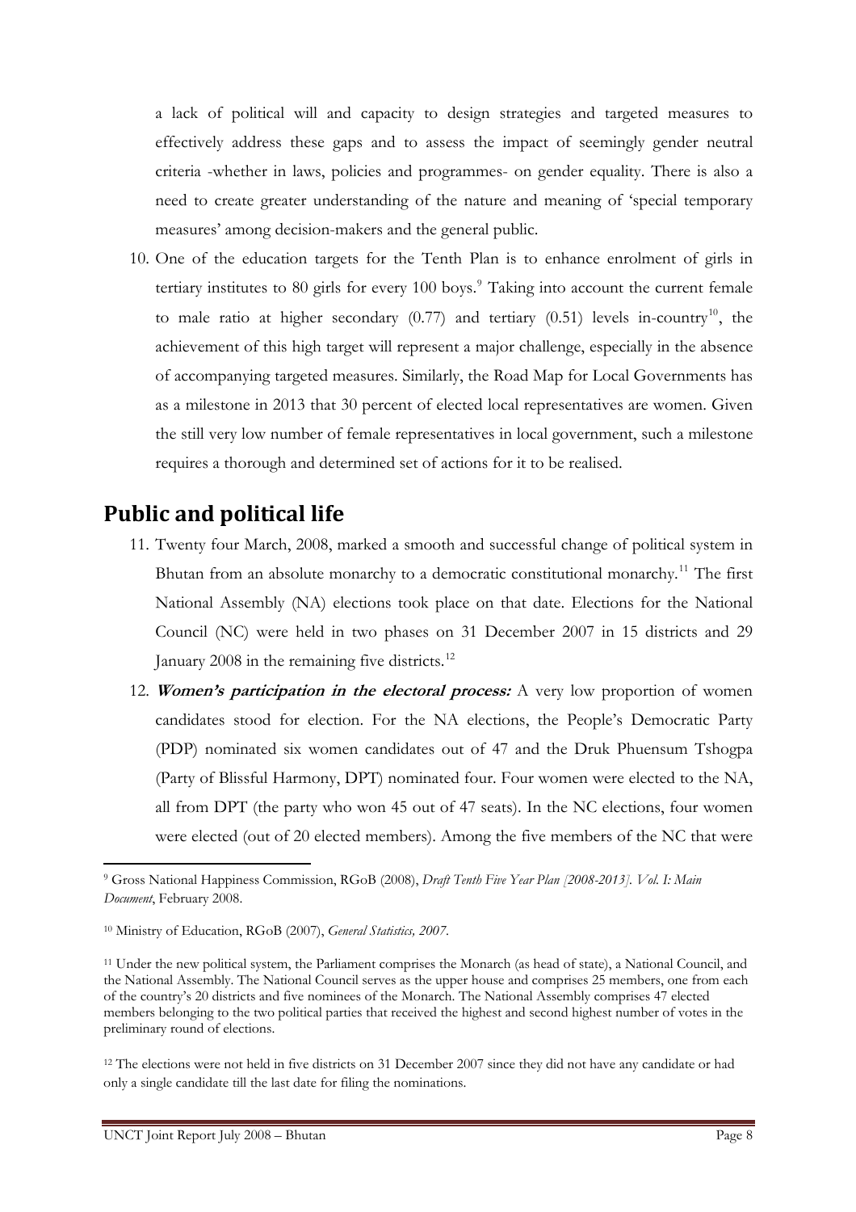a lack of political will and capacity to design strategies and targeted measures to effectively address these gaps and to assess the impact of seemingly gender neutral criteria -whether in laws, policies and programmes- on gender equality. There is also a need to create greater understanding of the nature and meaning of 'special temporary measures' among decision-makers and the general public.

10. One of the education targets for the Tenth Plan is to enhance enrolment of girls in tertiary institutes to 80 girls for every 100 boys.[9] Taking into account the current female to male ratio at higher secondary (0.77) and tertiary (0.51) levels in-country[10], the achievement of this high target will represent a major challenge, especially in the absence of accompanying targeted measures. Similarly, the Road Map for Local Governments has as a milestone in 2013 that 30 percent of elected local representatives are women. Given the still very low number of female representatives in local government, such a milestone requires a thorough and determined set of actions for it to be realised.

## Public and political life

11. Twenty four March, 2008, marked a smooth and successful change of political system in Bhutan from an absolute monarchy to a democratic constitutional monarchy.[11] The first National Assembly (NA) elections took place on that date. Elections for the National Council (NC) were held in two phases on 31 December 2007 in 15 districts and 29 January 2008 in the remaining five districts.[12]

12. ***Women's participation in the electoral process:*** A very low proportion of women candidates stood for election. For the NA elections, the People's Democratic Party (PDP) nominated six women candidates out of 47 and the Druk Phuensum Tshogpa (Party of Blissful Harmony, DPT) nominated four. Four women were elected to the NA, all from DPT (the party who won 45 out of 47 seats). In the NC elections, four women were elected (out of 20 elected members). Among the five members of the NC that were

---

[9] Gross National Happiness Commission, RGoB (2008), *Draft Tenth Five Year Plan [2008-2013]. Vol. I: Main Document*, February 2008.

[10] Ministry of Education, RGoB (2007), *General Statistics, 2007*.

[11] Under the new political system, the Parliament comprises the Monarch (as head of state), a National Council, and the National Assembly. The National Council serves as the upper house and comprises 25 members, one from each of the country's 20 districts and five nominees of the Monarch. The National Assembly comprises 47 elected members belonging to the two political parties that received the highest and second highest number of votes in the preliminary round of elections.

[12] The elections were not held in five districts on 31 December 2007 since they did not have any candidate or had only a single candidate till the last date for filing the nominations.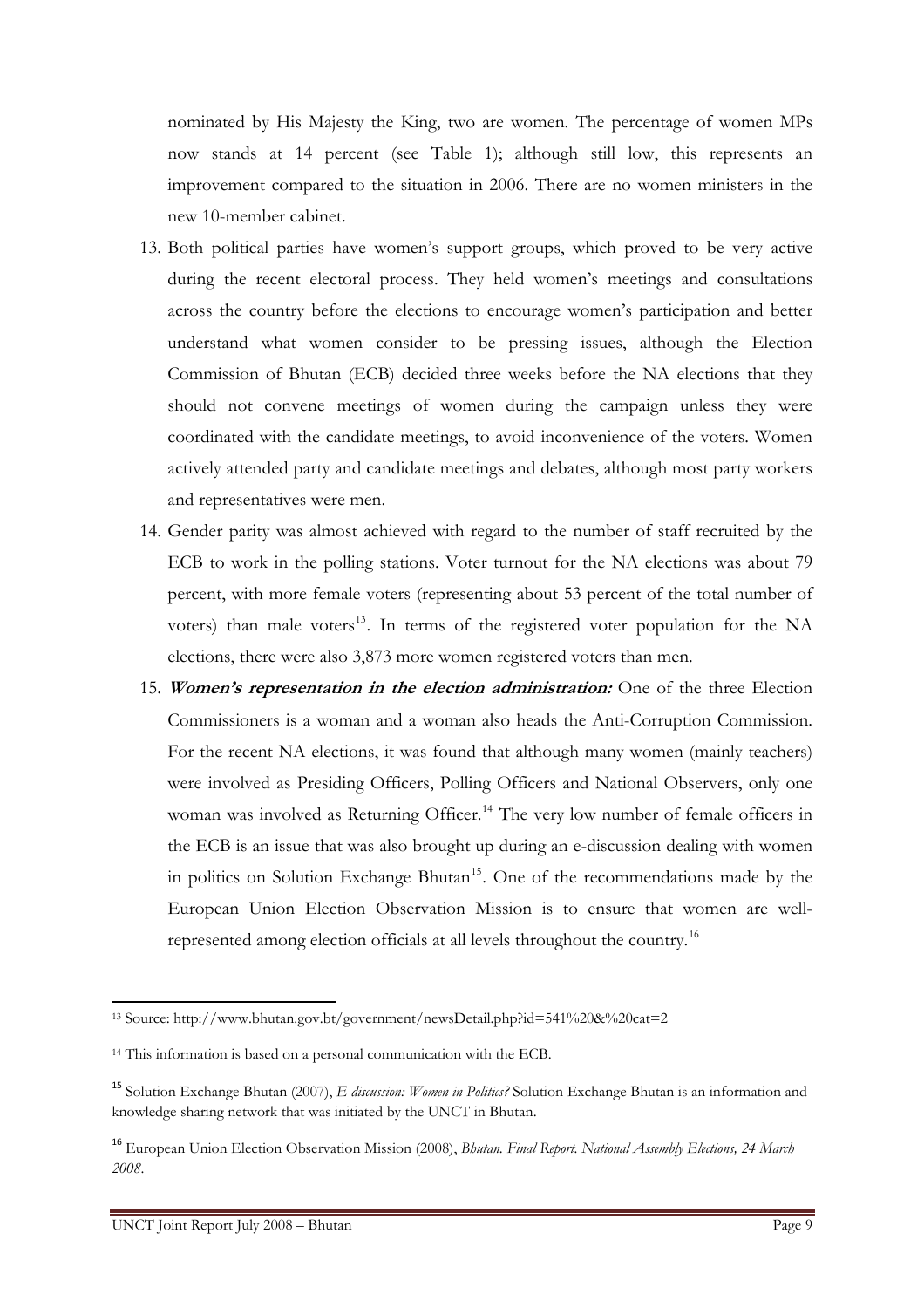nominated by His Majesty the King, two are women. The percentage of women MPs now stands at 14 percent (see Table 1); although still low, this represents an improvement compared to the situation in 2006. There are no women ministers in the new 10-member cabinet.

13. Both political parties have women's support groups, which proved to be very active during the recent electoral process. They held women's meetings and consultations across the country before the elections to encourage women's participation and better understand what women consider to be pressing issues, although the Election Commission of Bhutan (ECB) decided three weeks before the NA elections that they should not convene meetings of women during the campaign unless they were coordinated with the candidate meetings, to avoid inconvenience of the voters. Women actively attended party and candidate meetings and debates, although most party workers and representatives were men.

14. Gender parity was almost achieved with regard to the number of staff recruited by the ECB to work in the polling stations. Voter turnout for the NA elections was about 79 percent, with more female voters (representing about 53 percent of the total number of voters) than male voters[13]. In terms of the registered voter population for the NA elections, there were also 3,873 more women registered voters than men.

15. ***Women's representation in the election administration:*** One of the three Election Commissioners is a woman and a woman also heads the Anti-Corruption Commission. For the recent NA elections, it was found that although many women (mainly teachers) were involved as Presiding Officers, Polling Officers and National Observers, only one woman was involved as Returning Officer.[14] The very low number of female officers in the ECB is an issue that was also brought up during an e-discussion dealing with women in politics on Solution Exchange Bhutan[15]. One of the recommendations made by the European Union Election Observation Mission is to ensure that women are well-represented among election officials at all levels throughout the country.[16]

---

[13] Source: http://www.bhutan.gov.bt/government/newsDetail.php?id=541%20&%20cat=2

[14] This information is based on a personal communication with the ECB.

[15] Solution Exchange Bhutan (2007), *E-discussion: Women in Politics?* Solution Exchange Bhutan is an information and knowledge sharing network that was initiated by the UNCT in Bhutan.

[16] European Union Election Observation Mission (2008), *Bhutan. Final Report. National Assembly Elections, 24 March 2008*.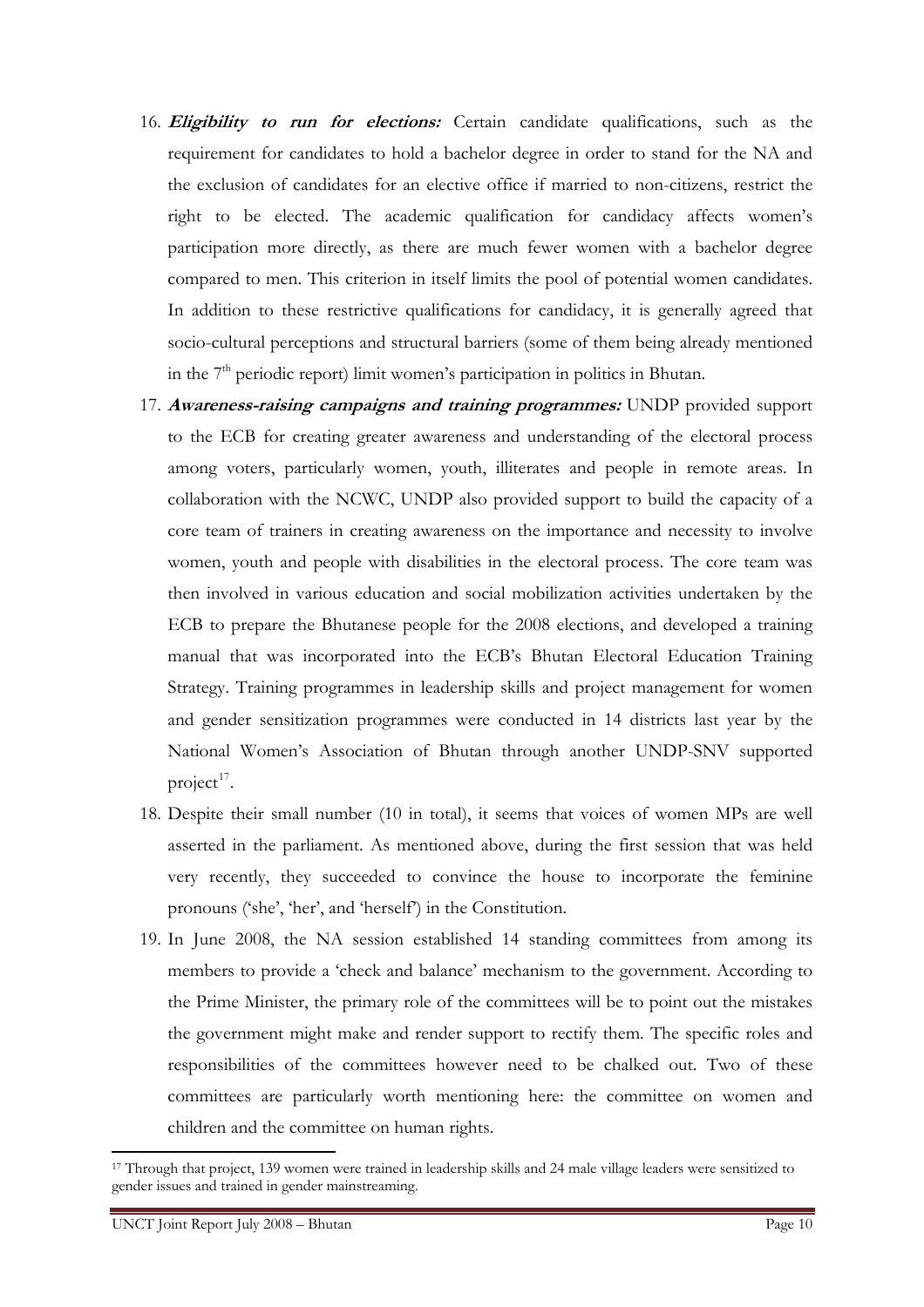16. ***Eligibility to run for elections:*** Certain candidate qualifications, such as the requirement for candidates to hold a bachelor degree in order to stand for the NA and the exclusion of candidates for an elective office if married to non-citizens, restrict the right to be elected. The academic qualification for candidacy affects women's participation more directly, as there are much fewer women with a bachelor degree compared to men. This criterion in itself limits the pool of potential women candidates. In addition to these restrictive qualifications for candidacy, it is generally agreed that socio-cultural perceptions and structural barriers (some of them being already mentioned in the 7th periodic report) limit women's participation in politics in Bhutan.

17. ***Awareness-raising campaigns and training programmes:*** UNDP provided support to the ECB for creating greater awareness and understanding of the electoral process among voters, particularly women, youth, illiterates and people in remote areas. In collaboration with the NCWC, UNDP also provided support to build the capacity of a core team of trainers in creating awareness on the importance and necessity to involve women, youth and people with disabilities in the electoral process. The core team was then involved in various education and social mobilization activities undertaken by the ECB to prepare the Bhutanese people for the 2008 elections, and developed a training manual that was incorporated into the ECB's Bhutan Electoral Education Training Strategy. Training programmes in leadership skills and project management for women and gender sensitization programmes were conducted in 14 districts last year by the National Women's Association of Bhutan through another UNDP-SNV supported project[17].

18. Despite their small number (10 in total), it seems that voices of women MPs are well asserted in the parliament. As mentioned above, during the first session that was held very recently, they succeeded to convince the house to incorporate the feminine pronouns ('she', 'her', and 'herself') in the Constitution.

19. In June 2008, the NA session established 14 standing committees from among its members to provide a 'check and balance' mechanism to the government. According to the Prime Minister, the primary role of the committees will be to point out the mistakes the government might make and render support to rectify them. The specific roles and responsibilities of the committees however need to be chalked out. Two of these committees are particularly worth mentioning here: the committee on women and children and the committee on human rights.

---

[17] Through that project, 139 women were trained in leadership skills and 24 male village leaders were sensitized to gender issues and trained in gender mainstreaming.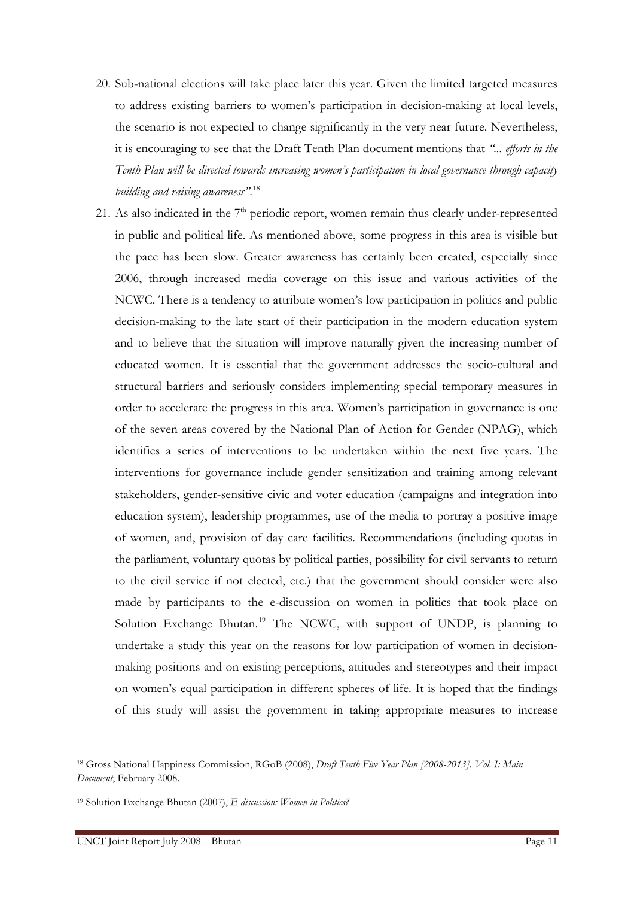20. Sub-national elections will take place later this year. Given the limited targeted measures to address existing barriers to women's participation in decision-making at local levels, the scenario is not expected to change significantly in the very near future. Nevertheless, it is encouraging to see that the Draft Tenth Plan document mentions that *"... efforts in the Tenth Plan will be directed towards increasing women's participation in local governance through capacity building and raising awareness"*.[18]

21. As also indicated in the 7th periodic report, women remain thus clearly under-represented in public and political life. As mentioned above, some progress in this area is visible but the pace has been slow. Greater awareness has certainly been created, especially since 2006, through increased media coverage on this issue and various activities of the NCWC. There is a tendency to attribute women's low participation in politics and public decision-making to the late start of their participation in the modern education system and to believe that the situation will improve naturally given the increasing number of educated women. It is essential that the government addresses the socio-cultural and structural barriers and seriously considers implementing special temporary measures in order to accelerate the progress in this area. Women's participation in governance is one of the seven areas covered by the National Plan of Action for Gender (NPAG), which identifies a series of interventions to be undertaken within the next five years. The interventions for governance include gender sensitization and training among relevant stakeholders, gender-sensitive civic and voter education (campaigns and integration into education system), leadership programmes, use of the media to portray a positive image of women, and, provision of day care facilities. Recommendations (including quotas in the parliament, voluntary quotas by political parties, possibility for civil servants to return to the civil service if not elected, etc.) that the government should consider were also made by participants to the e-discussion on women in politics that took place on Solution Exchange Bhutan.[19] The NCWC, with support of UNDP, is planning to undertake a study this year on the reasons for low participation of women in decision-making positions and on existing perceptions, attitudes and stereotypes and their impact on women's equal participation in different spheres of life. It is hoped that the findings of this study will assist the government in taking appropriate measures to increase

---

[18] Gross National Happiness Commission, RGoB (2008), *Draft Tenth Five Year Plan [2008-2013]. Vol. I: Main Document*, February 2008.

[19] Solution Exchange Bhutan (2007), *E-discussion: Women in Politics?*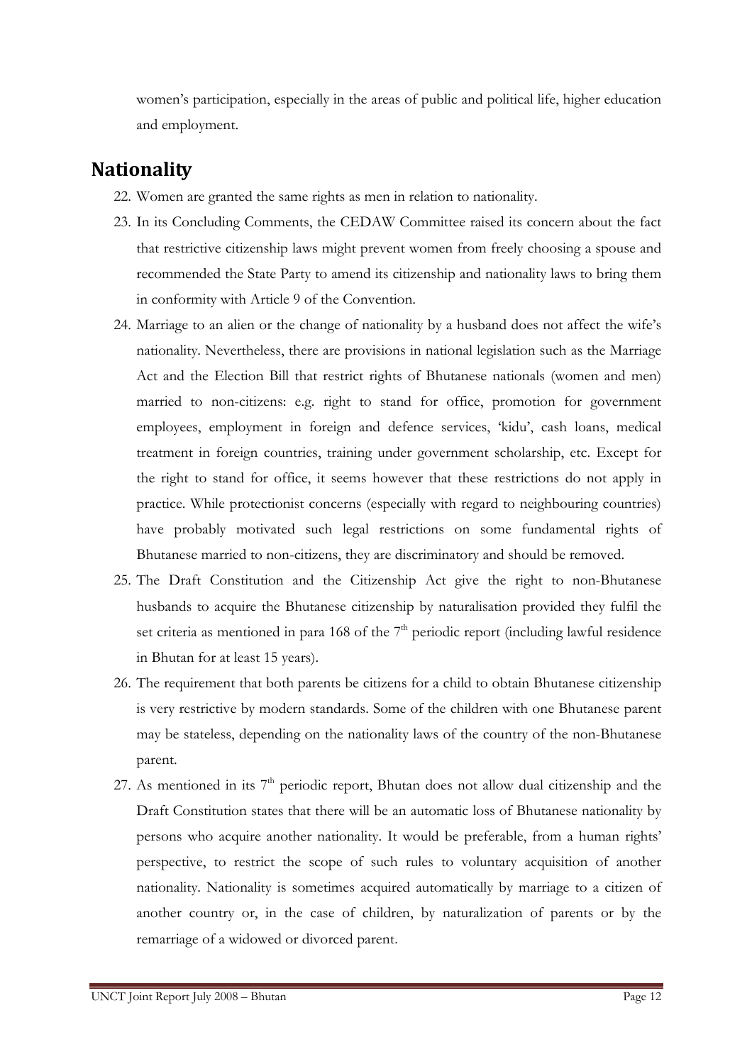women's participation, especially in the areas of public and political life, higher education and employment.

## Nationality

22. Women are granted the same rights as men in relation to nationality.
23. In its Concluding Comments, the CEDAW Committee raised its concern about the fact that restrictive citizenship laws might prevent women from freely choosing a spouse and recommended the State Party to amend its citizenship and nationality laws to bring them in conformity with Article 9 of the Convention.
24. Marriage to an alien or the change of nationality by a husband does not affect the wife's nationality. Nevertheless, there are provisions in national legislation such as the Marriage Act and the Election Bill that restrict rights of Bhutanese nationals (women and men) married to non-citizens: e.g. right to stand for office, promotion for government employees, employment in foreign and defence services, 'kidu', cash loans, medical treatment in foreign countries, training under government scholarship, etc. Except for the right to stand for office, it seems however that these restrictions do not apply in practice. While protectionist concerns (especially with regard to neighbouring countries) have probably motivated such legal restrictions on some fundamental rights of Bhutanese married to non-citizens, they are discriminatory and should be removed.
25. The Draft Constitution and the Citizenship Act give the right to non-Bhutanese husbands to acquire the Bhutanese citizenship by naturalisation provided they fulfil the set criteria as mentioned in para 168 of the 7th periodic report (including lawful residence in Bhutan for at least 15 years).
26. The requirement that both parents be citizens for a child to obtain Bhutanese citizenship is very restrictive by modern standards. Some of the children with one Bhutanese parent may be stateless, depending on the nationality laws of the country of the non-Bhutanese parent.
27. As mentioned in its 7th periodic report, Bhutan does not allow dual citizenship and the Draft Constitution states that there will be an automatic loss of Bhutanese nationality by persons who acquire another nationality. It would be preferable, from a human rights' perspective, to restrict the scope of such rules to voluntary acquisition of another nationality. Nationality is sometimes acquired automatically by marriage to a citizen of another country or, in the case of children, by naturalization of parents or by the remarriage of a widowed or divorced parent.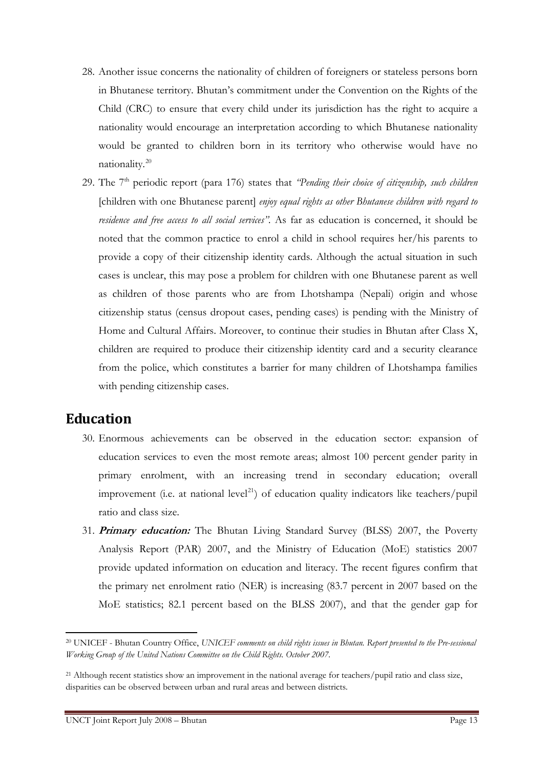28. Another issue concerns the nationality of children of foreigners or stateless persons born in Bhutanese territory. Bhutan's commitment under the Convention on the Rights of the Child (CRC) to ensure that every child under its jurisdiction has the right to acquire a nationality would encourage an interpretation according to which Bhutanese nationality would be granted to children born in its territory who otherwise would have no nationality.[20]

29. The 7th periodic report (para 176) states that *"Pending their choice of citizenship, such children* [children with one Bhutanese parent] *enjoy equal rights as other Bhutanese children with regard to residence and free access to all social services"*. As far as education is concerned, it should be noted that the common practice to enrol a child in school requires her/his parents to provide a copy of their citizenship identity cards. Although the actual situation in such cases is unclear, this may pose a problem for children with one Bhutanese parent as well as children of those parents who are from Lhotshampa (Nepali) origin and whose citizenship status (census dropout cases, pending cases) is pending with the Ministry of Home and Cultural Affairs. Moreover, to continue their studies in Bhutan after Class X, children are required to produce their citizenship identity card and a security clearance from the police, which constitutes a barrier for many children of Lhotshampa families with pending citizenship cases.

## Education

30. Enormous achievements can be observed in the education sector: expansion of education services to even the most remote areas; almost 100 percent gender parity in primary enrolment, with an increasing trend in secondary education; overall improvement (i.e. at national level[21]) of education quality indicators like teachers/pupil ratio and class size.

31. ***Primary education:*** The Bhutan Living Standard Survey (BLSS) 2007, the Poverty Analysis Report (PAR) 2007, and the Ministry of Education (MoE) statistics 2007 provide updated information on education and literacy. The recent figures confirm that the primary net enrolment ratio (NER) is increasing (83.7 percent in 2007 based on the MoE statistics; 82.1 percent based on the BLSS 2007), and that the gender gap for

---

[20] UNICEF - Bhutan Country Office, *UNICEF comments on child rights issues in Bhutan. Report presented to the Pre-sessional Working Group of the United Nations Committee on the Child Rights. October 2007.*

[21] Although recent statistics show an improvement in the national average for teachers/pupil ratio and class size, disparities can be observed between urban and rural areas and between districts.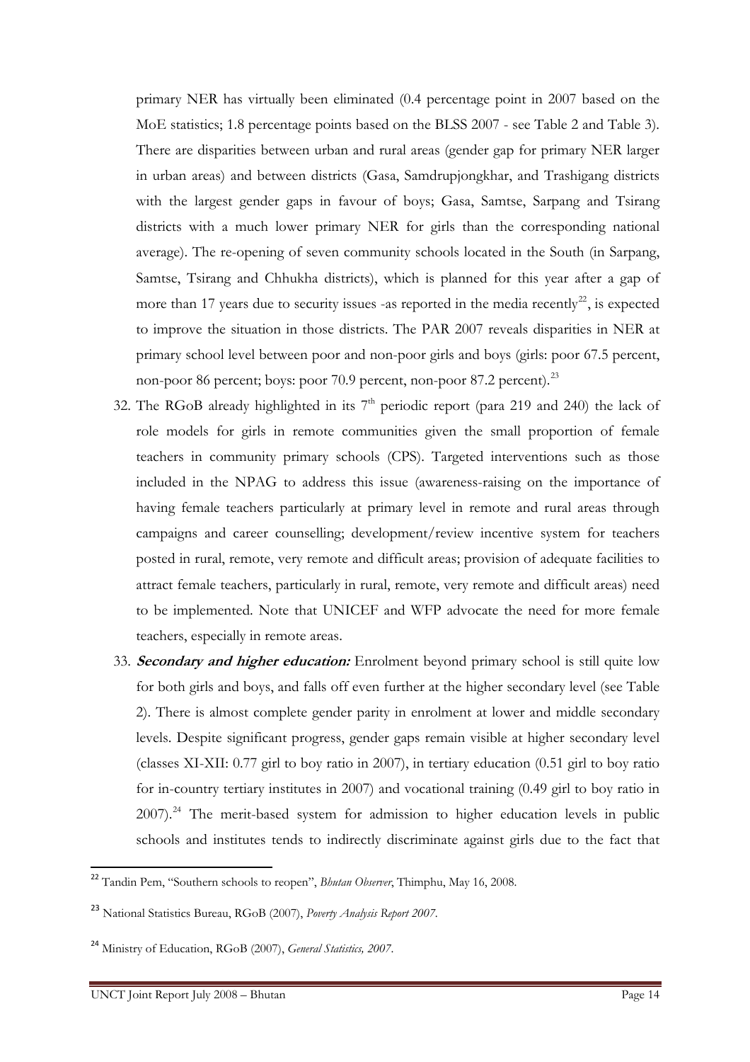primary NER has virtually been eliminated (0.4 percentage point in 2007 based on the MoE statistics; 1.8 percentage points based on the BLSS 2007 - see Table 2 and Table 3). There are disparities between urban and rural areas (gender gap for primary NER larger in urban areas) and between districts (Gasa, Samdrupjongkhar, and Trashigang districts with the largest gender gaps in favour of boys; Gasa, Samtse, Sarpang and Tsirang districts with a much lower primary NER for girls than the corresponding national average). The re-opening of seven community schools located in the South (in Sarpang, Samtse, Tsirang and Chhukha districts), which is planned for this year after a gap of more than 17 years due to security issues -as reported in the media recently[22], is expected to improve the situation in those districts. The PAR 2007 reveals disparities in NER at primary school level between poor and non-poor girls and boys (girls: poor 67.5 percent, non-poor 86 percent; boys: poor 70.9 percent, non-poor 87.2 percent).[23]

32. The RGoB already highlighted in its 7th periodic report (para 219 and 240) the lack of role models for girls in remote communities given the small proportion of female teachers in community primary schools (CPS). Targeted interventions such as those included in the NPAG to address this issue (awareness-raising on the importance of having female teachers particularly at primary level in remote and rural areas through campaigns and career counselling; development/review incentive system for teachers posted in rural, remote, very remote and difficult areas; provision of adequate facilities to attract female teachers, particularly in rural, remote, very remote and difficult areas) need to be implemented. Note that UNICEF and WFP advocate the need for more female teachers, especially in remote areas.

33. ***Secondary and higher education:*** Enrolment beyond primary school is still quite low for both girls and boys, and falls off even further at the higher secondary level (see Table 2). There is almost complete gender parity in enrolment at lower and middle secondary levels. Despite significant progress, gender gaps remain visible at higher secondary level (classes XI-XII: 0.77 girl to boy ratio in 2007), in tertiary education (0.51 girl to boy ratio for in-country tertiary institutes in 2007) and vocational training (0.49 girl to boy ratio in 2007).[24] The merit-based system for admission to higher education levels in public schools and institutes tends to indirectly discriminate against girls due to the fact that

---

[22] Tandin Pem, "Southern schools to reopen", *Bhutan Observer*, Thimphu, May 16, 2008.

[23] National Statistics Bureau, RGoB (2007), *Poverty Analysis Report 2007*.

[24] Ministry of Education, RGoB (2007), *General Statistics, 2007*.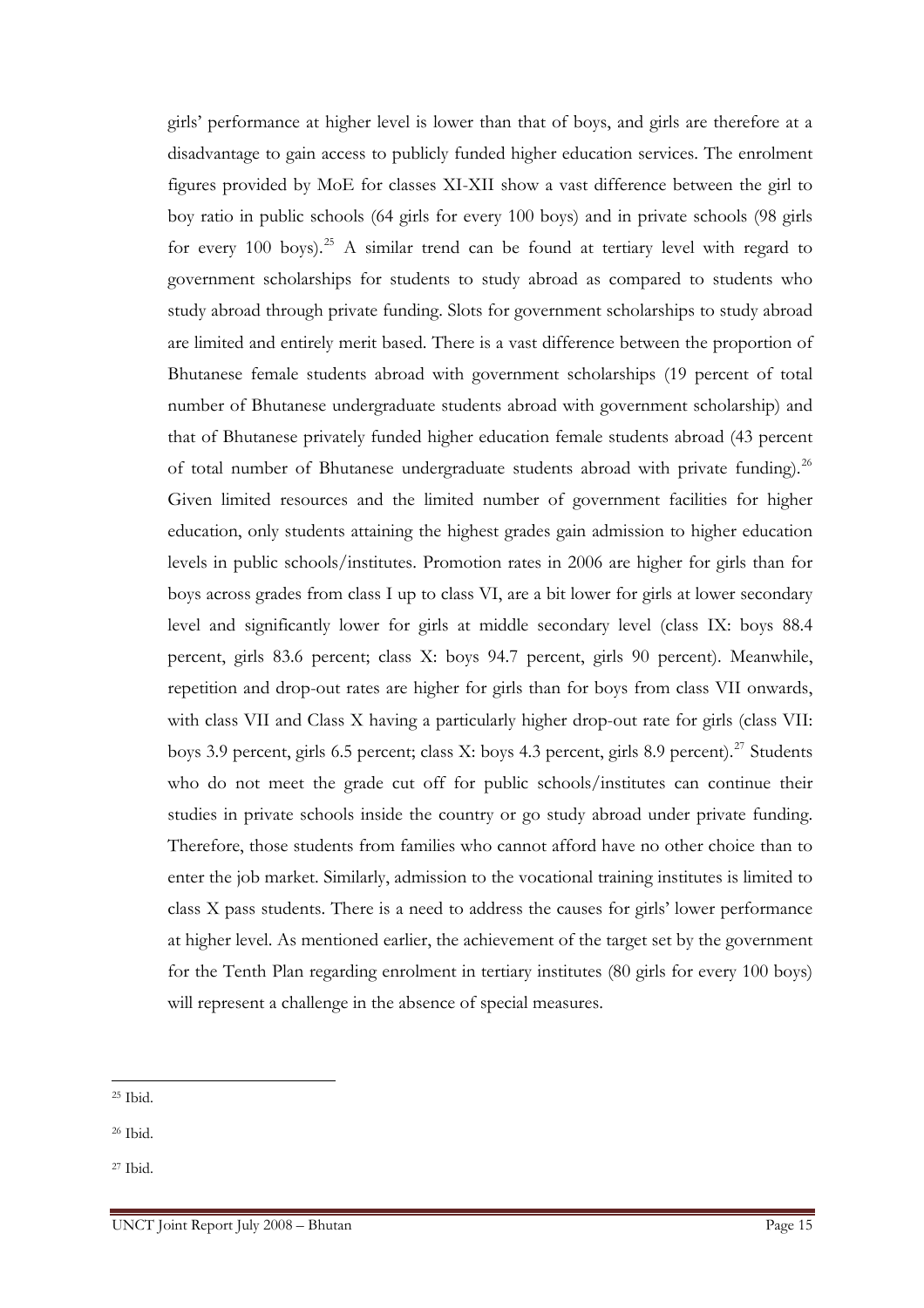girls' performance at higher level is lower than that of boys, and girls are therefore at a disadvantage to gain access to publicly funded higher education services. The enrolment figures provided by MoE for classes XI-XII show a vast difference between the girl to boy ratio in public schools (64 girls for every 100 boys) and in private schools (98 girls for every 100 boys).[25] A similar trend can be found at tertiary level with regard to government scholarships for students to study abroad as compared to students who study abroad through private funding. Slots for government scholarships to study abroad are limited and entirely merit based. There is a vast difference between the proportion of Bhutanese female students abroad with government scholarships (19 percent of total number of Bhutanese undergraduate students abroad with government scholarship) and that of Bhutanese privately funded higher education female students abroad (43 percent of total number of Bhutanese undergraduate students abroad with private funding).[26] Given limited resources and the limited number of government facilities for higher education, only students attaining the highest grades gain admission to higher education levels in public schools/institutes. Promotion rates in 2006 are higher for girls than for boys across grades from class I up to class VI, are a bit lower for girls at lower secondary level and significantly lower for girls at middle secondary level (class IX: boys 88.4 percent, girls 83.6 percent; class X: boys 94.7 percent, girls 90 percent). Meanwhile, repetition and drop-out rates are higher for girls than for boys from class VII onwards, with class VII and Class X having a particularly higher drop-out rate for girls (class VII: boys 3.9 percent, girls 6.5 percent; class X: boys 4.3 percent, girls 8.9 percent).[27] Students who do not meet the grade cut off for public schools/institutes can continue their studies in private schools inside the country or go study abroad under private funding. Therefore, those students from families who cannot afford have no other choice than to enter the job market. Similarly, admission to the vocational training institutes is limited to class X pass students. There is a need to address the causes for girls' lower performance at higher level. As mentioned earlier, the achievement of the target set by the government for the Tenth Plan regarding enrolment in tertiary institutes (80 girls for every 100 boys) will represent a challenge in the absence of special measures.

[25] Ibid.

[26] Ibid.

[27] Ibid.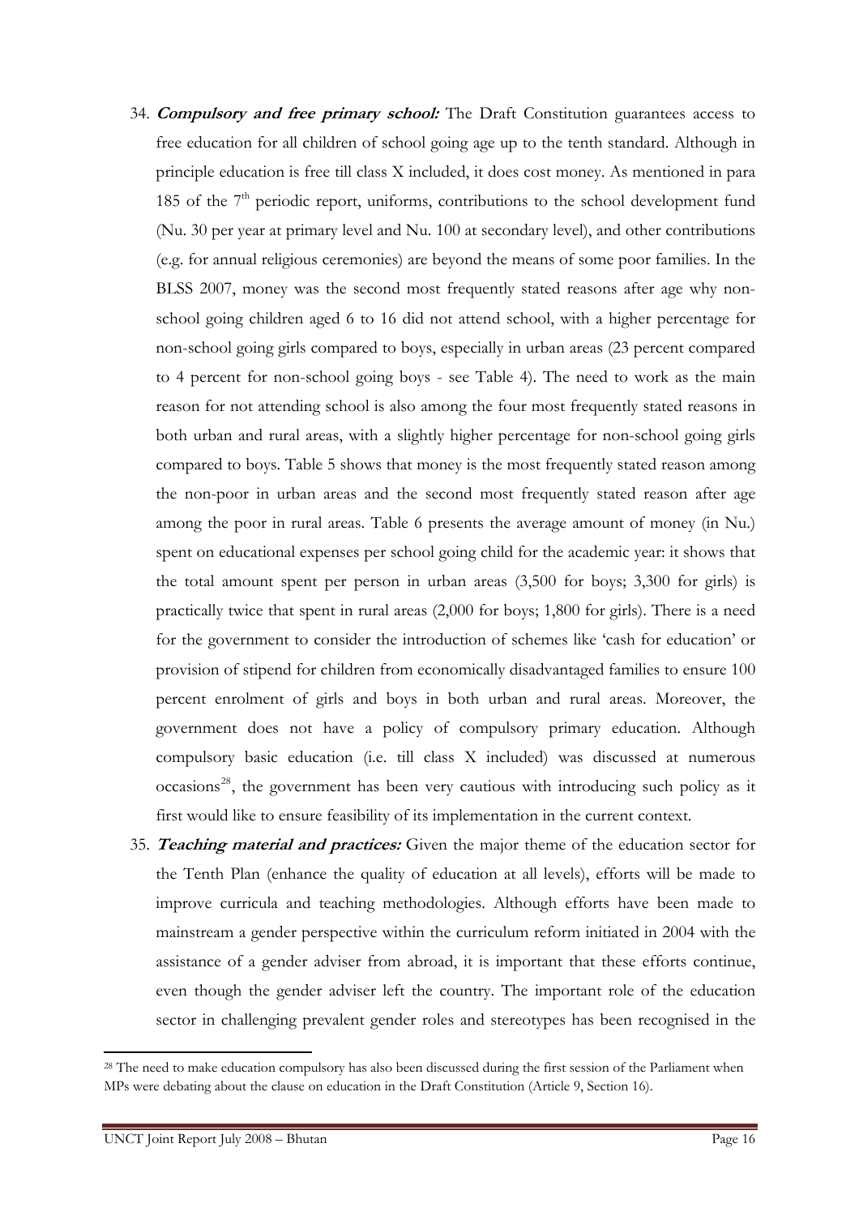34. ***Compulsory and free primary school:*** The Draft Constitution guarantees access to free education for all children of school going age up to the tenth standard. Although in principle education is free till class X included, it does cost money. As mentioned in para 185 of the 7th periodic report, uniforms, contributions to the school development fund (Nu. 30 per year at primary level and Nu. 100 at secondary level), and other contributions (e.g. for annual religious ceremonies) are beyond the means of some poor families. In the BLSS 2007, money was the second most frequently stated reasons after age why non-school going children aged 6 to 16 did not attend school, with a higher percentage for non-school going girls compared to boys, especially in urban areas (23 percent compared to 4 percent for non-school going boys - see Table 4). The need to work as the main reason for not attending school is also among the four most frequently stated reasons in both urban and rural areas, with a slightly higher percentage for non-school going girls compared to boys. Table 5 shows that money is the most frequently stated reason among the non-poor in urban areas and the second most frequently stated reason after age among the poor in rural areas. Table 6 presents the average amount of money (in Nu.) spent on educational expenses per school going child for the academic year: it shows that the total amount spent per person in urban areas (3,500 for boys; 3,300 for girls) is practically twice that spent in rural areas (2,000 for boys; 1,800 for girls). There is a need for the government to consider the introduction of schemes like 'cash for education' or provision of stipend for children from economically disadvantaged families to ensure 100 percent enrolment of girls and boys in both urban and rural areas. Moreover, the government does not have a policy of compulsory primary education. Although compulsory basic education (i.e. till class X included) was discussed at numerous occasions[28], the government has been very cautious with introducing such policy as it first would like to ensure feasibility of its implementation in the current context.

35. ***Teaching material and practices:*** Given the major theme of the education sector for the Tenth Plan (enhance the quality of education at all levels), efforts will be made to improve curricula and teaching methodologies. Although efforts have been made to mainstream a gender perspective within the curriculum reform initiated in 2004 with the assistance of a gender adviser from abroad, it is important that these efforts continue, even though the gender adviser left the country. The important role of the education sector in challenging prevalent gender roles and stereotypes has been recognised in the

[28] The need to make education compulsory has also been discussed during the first session of the Parliament when MPs were debating about the clause on education in the Draft Constitution (Article 9, Section 16).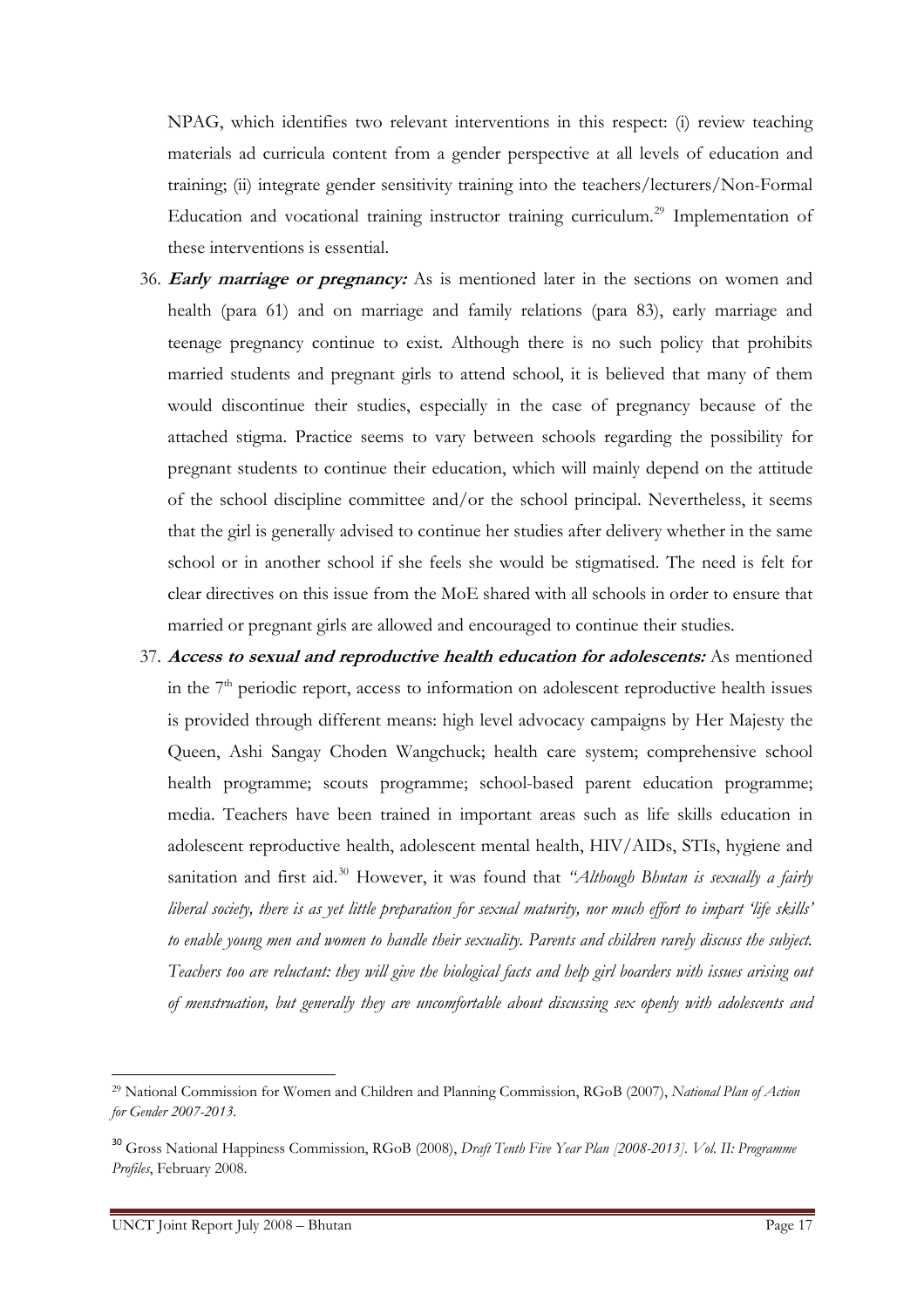NPAG, which identifies two relevant interventions in this respect: (i) review teaching materials ad curricula content from a gender perspective at all levels of education and training; (ii) integrate gender sensitivity training into the teachers/lecturers/Non-Formal Education and vocational training instructor training curriculum.[29] Implementation of these interventions is essential.

36. ***Early marriage or pregnancy:*** As is mentioned later in the sections on women and health (para 61) and on marriage and family relations (para 83), early marriage and teenage pregnancy continue to exist. Although there is no such policy that prohibits married students and pregnant girls to attend school, it is believed that many of them would discontinue their studies, especially in the case of pregnancy because of the attached stigma. Practice seems to vary between schools regarding the possibility for pregnant students to continue their education, which will mainly depend on the attitude of the school discipline committee and/or the school principal. Nevertheless, it seems that the girl is generally advised to continue her studies after delivery whether in the same school or in another school if she feels she would be stigmatised. The need is felt for clear directives on this issue from the MoE shared with all schools in order to ensure that married or pregnant girls are allowed and encouraged to continue their studies.

37. ***Access to sexual and reproductive health education for adolescents:*** As mentioned in the 7th periodic report, access to information on adolescent reproductive health issues is provided through different means: high level advocacy campaigns by Her Majesty the Queen, Ashi Sangay Choden Wangchuck; health care system; comprehensive school health programme; scouts programme; school-based parent education programme; media. Teachers have been trained in important areas such as life skills education in adolescent reproductive health, adolescent mental health, HIV/AIDs, STIs, hygiene and sanitation and first aid.[30] However, it was found that *"Although Bhutan is sexually a fairly liberal society, there is as yet little preparation for sexual maturity, nor much effort to impart 'life skills' to enable young men and women to handle their sexuality. Parents and children rarely discuss the subject. Teachers too are reluctant: they will give the biological facts and help girl boarders with issues arising out of menstruation, but generally they are uncomfortable about discussing sex openly with adolescents and*

---

[29] National Commission for Women and Children and Planning Commission, RGoB (2007), *National Plan of Action for Gender 2007-2013*.

[30] Gross National Happiness Commission, RGoB (2008), *Draft Tenth Five Year Plan [2008-2013]. Vol. II: Programme Profiles*, February 2008.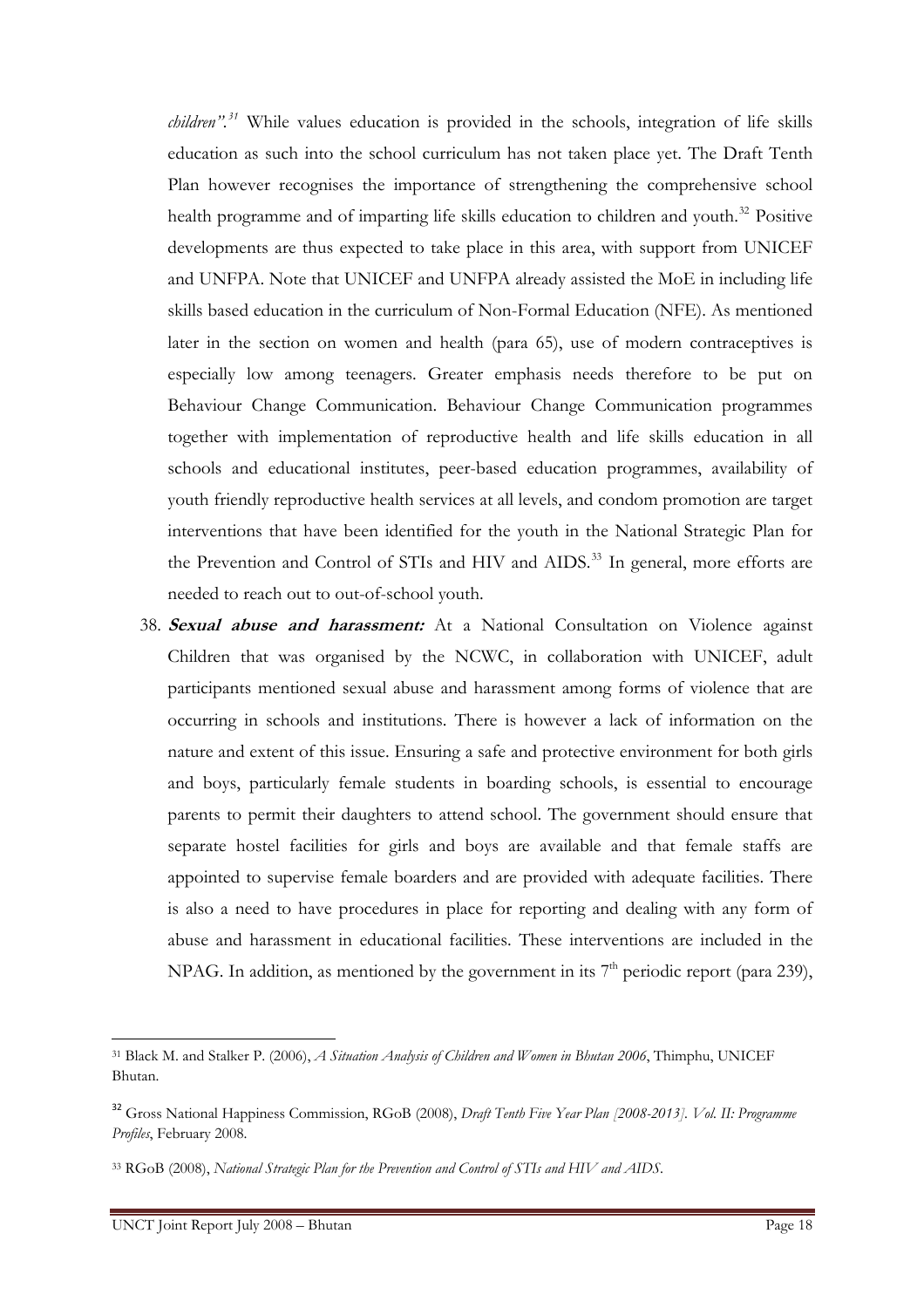*children".*[31] While values education is provided in the schools, integration of life skills education as such into the school curriculum has not taken place yet. The Draft Tenth Plan however recognises the importance of strengthening the comprehensive school health programme and of imparting life skills education to children and youth.[32] Positive developments are thus expected to take place in this area, with support from UNICEF and UNFPA. Note that UNICEF and UNFPA already assisted the MoE in including life skills based education in the curriculum of Non-Formal Education (NFE). As mentioned later in the section on women and health (para 65), use of modern contraceptives is especially low among teenagers. Greater emphasis needs therefore to be put on Behaviour Change Communication. Behaviour Change Communication programmes together with implementation of reproductive health and life skills education in all schools and educational institutes, peer-based education programmes, availability of youth friendly reproductive health services at all levels, and condom promotion are target interventions that have been identified for the youth in the National Strategic Plan for the Prevention and Control of STIs and HIV and AIDS.[33] In general, more efforts are needed to reach out to out-of-school youth.

38. ***Sexual abuse and harassment:*** At a National Consultation on Violence against Children that was organised by the NCWC, in collaboration with UNICEF, adult participants mentioned sexual abuse and harassment among forms of violence that are occurring in schools and institutions. There is however a lack of information on the nature and extent of this issue. Ensuring a safe and protective environment for both girls and boys, particularly female students in boarding schools, is essential to encourage parents to permit their daughters to attend school. The government should ensure that separate hostel facilities for girls and boys are available and that female staffs are appointed to supervise female boarders and are provided with adequate facilities. There is also a need to have procedures in place for reporting and dealing with any form of abuse and harassment in educational facilities. These interventions are included in the NPAG. In addition, as mentioned by the government in its 7th periodic report (para 239),

---

[31] Black M. and Stalker P. (2006), *A Situation Analysis of Children and Women in Bhutan 2006*, Thimphu, UNICEF Bhutan.

[32] Gross National Happiness Commission, RGoB (2008), *Draft Tenth Five Year Plan [2008-2013]. Vol. II: Programme Profiles*, February 2008.

[33] RGoB (2008), *National Strategic Plan for the Prevention and Control of STIs and HIV and AIDS*.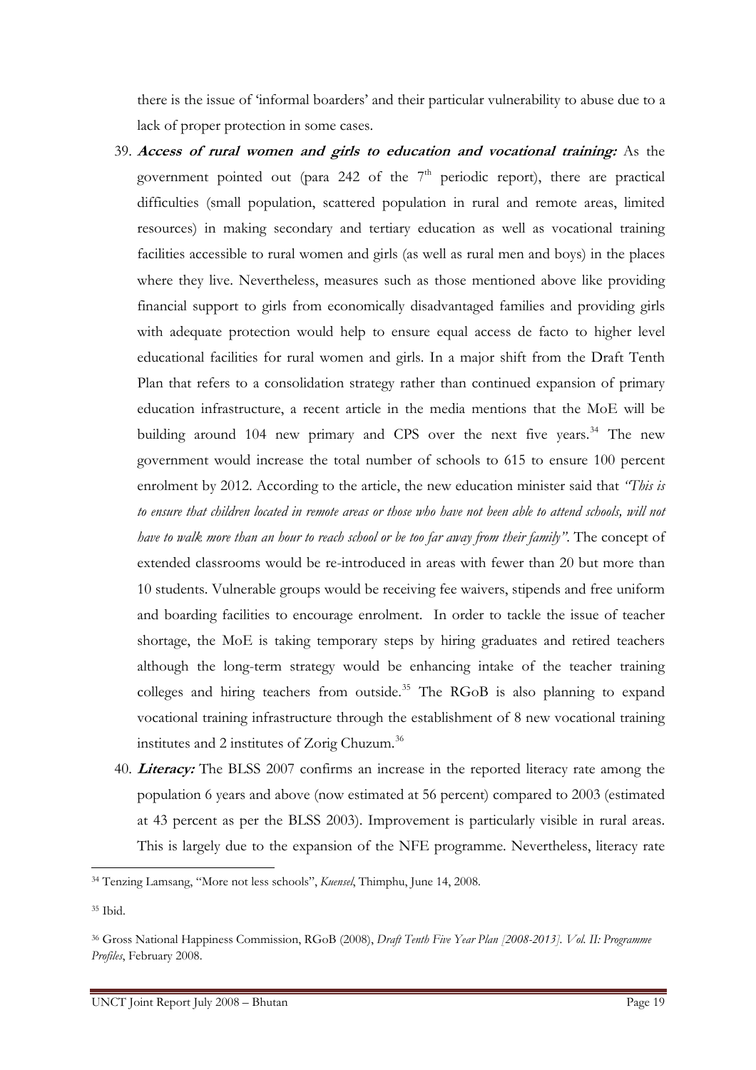there is the issue of 'informal boarders' and their particular vulnerability to abuse due to a lack of proper protection in some cases.

39. ***Access of rural women and girls to education and vocational training:*** As the government pointed out (para 242 of the 7th periodic report), there are practical difficulties (small population, scattered population in rural and remote areas, limited resources) in making secondary and tertiary education as well as vocational training facilities accessible to rural women and girls (as well as rural men and boys) in the places where they live. Nevertheless, measures such as those mentioned above like providing financial support to girls from economically disadvantaged families and providing girls with adequate protection would help to ensure equal access de facto to higher level educational facilities for rural women and girls. In a major shift from the Draft Tenth Plan that refers to a consolidation strategy rather than continued expansion of primary education infrastructure, a recent article in the media mentions that the MoE will be building around 104 new primary and CPS over the next five years.[34] The new government would increase the total number of schools to 615 to ensure 100 percent enrolment by 2012. According to the article, the new education minister said that *"This is to ensure that children located in remote areas or those who have not been able to attend schools, will not have to walk more than an hour to reach school or be too far away from their family"*. The concept of extended classrooms would be re-introduced in areas with fewer than 20 but more than 10 students. Vulnerable groups would be receiving fee waivers, stipends and free uniform and boarding facilities to encourage enrolment. In order to tackle the issue of teacher shortage, the MoE is taking temporary steps by hiring graduates and retired teachers although the long-term strategy would be enhancing intake of the teacher training colleges and hiring teachers from outside.[35] The RGoB is also planning to expand vocational training infrastructure through the establishment of 8 new vocational training institutes and 2 institutes of Zorig Chuzum.[36]

40. ***Literacy:*** The BLSS 2007 confirms an increase in the reported literacy rate among the population 6 years and above (now estimated at 56 percent) compared to 2003 (estimated at 43 percent as per the BLSS 2003). Improvement is particularly visible in rural areas. This is largely due to the expansion of the NFE programme. Nevertheless, literacy rate

---

[34] Tenzing Lamsang, "More not less schools", *Kuensel*, Thimphu, June 14, 2008.

[35] Ibid.

[36] Gross National Happiness Commission, RGoB (2008), *Draft Tenth Five Year Plan [2008-2013]. Vol. II: Programme Profiles*, February 2008.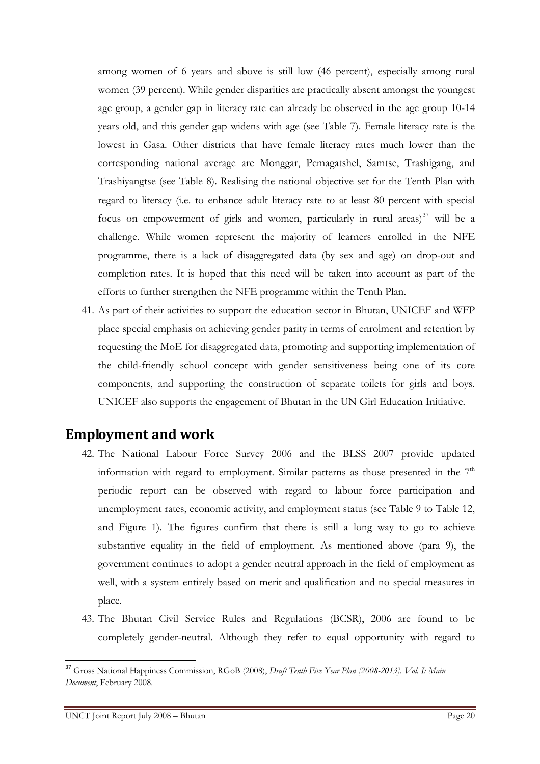among women of 6 years and above is still low (46 percent), especially among rural women (39 percent). While gender disparities are practically absent amongst the youngest age group, a gender gap in literacy rate can already be observed in the age group 10-14 years old, and this gender gap widens with age (see Table 7). Female literacy rate is the lowest in Gasa. Other districts that have female literacy rates much lower than the corresponding national average are Monggar, Pemagatshel, Samtse, Trashigang, and Trashiyangtse (see Table 8). Realising the national objective set for the Tenth Plan with regard to literacy (i.e. to enhance adult literacy rate to at least 80 percent with special focus on empowerment of girls and women, particularly in rural areas)[37] will be a challenge. While women represent the majority of learners enrolled in the NFE programme, there is a lack of disaggregated data (by sex and age) on drop-out and completion rates. It is hoped that this need will be taken into account as part of the efforts to further strengthen the NFE programme within the Tenth Plan.

41. As part of their activities to support the education sector in Bhutan, UNICEF and WFP place special emphasis on achieving gender parity in terms of enrolment and retention by requesting the MoE for disaggregated data, promoting and supporting implementation of the child-friendly school concept with gender sensitiveness being one of its core components, and supporting the construction of separate toilets for girls and boys. UNICEF also supports the engagement of Bhutan in the UN Girl Education Initiative.

## Employment and work

42. The National Labour Force Survey 2006 and the BLSS 2007 provide updated information with regard to employment. Similar patterns as those presented in the 7th periodic report can be observed with regard to labour force participation and unemployment rates, economic activity, and employment status (see Table 9 to Table 12, and Figure 1). The figures confirm that there is still a long way to go to achieve substantive equality in the field of employment. As mentioned above (para 9), the government continues to adopt a gender neutral approach in the field of employment as well, with a system entirely based on merit and qualification and no special measures in place.

43. The Bhutan Civil Service Rules and Regulations (BCSR), 2006 are found to be completely gender-neutral. Although they refer to equal opportunity with regard to

---

[37] Gross National Happiness Commission, RGoB (2008), *Draft Tenth Five Year Plan [2008-2013]. Vol. I: Main Document*, February 2008.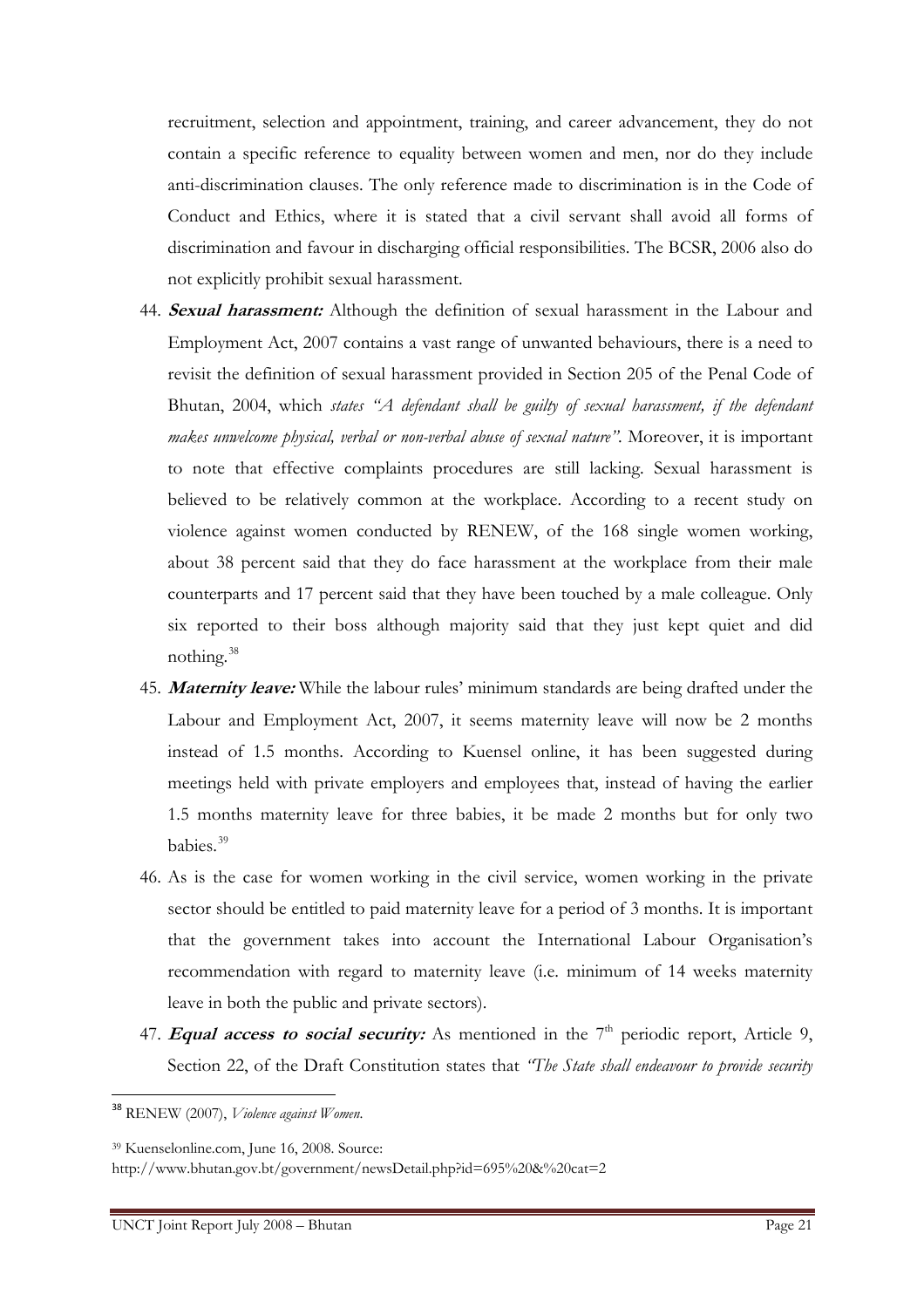recruitment, selection and appointment, training, and career advancement, they do not contain a specific reference to equality between women and men, nor do they include anti-discrimination clauses. The only reference made to discrimination is in the Code of Conduct and Ethics, where it is stated that a civil servant shall avoid all forms of discrimination and favour in discharging official responsibilities. The BCSR, 2006 also do not explicitly prohibit sexual harassment.

44. ***Sexual harassment:*** Although the definition of sexual harassment in the Labour and Employment Act, 2007 contains a vast range of unwanted behaviours, there is a need to revisit the definition of sexual harassment provided in Section 205 of the Penal Code of Bhutan, 2004, which *states "A defendant shall be guilty of sexual harassment, if the defendant makes unwelcome physical, verbal or non-verbal abuse of sexual nature"*. Moreover, it is important to note that effective complaints procedures are still lacking. Sexual harassment is believed to be relatively common at the workplace. According to a recent study on violence against women conducted by RENEW, of the 168 single women working, about 38 percent said that they do face harassment at the workplace from their male counterparts and 17 percent said that they have been touched by a male colleague. Only six reported to their boss although majority said that they just kept quiet and did nothing.[38]

45. ***Maternity leave:*** While the labour rules' minimum standards are being drafted under the Labour and Employment Act, 2007, it seems maternity leave will now be 2 months instead of 1.5 months. According to Kuensel online, it has been suggested during meetings held with private employers and employees that, instead of having the earlier 1.5 months maternity leave for three babies, it be made 2 months but for only two babies.[39]

46. As is the case for women working in the civil service, women working in the private sector should be entitled to paid maternity leave for a period of 3 months. It is important that the government takes into account the International Labour Organisation's recommendation with regard to maternity leave (i.e. minimum of 14 weeks maternity leave in both the public and private sectors).

47. ***Equal access to social security:*** As mentioned in the 7th periodic report, Article 9, Section 22, of the Draft Constitution states that *"The State shall endeavour to provide security*

---

[38] RENEW (2007), *Violence against Women*.

[39] Kuenselonline.com, June 16, 2008. Source: http://www.bhutan.gov.bt/government/newsDetail.php?id=695%20&%20cat=2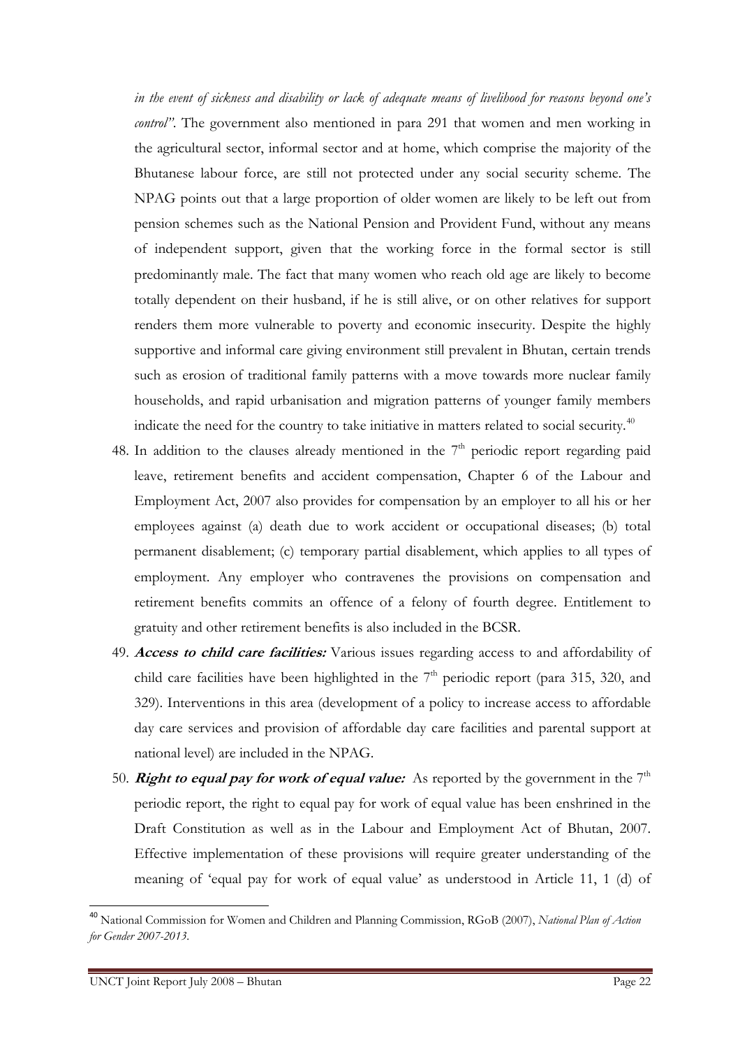*in the event of sickness and disability or lack of adequate means of livelihood for reasons beyond one's control"*. The government also mentioned in para 291 that women and men working in the agricultural sector, informal sector and at home, which comprise the majority of the Bhutanese labour force, are still not protected under any social security scheme. The NPAG points out that a large proportion of older women are likely to be left out from pension schemes such as the National Pension and Provident Fund, without any means of independent support, given that the working force in the formal sector is still predominantly male. The fact that many women who reach old age are likely to become totally dependent on their husband, if he is still alive, or on other relatives for support renders them more vulnerable to poverty and economic insecurity. Despite the highly supportive and informal care giving environment still prevalent in Bhutan, certain trends such as erosion of traditional family patterns with a move towards more nuclear family households, and rapid urbanisation and migration patterns of younger family members indicate the need for the country to take initiative in matters related to social security.[40]

48. In addition to the clauses already mentioned in the 7th periodic report regarding paid leave, retirement benefits and accident compensation, Chapter 6 of the Labour and Employment Act, 2007 also provides for compensation by an employer to all his or her employees against (a) death due to work accident or occupational diseases; (b) total permanent disablement; (c) temporary partial disablement, which applies to all types of employment. Any employer who contravenes the provisions on compensation and retirement benefits commits an offence of a felony of fourth degree. Entitlement to gratuity and other retirement benefits is also included in the BCSR.

49. ***Access to child care facilities:*** Various issues regarding access to and affordability of child care facilities have been highlighted in the 7th periodic report (para 315, 320, and 329). Interventions in this area (development of a policy to increase access to affordable day care services and provision of affordable day care facilities and parental support at national level) are included in the NPAG.

50. ***Right to equal pay for work of equal value:*** As reported by the government in the 7th periodic report, the right to equal pay for work of equal value has been enshrined in the Draft Constitution as well as in the Labour and Employment Act of Bhutan, 2007. Effective implementation of these provisions will require greater understanding of the meaning of 'equal pay for work of equal value' as understood in Article 11, 1 (d) of

---

[40] National Commission for Women and Children and Planning Commission, RGoB (2007), *National Plan of Action for Gender 2007-2013*.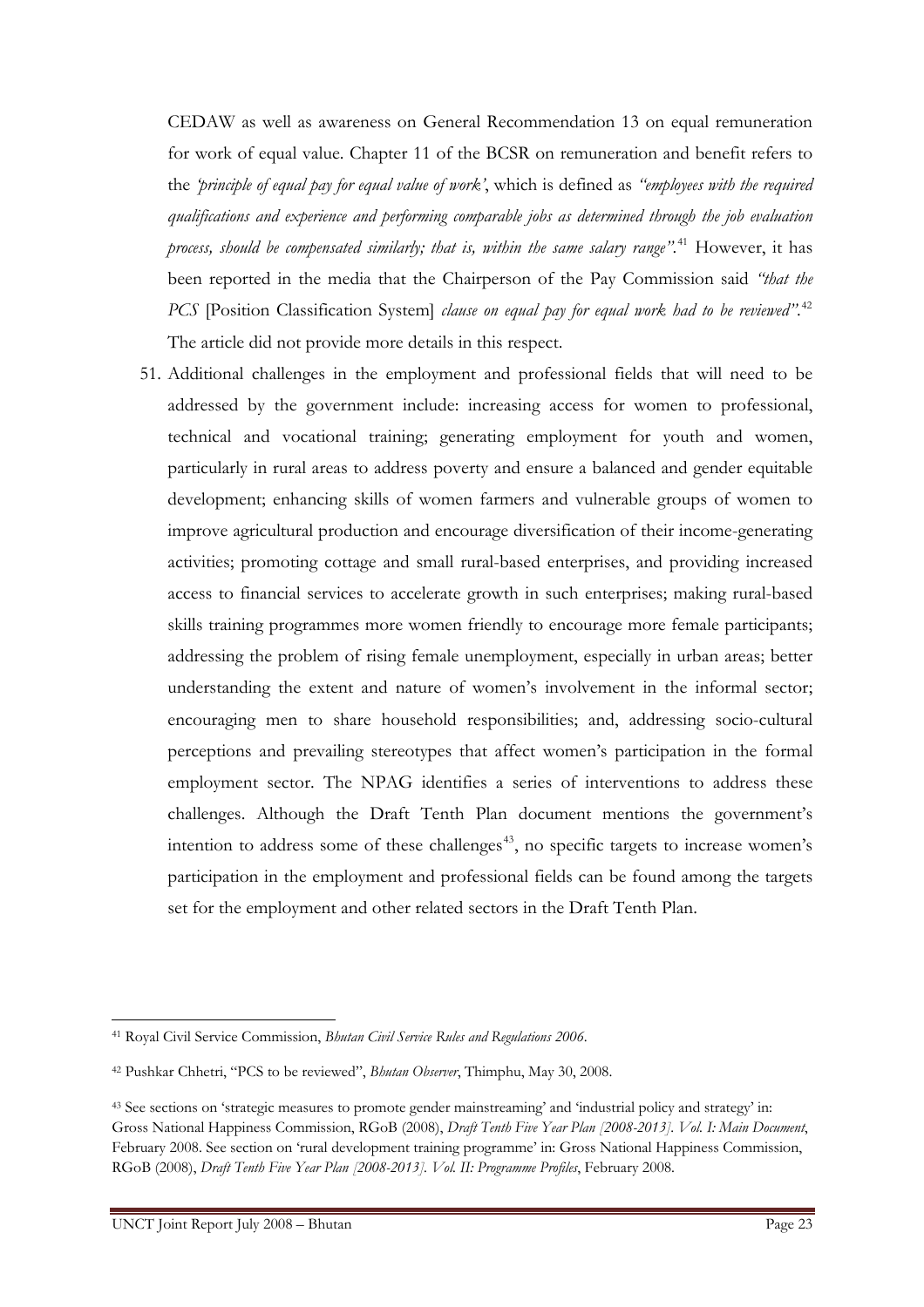CEDAW as well as awareness on General Recommendation 13 on equal remuneration for work of equal value. Chapter 11 of the BCSR on remuneration and benefit refers to the *'principle of equal pay for equal value of work'*, which is defined as *"employees with the required qualifications and experience and performing comparable jobs as determined through the job evaluation process, should be compensated similarly; that is, within the same salary range"*.[41] However, it has been reported in the media that the Chairperson of the Pay Commission said *"that the PCS* [Position Classification System] *clause on equal pay for equal work had to be reviewed"*.[42] The article did not provide more details in this respect.

51. Additional challenges in the employment and professional fields that will need to be addressed by the government include: increasing access for women to professional, technical and vocational training; generating employment for youth and women, particularly in rural areas to address poverty and ensure a balanced and gender equitable development; enhancing skills of women farmers and vulnerable groups of women to improve agricultural production and encourage diversification of their income-generating activities; promoting cottage and small rural-based enterprises, and providing increased access to financial services to accelerate growth in such enterprises; making rural-based skills training programmes more women friendly to encourage more female participants; addressing the problem of rising female unemployment, especially in urban areas; better understanding the extent and nature of women's involvement in the informal sector; encouraging men to share household responsibilities; and, addressing socio-cultural perceptions and prevailing stereotypes that affect women's participation in the formal employment sector. The NPAG identifies a series of interventions to address these challenges. Although the Draft Tenth Plan document mentions the government's intention to address some of these challenges[43], no specific targets to increase women's participation in the employment and professional fields can be found among the targets set for the employment and other related sectors in the Draft Tenth Plan.

---

[41] Royal Civil Service Commission, *Bhutan Civil Service Rules and Regulations 2006*.

[42] Pushkar Chhetri, "PCS to be reviewed", *Bhutan Observer*, Thimphu, May 30, 2008.

[43] See sections on 'strategic measures to promote gender mainstreaming' and 'industrial policy and strategy' in: Gross National Happiness Commission, RGoB (2008), *Draft Tenth Five Year Plan [2008-2013]. Vol. I: Main Document*, February 2008. See section on 'rural development training programme' in: Gross National Happiness Commission, RGoB (2008), *Draft Tenth Five Year Plan [2008-2013]. Vol. II: Programme Profiles*, February 2008.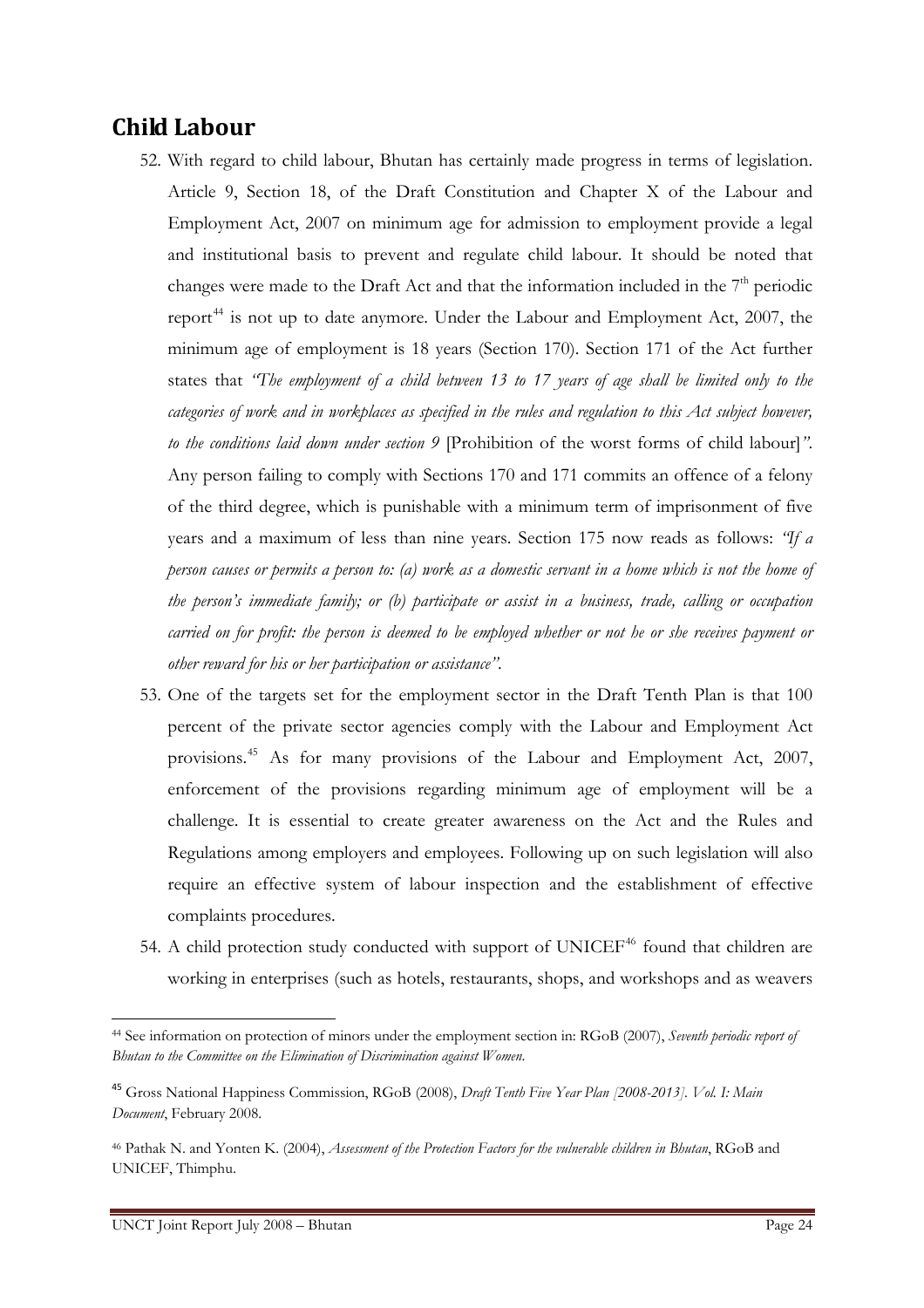## Child Labour

52. With regard to child labour, Bhutan has certainly made progress in terms of legislation. Article 9, Section 18, of the Draft Constitution and Chapter X of the Labour and Employment Act, 2007 on minimum age for admission to employment provide a legal and institutional basis to prevent and regulate child labour. It should be noted that changes were made to the Draft Act and that the information included in the 7th periodic report[44] is not up to date anymore. Under the Labour and Employment Act, 2007, the minimum age of employment is 18 years (Section 170). Section 171 of the Act further states that *"The employment of a child between 13 to 17 years of age shall be limited only to the categories of work and in workplaces as specified in the rules and regulation to this Act subject however, to the conditions laid down under section 9* [Prohibition of the worst forms of child labour]*"*. Any person failing to comply with Sections 170 and 171 commits an offence of a felony of the third degree, which is punishable with a minimum term of imprisonment of five years and a maximum of less than nine years. Section 175 now reads as follows: *"If a person causes or permits a person to: (a) work as a domestic servant in a home which is not the home of the person's immediate family; or (b) participate or assist in a business, trade, calling or occupation carried on for profit: the person is deemed to be employed whether or not he or she receives payment or other reward for his or her participation or assistance"*.

53. One of the targets set for the employment sector in the Draft Tenth Plan is that 100 percent of the private sector agencies comply with the Labour and Employment Act provisions.[45] As for many provisions of the Labour and Employment Act, 2007, enforcement of the provisions regarding minimum age of employment will be a challenge. It is essential to create greater awareness on the Act and the Rules and Regulations among employers and employees. Following up on such legislation will also require an effective system of labour inspection and the establishment of effective complaints procedures.

54. A child protection study conducted with support of UNICEF[46] found that children are working in enterprises (such as hotels, restaurants, shops, and workshops and as weavers

---

[44] See information on protection of minors under the employment section in: RGoB (2007), *Seventh periodic report of Bhutan to the Committee on the Elimination of Discrimination against Women*.

[45] Gross National Happiness Commission, RGoB (2008), *Draft Tenth Five Year Plan [2008-2013]. Vol. I: Main Document*, February 2008.

[46] Pathak N. and Yonten K. (2004), *Assessment of the Protection Factors for the vulnerable children in Bhutan*, RGoB and UNICEF, Thimphu.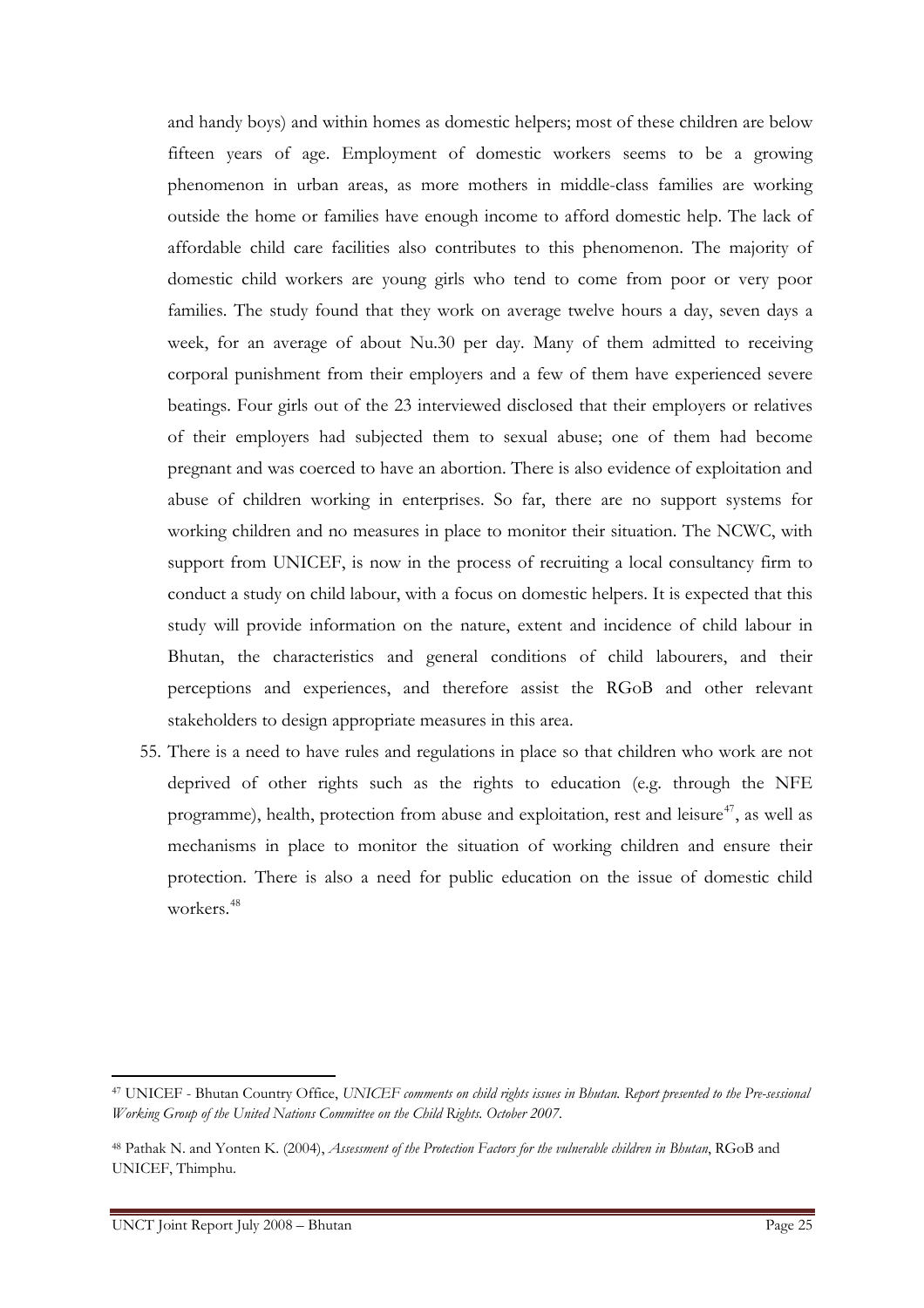and handy boys) and within homes as domestic helpers; most of these children are below fifteen years of age. Employment of domestic workers seems to be a growing phenomenon in urban areas, as more mothers in middle-class families are working outside the home or families have enough income to afford domestic help. The lack of affordable child care facilities also contributes to this phenomenon. The majority of domestic child workers are young girls who tend to come from poor or very poor families. The study found that they work on average twelve hours a day, seven days a week, for an average of about Nu.30 per day. Many of them admitted to receiving corporal punishment from their employers and a few of them have experienced severe beatings. Four girls out of the 23 interviewed disclosed that their employers or relatives of their employers had subjected them to sexual abuse; one of them had become pregnant and was coerced to have an abortion. There is also evidence of exploitation and abuse of children working in enterprises. So far, there are no support systems for working children and no measures in place to monitor their situation. The NCWC, with support from UNICEF, is now in the process of recruiting a local consultancy firm to conduct a study on child labour, with a focus on domestic helpers. It is expected that this study will provide information on the nature, extent and incidence of child labour in Bhutan, the characteristics and general conditions of child labourers, and their perceptions and experiences, and therefore assist the RGoB and other relevant stakeholders to design appropriate measures in this area.

55. There is a need to have rules and regulations in place so that children who work are not deprived of other rights such as the rights to education (e.g. through the NFE programme), health, protection from abuse and exploitation, rest and leisure[47], as well as mechanisms in place to monitor the situation of working children and ensure their protection. There is also a need for public education on the issue of domestic child workers.[48]

---

[47] UNICEF - Bhutan Country Office, *UNICEF comments on child rights issues in Bhutan. Report presented to the Pre-sessional Working Group of the United Nations Committee on the Child Rights. October 2007.*

[48] Pathak N. and Yonten K. (2004), *Assessment of the Protection Factors for the vulnerable children in Bhutan*, RGoB and UNICEF, Thimphu.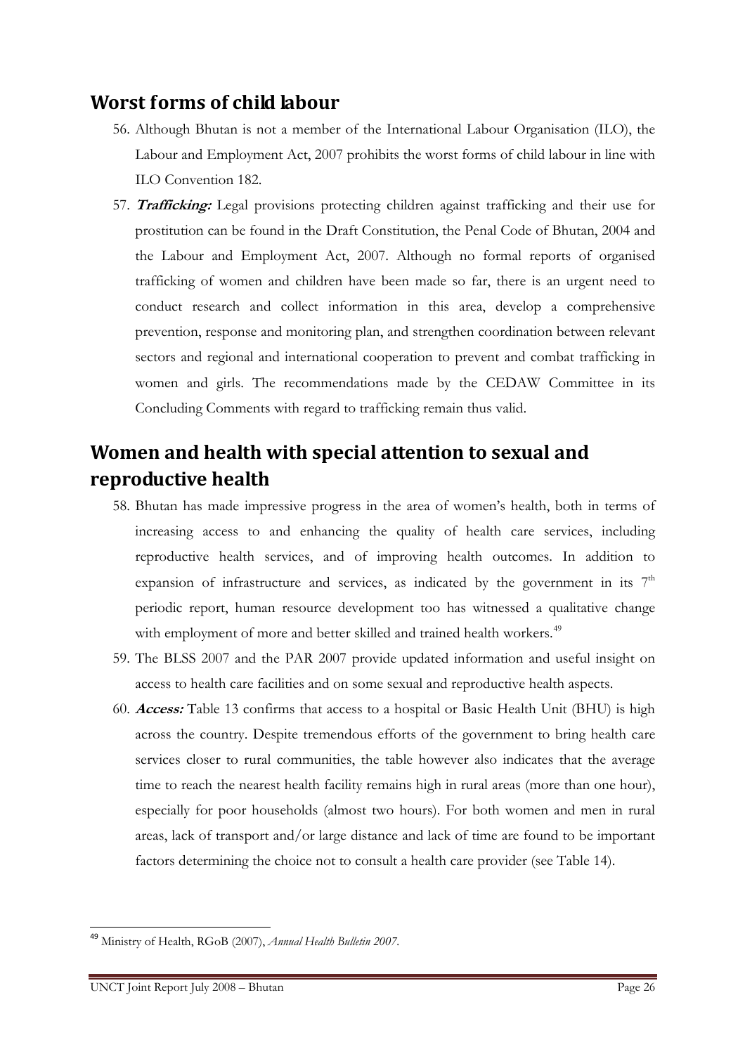## Worst forms of child labour

56. Although Bhutan is not a member of the International Labour Organisation (ILO), the Labour and Employment Act, 2007 prohibits the worst forms of child labour in line with ILO Convention 182.

57. ***Trafficking:*** Legal provisions protecting children against trafficking and their use for prostitution can be found in the Draft Constitution, the Penal Code of Bhutan, 2004 and the Labour and Employment Act, 2007. Although no formal reports of organised trafficking of women and children have been made so far, there is an urgent need to conduct research and collect information in this area, develop a comprehensive prevention, response and monitoring plan, and strengthen coordination between relevant sectors and regional and international cooperation to prevent and combat trafficking in women and girls. The recommendations made by the CEDAW Committee in its Concluding Comments with regard to trafficking remain thus valid.

## Women and health with special attention to sexual and reproductive health

58. Bhutan has made impressive progress in the area of women's health, both in terms of increasing access to and enhancing the quality of health care services, including reproductive health services, and of improving health outcomes. In addition to expansion of infrastructure and services, as indicated by the government in its 7th periodic report, human resource development too has witnessed a qualitative change with employment of more and better skilled and trained health workers.[49]

59. The BLSS 2007 and the PAR 2007 provide updated information and useful insight on access to health care facilities and on some sexual and reproductive health aspects.

60. ***Access:*** Table 13 confirms that access to a hospital or Basic Health Unit (BHU) is high across the country. Despite tremendous efforts of the government to bring health care services closer to rural communities, the table however also indicates that the average time to reach the nearest health facility remains high in rural areas (more than one hour), especially for poor households (almost two hours). For both women and men in rural areas, lack of transport and/or large distance and lack of time are found to be important factors determining the choice not to consult a health care provider (see Table 14).

[49] Ministry of Health, RGoB (2007), *Annual Health Bulletin 2007*.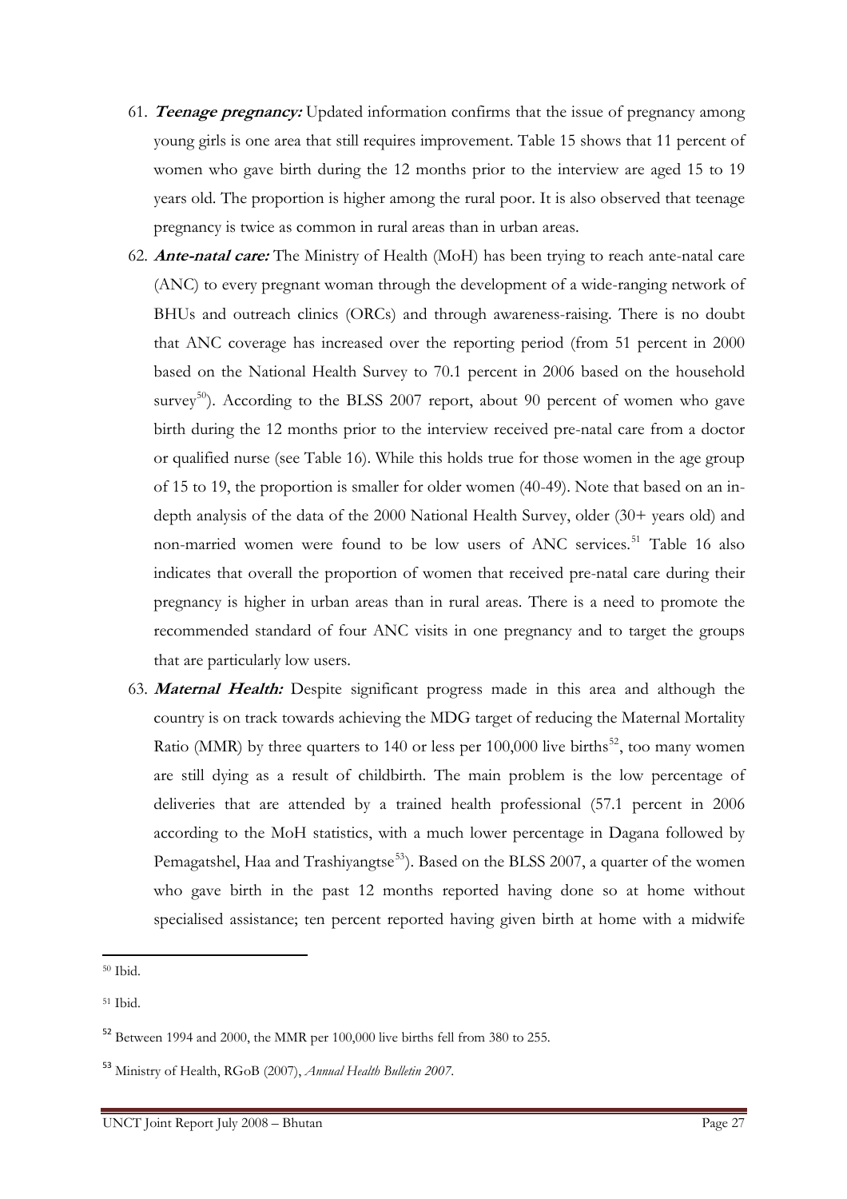61. ***Teenage pregnancy:*** Updated information confirms that the issue of pregnancy among young girls is one area that still requires improvement. Table 15 shows that 11 percent of women who gave birth during the 12 months prior to the interview are aged 15 to 19 years old. The proportion is higher among the rural poor. It is also observed that teenage pregnancy is twice as common in rural areas than in urban areas.

62. ***Ante-natal care:*** The Ministry of Health (MoH) has been trying to reach ante-natal care (ANC) to every pregnant woman through the development of a wide-ranging network of BHUs and outreach clinics (ORCs) and through awareness-raising. There is no doubt that ANC coverage has increased over the reporting period (from 51 percent in 2000 based on the National Health Survey to 70.1 percent in 2006 based on the household survey[50]). According to the BLSS 2007 report, about 90 percent of women who gave birth during the 12 months prior to the interview received pre-natal care from a doctor or qualified nurse (see Table 16). While this holds true for those women in the age group of 15 to 19, the proportion is smaller for older women (40-49). Note that based on an in-depth analysis of the data of the 2000 National Health Survey, older (30+ years old) and non-married women were found to be low users of ANC services.[51] Table 16 also indicates that overall the proportion of women that received pre-natal care during their pregnancy is higher in urban areas than in rural areas. There is a need to promote the recommended standard of four ANC visits in one pregnancy and to target the groups that are particularly low users.

63. ***Maternal Health:*** Despite significant progress made in this area and although the country is on track towards achieving the MDG target of reducing the Maternal Mortality Ratio (MMR) by three quarters to 140 or less per 100,000 live births[52], too many women are still dying as a result of childbirth. The main problem is the low percentage of deliveries that are attended by a trained health professional (57.1 percent in 2006 according to the MoH statistics, with a much lower percentage in Dagana followed by Pemagatshel, Haa and Trashiyangtse[53]). Based on the BLSS 2007, a quarter of the women who gave birth in the past 12 months reported having done so at home without specialised assistance; ten percent reported having given birth at home with a midwife

---

[50] Ibid.

[51] Ibid.

[52] Between 1994 and 2000, the MMR per 100,000 live births fell from 380 to 255.

[53] Ministry of Health, RGoB (2007), *Annual Health Bulletin 2007*.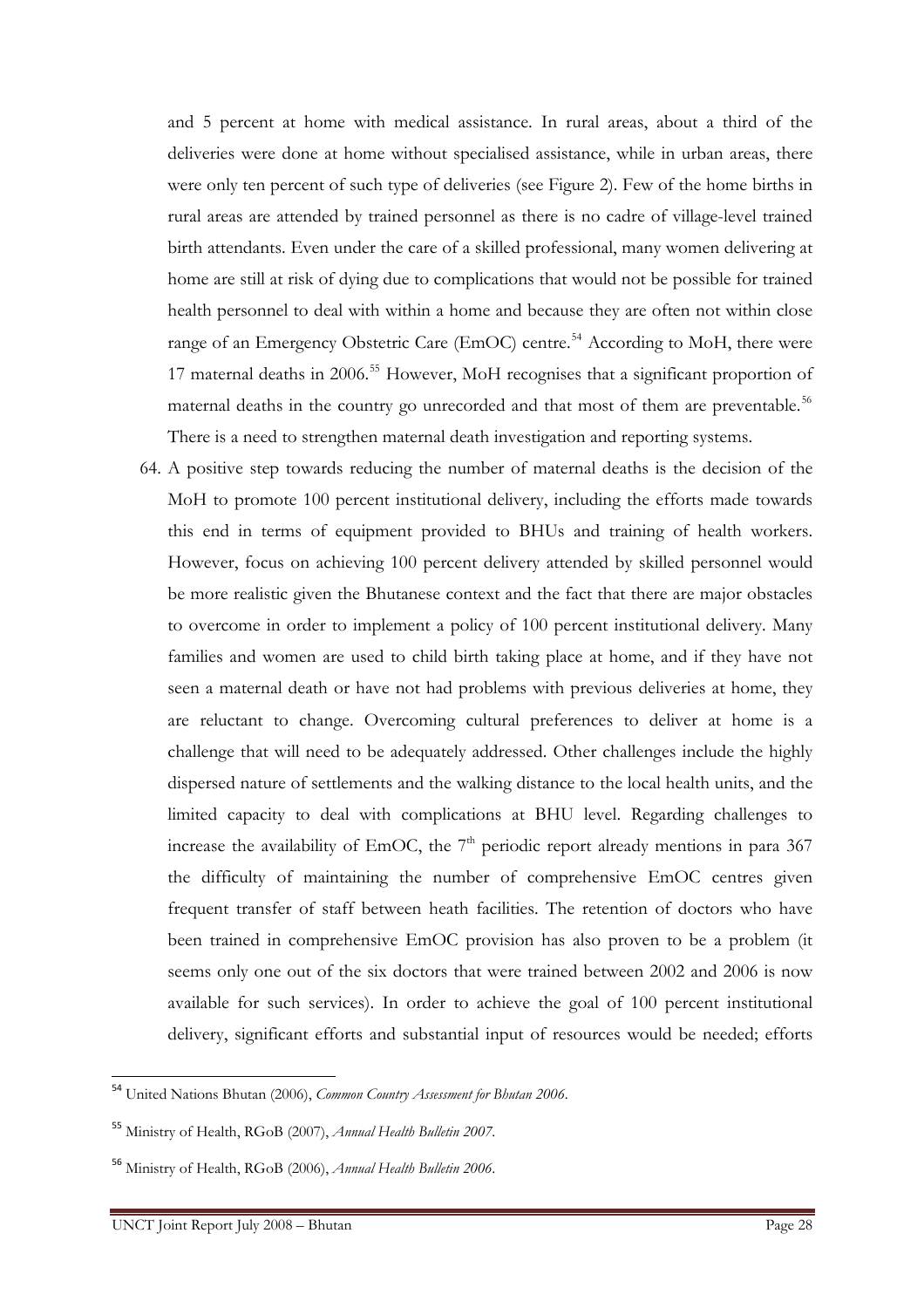and 5 percent at home with medical assistance. In rural areas, about a third of the deliveries were done at home without specialised assistance, while in urban areas, there were only ten percent of such type of deliveries (see Figure 2). Few of the home births in rural areas are attended by trained personnel as there is no cadre of village-level trained birth attendants. Even under the care of a skilled professional, many women delivering at home are still at risk of dying due to complications that would not be possible for trained health personnel to deal with within a home and because they are often not within close range of an Emergency Obstetric Care (EmOC) centre.[54] According to MoH, there were 17 maternal deaths in 2006.[55] However, MoH recognises that a significant proportion of maternal deaths in the country go unrecorded and that most of them are preventable.[56] There is a need to strengthen maternal death investigation and reporting systems.

64. A positive step towards reducing the number of maternal deaths is the decision of the MoH to promote 100 percent institutional delivery, including the efforts made towards this end in terms of equipment provided to BHUs and training of health workers. However, focus on achieving 100 percent delivery attended by skilled personnel would be more realistic given the Bhutanese context and the fact that there are major obstacles to overcome in order to implement a policy of 100 percent institutional delivery. Many families and women are used to child birth taking place at home, and if they have not seen a maternal death or have not had problems with previous deliveries at home, they are reluctant to change. Overcoming cultural preferences to deliver at home is a challenge that will need to be adequately addressed. Other challenges include the highly dispersed nature of settlements and the walking distance to the local health units, and the limited capacity to deal with complications at BHU level. Regarding challenges to increase the availability of EmOC, the 7th periodic report already mentions in para 367 the difficulty of maintaining the number of comprehensive EmOC centres given frequent transfer of staff between heath facilities. The retention of doctors who have been trained in comprehensive EmOC provision has also proven to be a problem (it seems only one out of the six doctors that were trained between 2002 and 2006 is now available for such services). In order to achieve the goal of 100 percent institutional delivery, significant efforts and substantial input of resources would be needed; efforts

[54] United Nations Bhutan (2006), *Common Country Assessment for Bhutan 2006*.

[55] Ministry of Health, RGoB (2007), *Annual Health Bulletin 2007*.

[56] Ministry of Health, RGoB (2006), *Annual Health Bulletin 2006*.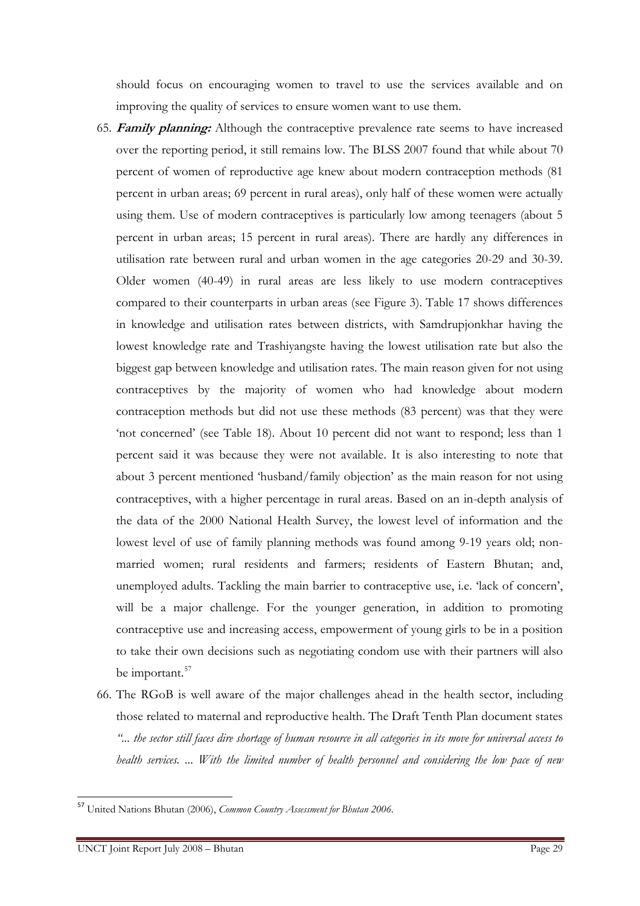should focus on encouraging women to travel to use the services available and on improving the quality of services to ensure women want to use them.

65. ***Family planning:*** Although the contraceptive prevalence rate seems to have increased over the reporting period, it still remains low. The BLSS 2007 found that while about 70 percent of women of reproductive age knew about modern contraception methods (81 percent in urban areas; 69 percent in rural areas), only half of these women were actually using them. Use of modern contraceptives is particularly low among teenagers (about 5 percent in urban areas; 15 percent in rural areas). There are hardly any differences in utilisation rate between rural and urban women in the age categories 20-29 and 30-39. Older women (40-49) in rural areas are less likely to use modern contraceptives compared to their counterparts in urban areas (see Figure 3). Table 17 shows differences in knowledge and utilisation rates between districts, with Samdrupjonkhar having the lowest knowledge rate and Trashiyangste having the lowest utilisation rate but also the biggest gap between knowledge and utilisation rates. The main reason given for not using contraceptives by the majority of women who had knowledge about modern contraception methods but did not use these methods (83 percent) was that they were 'not concerned' (see Table 18). About 10 percent did not want to respond; less than 1 percent said it was because they were not available. It is also interesting to note that about 3 percent mentioned 'husband/family objection' as the main reason for not using contraceptives, with a higher percentage in rural areas. Based on an in-depth analysis of the data of the 2000 National Health Survey, the lowest level of information and the lowest level of use of family planning methods was found among 9-19 years old; non-married women; rural residents and farmers; residents of Eastern Bhutan; and, unemployed adults. Tackling the main barrier to contraceptive use, i.e. 'lack of concern', will be a major challenge. For the younger generation, in addition to promoting contraceptive use and increasing access, empowerment of young girls to be in a position to take their own decisions such as negotiating condom use with their partners will also be important.[57]

66. The RGoB is well aware of the major challenges ahead in the health sector, including those related to maternal and reproductive health. The Draft Tenth Plan document states *"... the sector still faces dire shortage of human resource in all categories in its move for universal access to health services. ... With the limited number of health personnel and considering the low pace of new*

[57] United Nations Bhutan (2006), *Common Country Assessment for Bhutan 2006*.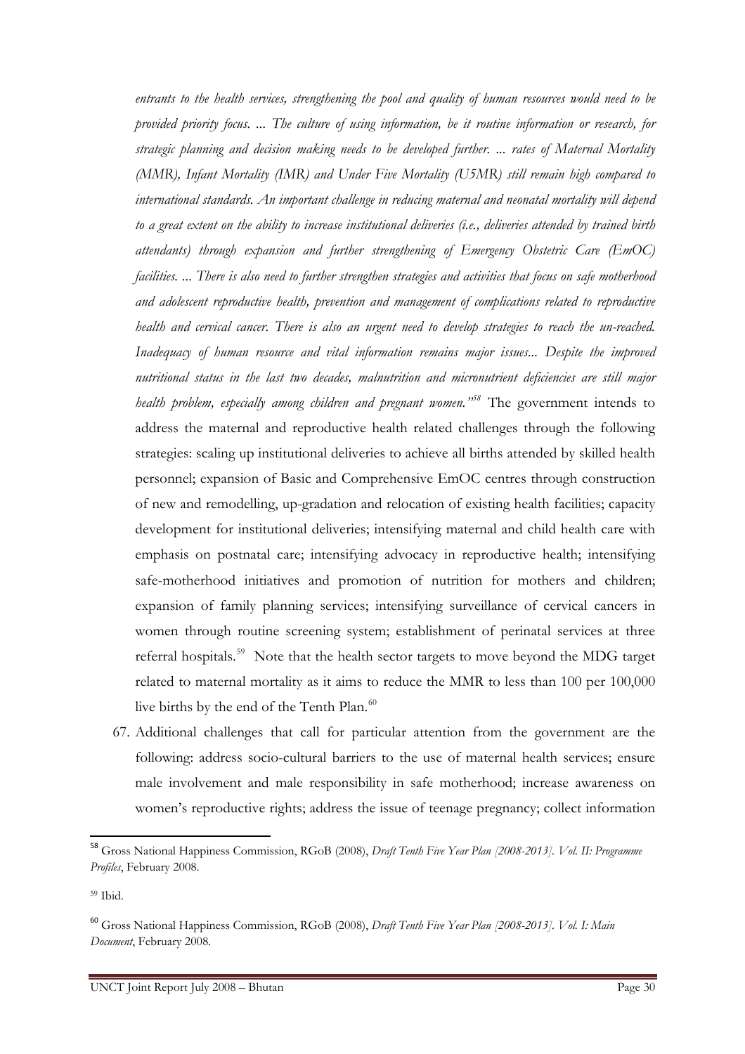*entrants to the health services, strengthening the pool and quality of human resources would need to be provided priority focus. ... The culture of using information, be it routine information or research, for strategic planning and decision making needs to be developed further. ... rates of Maternal Mortality (MMR), Infant Mortality (IMR) and Under Five Mortality (U5MR) still remain high compared to international standards. An important challenge in reducing maternal and neonatal mortality will depend to a great extent on the ability to increase institutional deliveries (i.e., deliveries attended by trained birth attendants) through expansion and further strengthening of Emergency Obstetric Care (EmOC) facilities. ... There is also need to further strengthen strategies and activities that focus on safe motherhood and adolescent reproductive health, prevention and management of complications related to reproductive health and cervical cancer. There is also an urgent need to develop strategies to reach the un-reached. Inadequacy of human resource and vital information remains major issues... Despite the improved nutritional status in the last two decades, malnutrition and micronutrient deficiencies are still major health problem, especially among children and pregnant women."*[58] The government intends to address the maternal and reproductive health related challenges through the following strategies: scaling up institutional deliveries to achieve all births attended by skilled health personnel; expansion of Basic and Comprehensive EmOC centres through construction of new and remodelling, up-gradation and relocation of existing health facilities; capacity development for institutional deliveries; intensifying maternal and child health care with emphasis on postnatal care; intensifying advocacy in reproductive health; intensifying safe-motherhood initiatives and promotion of nutrition for mothers and children; expansion of family planning services; intensifying surveillance of cervical cancers in women through routine screening system; establishment of perinatal services at three referral hospitals.[59] Note that the health sector targets to move beyond the MDG target related to maternal mortality as it aims to reduce the MMR to less than 100 per 100,000 live births by the end of the Tenth Plan.[60]

67. Additional challenges that call for particular attention from the government are the following: address socio-cultural barriers to the use of maternal health services; ensure male involvement and male responsibility in safe motherhood; increase awareness on women's reproductive rights; address the issue of teenage pregnancy; collect information

---

[58] Gross National Happiness Commission, RGoB (2008), *Draft Tenth Five Year Plan [2008-2013]. Vol. II: Programme Profiles*, February 2008.

[59] Ibid.

[60] Gross National Happiness Commission, RGoB (2008), *Draft Tenth Five Year Plan [2008-2013]. Vol. I: Main Document*, February 2008.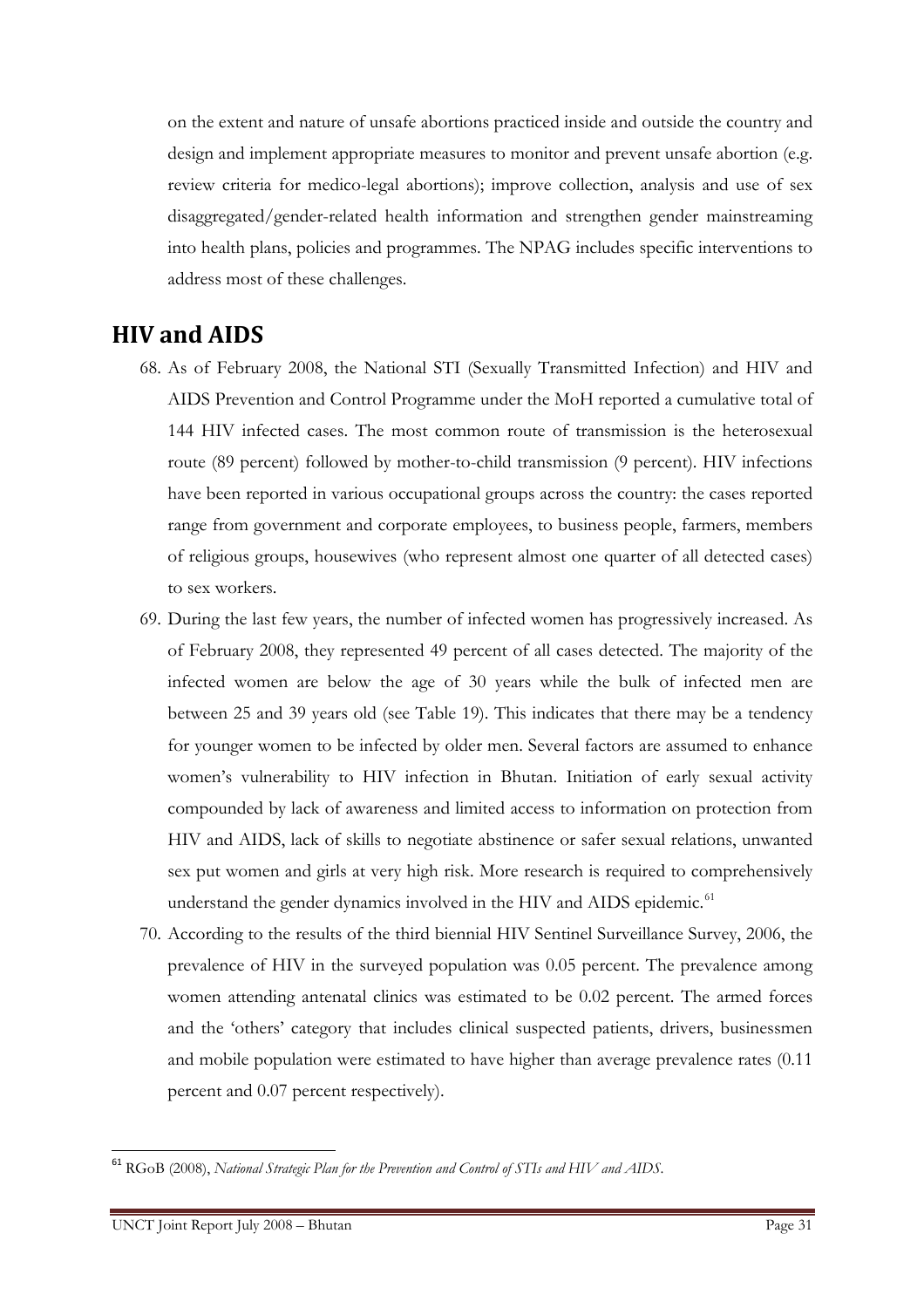on the extent and nature of unsafe abortions practiced inside and outside the country and design and implement appropriate measures to monitor and prevent unsafe abortion (e.g. review criteria for medico-legal abortions); improve collection, analysis and use of sex disaggregated/gender-related health information and strengthen gender mainstreaming into health plans, policies and programmes. The NPAG includes specific interventions to address most of these challenges.

## HIV and AIDS

68. As of February 2008, the National STI (Sexually Transmitted Infection) and HIV and AIDS Prevention and Control Programme under the MoH reported a cumulative total of 144 HIV infected cases. The most common route of transmission is the heterosexual route (89 percent) followed by mother-to-child transmission (9 percent). HIV infections have been reported in various occupational groups across the country: the cases reported range from government and corporate employees, to business people, farmers, members of religious groups, housewives (who represent almost one quarter of all detected cases) to sex workers.
69. During the last few years, the number of infected women has progressively increased. As of February 2008, they represented 49 percent of all cases detected. The majority of the infected women are below the age of 30 years while the bulk of infected men are between 25 and 39 years old (see Table 19). This indicates that there may be a tendency for younger women to be infected by older men. Several factors are assumed to enhance women's vulnerability to HIV infection in Bhutan. Initiation of early sexual activity compounded by lack of awareness and limited access to information on protection from HIV and AIDS, lack of skills to negotiate abstinence or safer sexual relations, unwanted sex put women and girls at very high risk. More research is required to comprehensively understand the gender dynamics involved in the HIV and AIDS epidemic.[61]
70. According to the results of the third biennial HIV Sentinel Surveillance Survey, 2006, the prevalence of HIV in the surveyed population was 0.05 percent. The prevalence among women attending antenatal clinics was estimated to be 0.02 percent. The armed forces and the 'others' category that includes clinical suspected patients, drivers, businessmen and mobile population were estimated to have higher than average prevalence rates (0.11 percent and 0.07 percent respectively).

[61] RGoB (2008), *National Strategic Plan for the Prevention and Control of STIs and HIV and AIDS*.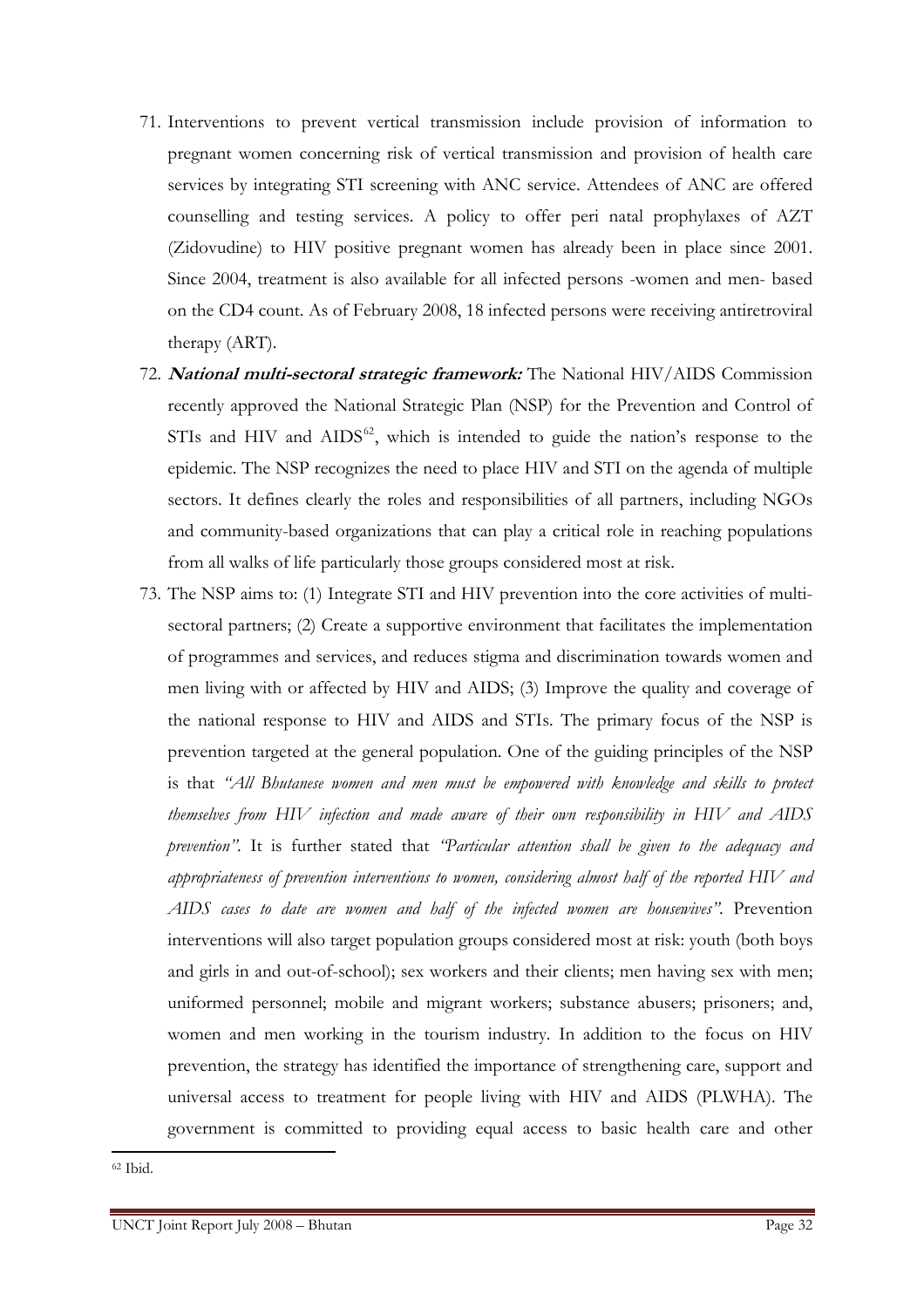71. Interventions to prevent vertical transmission include provision of information to pregnant women concerning risk of vertical transmission and provision of health care services by integrating STI screening with ANC service. Attendees of ANC are offered counselling and testing services. A policy to offer peri natal prophylaxes of AZT (Zidovudine) to HIV positive pregnant women has already been in place since 2001. Since 2004, treatment is also available for all infected persons -women and men- based on the CD4 count. As of February 2008, 18 infected persons were receiving antiretroviral therapy (ART).

72. ***National multi-sectoral strategic framework:*** The National HIV/AIDS Commission recently approved the National Strategic Plan (NSP) for the Prevention and Control of STIs and HIV and AIDS[62], which is intended to guide the nation's response to the epidemic. The NSP recognizes the need to place HIV and STI on the agenda of multiple sectors. It defines clearly the roles and responsibilities of all partners, including NGOs and community-based organizations that can play a critical role in reaching populations from all walks of life particularly those groups considered most at risk.

73. The NSP aims to: (1) Integrate STI and HIV prevention into the core activities of multi-sectoral partners; (2) Create a supportive environment that facilitates the implementation of programmes and services, and reduces stigma and discrimination towards women and men living with or affected by HIV and AIDS; (3) Improve the quality and coverage of the national response to HIV and AIDS and STIs. The primary focus of the NSP is prevention targeted at the general population. One of the guiding principles of the NSP is that *"All Bhutanese women and men must be empowered with knowledge and skills to protect themselves from HIV infection and made aware of their own responsibility in HIV and AIDS prevention"*. It is further stated that *"Particular attention shall be given to the adequacy and appropriateness of prevention interventions to women, considering almost half of the reported HIV and AIDS cases to date are women and half of the infected women are housewives"*. Prevention interventions will also target population groups considered most at risk: youth (both boys and girls in and out-of-school); sex workers and their clients; men having sex with men; uniformed personnel; mobile and migrant workers; substance abusers; prisoners; and, women and men working in the tourism industry. In addition to the focus on HIV prevention, the strategy has identified the importance of strengthening care, support and universal access to treatment for people living with HIV and AIDS (PLWHA). The government is committed to providing equal access to basic health care and other

---

[62] Ibid.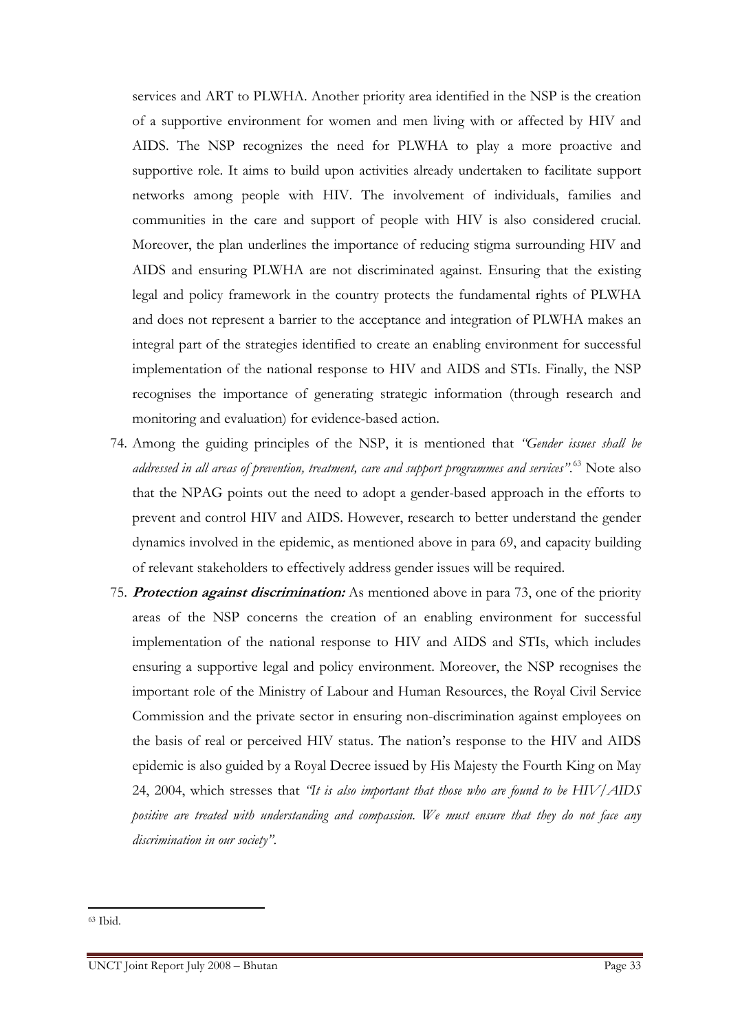services and ART to PLWHA. Another priority area identified in the NSP is the creation of a supportive environment for women and men living with or affected by HIV and AIDS. The NSP recognizes the need for PLWHA to play a more proactive and supportive role. It aims to build upon activities already undertaken to facilitate support networks among people with HIV. The involvement of individuals, families and communities in the care and support of people with HIV is also considered crucial. Moreover, the plan underlines the importance of reducing stigma surrounding HIV and AIDS and ensuring PLWHA are not discriminated against. Ensuring that the existing legal and policy framework in the country protects the fundamental rights of PLWHA and does not represent a barrier to the acceptance and integration of PLWHA makes an integral part of the strategies identified to create an enabling environment for successful implementation of the national response to HIV and AIDS and STIs. Finally, the NSP recognises the importance of generating strategic information (through research and monitoring and evaluation) for evidence-based action.

74. Among the guiding principles of the NSP, it is mentioned that *"Gender issues shall be addressed in all areas of prevention, treatment, care and support programmes and services"*.[63] Note also that the NPAG points out the need to adopt a gender-based approach in the efforts to prevent and control HIV and AIDS. However, research to better understand the gender dynamics involved in the epidemic, as mentioned above in para 69, and capacity building of relevant stakeholders to effectively address gender issues will be required.

75. ***Protection against discrimination:*** As mentioned above in para 73, one of the priority areas of the NSP concerns the creation of an enabling environment for successful implementation of the national response to HIV and AIDS and STIs, which includes ensuring a supportive legal and policy environment. Moreover, the NSP recognises the important role of the Ministry of Labour and Human Resources, the Royal Civil Service Commission and the private sector in ensuring non-discrimination against employees on the basis of real or perceived HIV status. The nation's response to the HIV and AIDS epidemic is also guided by a Royal Decree issued by His Majesty the Fourth King on May 24, 2004, which stresses that *"It is also important that those who are found to be HIV/AIDS positive are treated with understanding and compassion. We must ensure that they do not face any discrimination in our society"*.

---

[63] Ibid.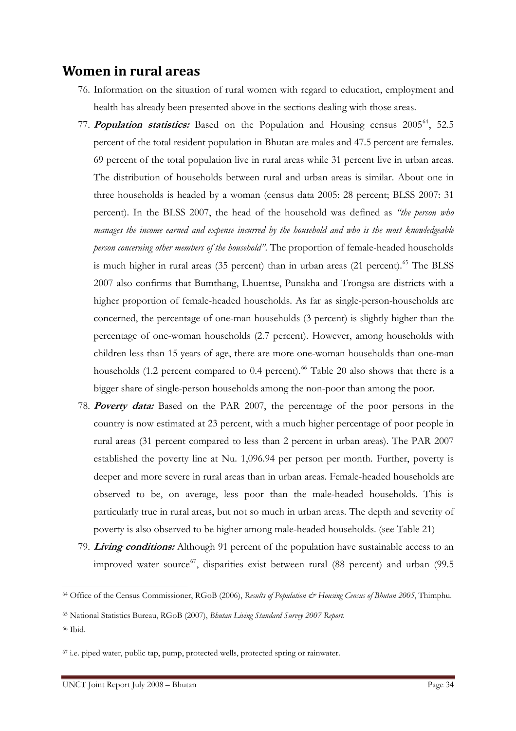## Women in rural areas

76. Information on the situation of rural women with regard to education, employment and health has already been presented above in the sections dealing with those areas.

77. ***Population statistics:*** Based on the Population and Housing census 2005[64], 52.5 percent of the total resident population in Bhutan are males and 47.5 percent are females. 69 percent of the total population live in rural areas while 31 percent live in urban areas. The distribution of households between rural and urban areas is similar. About one in three households is headed by a woman (census data 2005: 28 percent; BLSS 2007: 31 percent). In the BLSS 2007, the head of the household was defined as *"the person who manages the income earned and expense incurred by the household and who is the most knowledgeable person concerning other members of the household"*. The proportion of female-headed households is much higher in rural areas (35 percent) than in urban areas (21 percent).[65] The BLSS 2007 also confirms that Bumthang, Lhuentse, Punakha and Trongsa are districts with a higher proportion of female-headed households. As far as single-person-households are concerned, the percentage of one-man households (3 percent) is slightly higher than the percentage of one-woman households (2.7 percent). However, among households with children less than 15 years of age, there are more one-woman households than one-man households (1.2 percent compared to 0.4 percent).[66] Table 20 also shows that there is a bigger share of single-person households among the non-poor than among the poor.

78. ***Poverty data:*** Based on the PAR 2007, the percentage of the poor persons in the country is now estimated at 23 percent, with a much higher percentage of poor people in rural areas (31 percent compared to less than 2 percent in urban areas). The PAR 2007 established the poverty line at Nu. 1,096.94 per person per month. Further, poverty is deeper and more severe in rural areas than in urban areas. Female-headed households are observed to be, on average, less poor than the male-headed households. This is particularly true in rural areas, but not so much in urban areas. The depth and severity of poverty is also observed to be higher among male-headed households. (see Table 21)

79. ***Living conditions:*** Although 91 percent of the population have sustainable access to an improved water source[67], disparities exist between rural (88 percent) and urban (99.5

---

[64] Office of the Census Commissioner, RGoB (2006), *Results of Population & Housing Census of Bhutan 2005*, Thimphu.

[65] National Statistics Bureau, RGoB (2007), *Bhutan Living Standard Survey 2007 Report*.

[66] Ibid.

[67] i.e. piped water, public tap, pump, protected wells, protected spring or rainwater.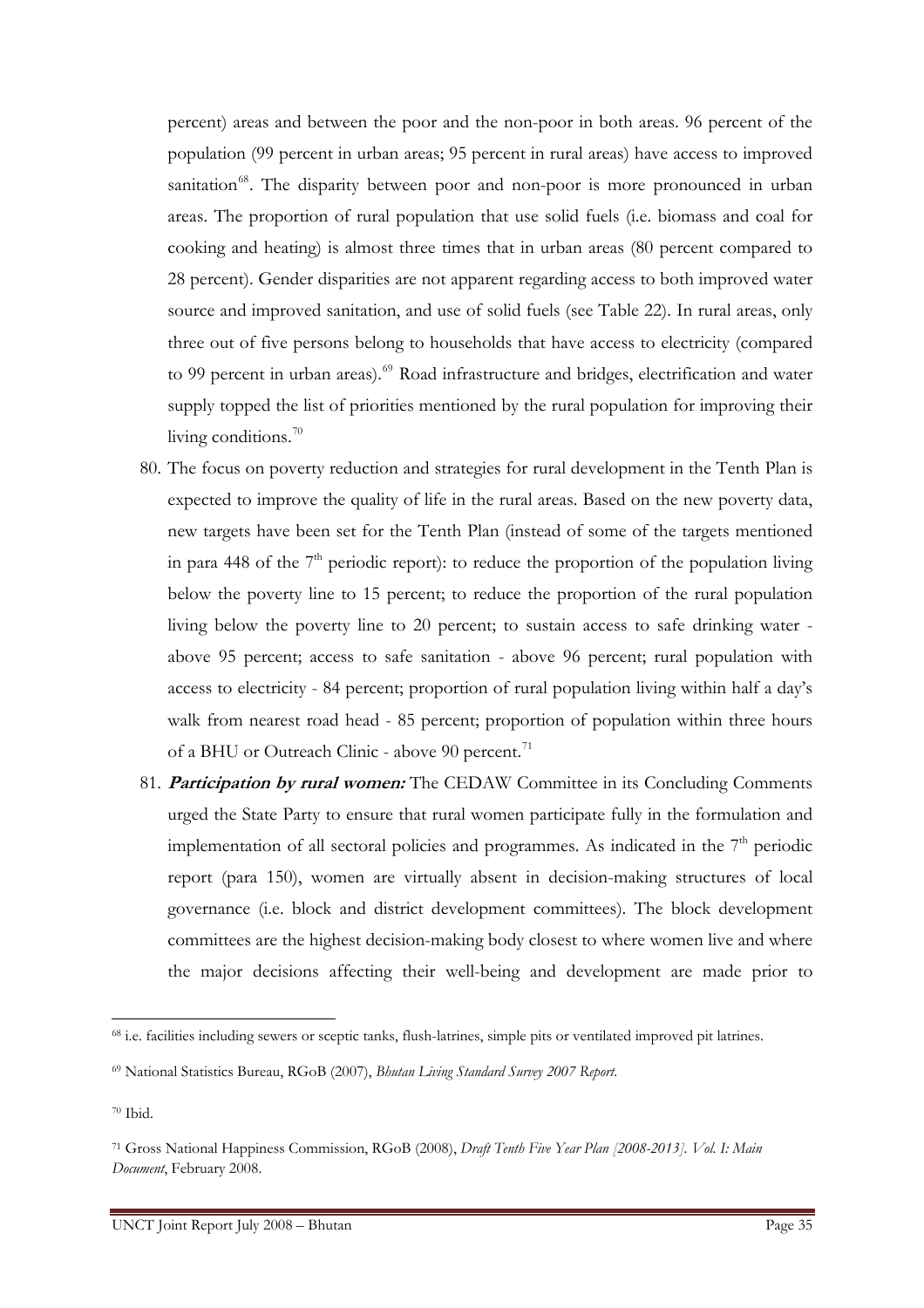percent) areas and between the poor and the non-poor in both areas. 96 percent of the population (99 percent in urban areas; 95 percent in rural areas) have access to improved sanitation[68]. The disparity between poor and non-poor is more pronounced in urban areas. The proportion of rural population that use solid fuels (i.e. biomass and coal for cooking and heating) is almost three times that in urban areas (80 percent compared to 28 percent). Gender disparities are not apparent regarding access to both improved water source and improved sanitation, and use of solid fuels (see Table 22). In rural areas, only three out of five persons belong to households that have access to electricity (compared to 99 percent in urban areas).[69] Road infrastructure and bridges, electrification and water supply topped the list of priorities mentioned by the rural population for improving their living conditions.[70]

80. The focus on poverty reduction and strategies for rural development in the Tenth Plan is expected to improve the quality of life in the rural areas. Based on the new poverty data, new targets have been set for the Tenth Plan (instead of some of the targets mentioned in para 448 of the 7th periodic report): to reduce the proportion of the population living below the poverty line to 15 percent; to reduce the proportion of the rural population living below the poverty line to 20 percent; to sustain access to safe drinking water - above 95 percent; access to safe sanitation - above 96 percent; rural population with access to electricity - 84 percent; proportion of rural population living within half a day's walk from nearest road head - 85 percent; proportion of population within three hours of a BHU or Outreach Clinic - above 90 percent.[71]

81. ***Participation by rural women:*** The CEDAW Committee in its Concluding Comments urged the State Party to ensure that rural women participate fully in the formulation and implementation of all sectoral policies and programmes. As indicated in the 7th periodic report (para 150), women are virtually absent in decision-making structures of local governance (i.e. block and district development committees). The block development committees are the highest decision-making body closest to where women live and where the major decisions affecting their well-being and development are made prior to

---

[68] i.e. facilities including sewers or sceptic tanks, flush-latrines, simple pits or ventilated improved pit latrines.

[69] National Statistics Bureau, RGoB (2007), *Bhutan Living Standard Survey 2007 Report*.

[70] Ibid.

[71] Gross National Happiness Commission, RGoB (2008), *Draft Tenth Five Year Plan [2008-2013]. Vol. I: Main Document*, February 2008.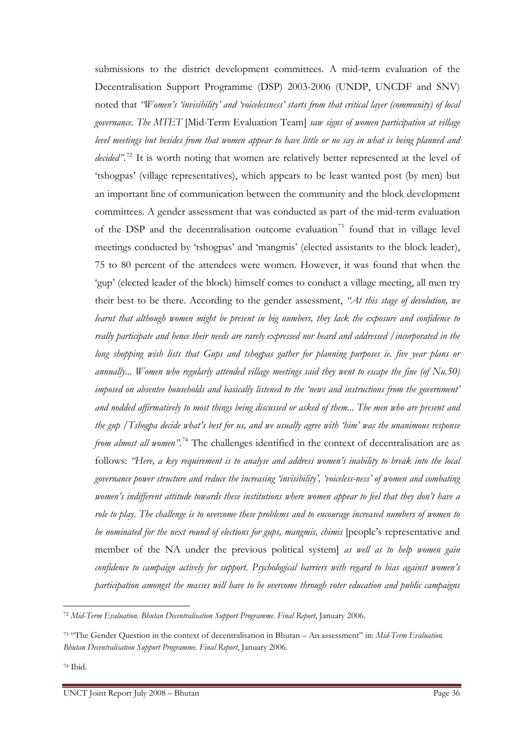submissions to the district development committees. A mid-term evaluation of the Decentralisation Support Programme (DSP) 2003-2006 (UNDP, UNCDF and SNV) noted that *"Women's 'invisibility' and 'voicelessness' starts from that critical layer (community) of local governance. The MTET* [Mid-Term Evaluation Team] *saw signs of women participation at village level meetings but besides from that women appear to have little or no say in what is being planned and decided".*[72] It is worth noting that women are relatively better represented at the level of 'tshogpas' (village representatives), which appears to be least wanted post (by men) but an important line of communication between the community and the block development committees. A gender assessment that was conducted as part of the mid-term evaluation of the DSP and the decentralisation outcome evaluation[73] found that in village level meetings conducted by 'tshogpas' and 'mangmis' (elected assistants to the block leader), 75 to 80 percent of the attendees were women. However, it was found that when the 'gup' (elected leader of the block) himself comes to conduct a village meeting, all men try their best to be there. According to the gender assessment, *"At this stage of devolution, we learnt that although women might be present in big numbers, they lack the exposure and confidence to really participate and hence their needs are rarely expressed nor heard and addressed /incorporated in the long shopping wish lists that Gups and tshogpas gather for planning purposes ie. five year plans or annually... Women who regularly attended village meetings said they went to escape the fine (of Nu.50) imposed on absentee households and basically listened to the 'news and instructions from the government' and nodded affirmatively to most things being discussed or asked of them... The men who are present and the gup /Tshogpa decide what's best for us, and we usually agree with 'him' was the unanimous response from almost all women".*[74] The challenges identified in the context of decentralisation are as follows: *"Here, a key requirement is to analyse and address women's inability to break into the local governance power structure and reduce the increasing 'invisibility', 'voiceless-ness' of women and combating women's indifferent attitude towards these institutions where women appear to feel that they don't have a role to play. The challenge is to overcome these problems and to encourage increased numbers of women to be nominated for the next round of elections for gups, mangmis, chimis* [people's representative and member of the NA under the previous political system] *as well as to help women gain confidence to campaign actively for support. Psychological barriers with regard to bias against women's participation amongst the masses will have to be overcome through voter education and public campaigns*

---

[72] *Mid-Term Evaluation. Bhutan Decentralisation Support Programme. Final Report*, January 2006.

[73] "The Gender Question in the context of decentralisation in Bhutan – An assessment" in: *Mid-Term Evaluation. Bhutan Decentralisation Support Programme. Final Report*, January 2006.

[74] Ibid.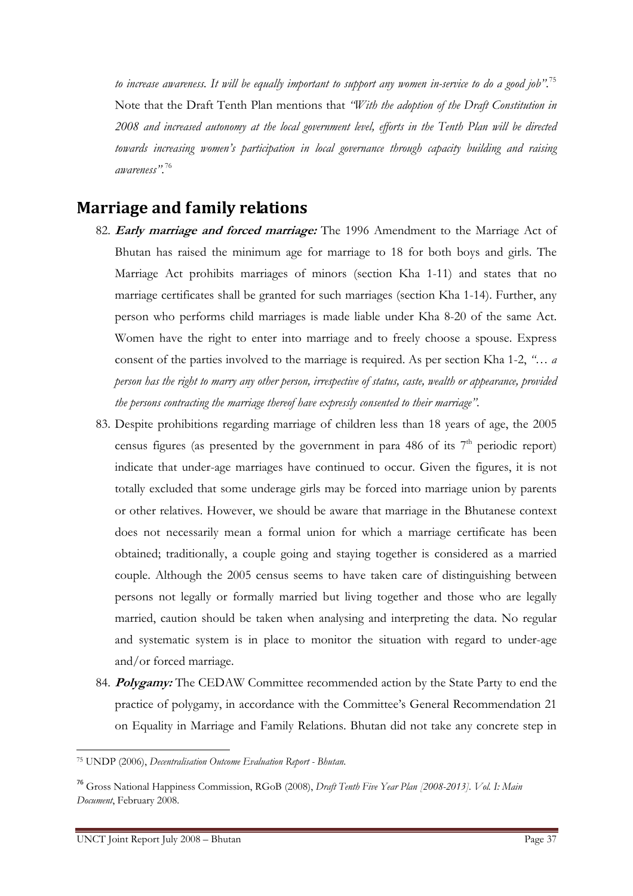*to increase awareness. It will be equally important to support any women in-service to do a good job".*[75] Note that the Draft Tenth Plan mentions that *"With the adoption of the Draft Constitution in 2008 and increased autonomy at the local government level, efforts in the Tenth Plan will be directed towards increasing women's participation in local governance through capacity building and raising awareness".*[76]

## Marriage and family relations

82. ***Early marriage and forced marriage:*** The 1996 Amendment to the Marriage Act of Bhutan has raised the minimum age for marriage to 18 for both boys and girls. The Marriage Act prohibits marriages of minors (section Kha 1-11) and states that no marriage certificates shall be granted for such marriages (section Kha 1-14). Further, any person who performs child marriages is made liable under Kha 8-20 of the same Act. Women have the right to enter into marriage and to freely choose a spouse. Express consent of the parties involved to the marriage is required. As per section Kha 1-2, *"… a person has the right to marry any other person, irrespective of status, caste, wealth or appearance, provided the persons contracting the marriage thereof have expressly consented to their marriage".*

83. Despite prohibitions regarding marriage of children less than 18 years of age, the 2005 census figures (as presented by the government in para 486 of its 7th periodic report) indicate that under-age marriages have continued to occur. Given the figures, it is not totally excluded that some underage girls may be forced into marriage union by parents or other relatives. However, we should be aware that marriage in the Bhutanese context does not necessarily mean a formal union for which a marriage certificate has been obtained; traditionally, a couple going and staying together is considered as a married couple. Although the 2005 census seems to have taken care of distinguishing between persons not legally or formally married but living together and those who are legally married, caution should be taken when analysing and interpreting the data. No regular and systematic system is in place to monitor the situation with regard to under-age and/or forced marriage.

84. ***Polygamy:*** The CEDAW Committee recommended action by the State Party to end the practice of polygamy, in accordance with the Committee's General Recommendation 21 on Equality in Marriage and Family Relations. Bhutan did not take any concrete step in

---

[75] UNDP (2006), *Decentralisation Outcome Evaluation Report - Bhutan*.

[76] Gross National Happiness Commission, RGoB (2008), *Draft Tenth Five Year Plan [2008-2013]. Vol. I: Main Document*, February 2008.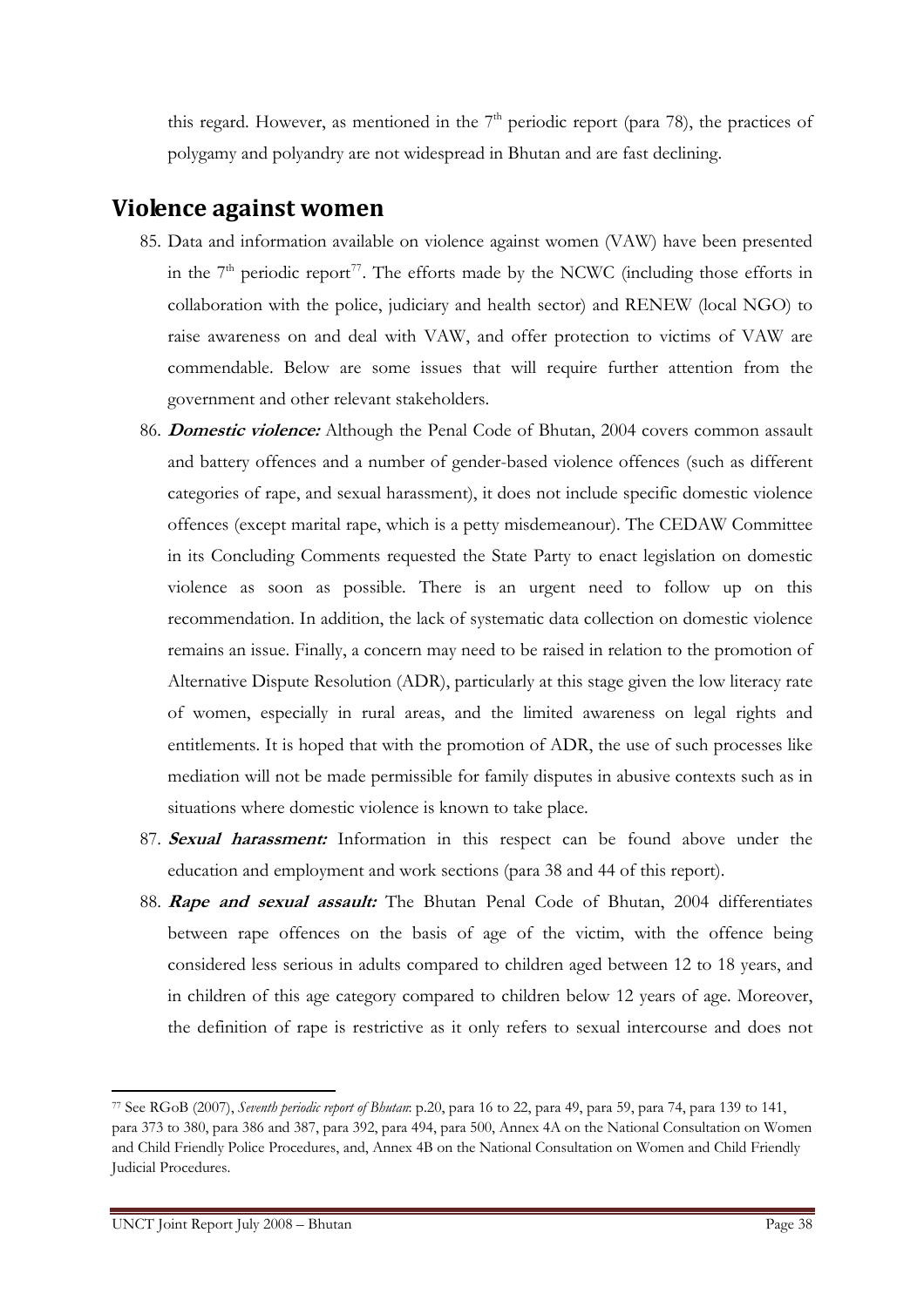this regard. However, as mentioned in the 7th periodic report (para 78), the practices of polygamy and polyandry are not widespread in Bhutan and are fast declining.

## Violence against women

85. Data and information available on violence against women (VAW) have been presented in the 7th periodic report[77]. The efforts made by the NCWC (including those efforts in collaboration with the police, judiciary and health sector) and RENEW (local NGO) to raise awareness on and deal with VAW, and offer protection to victims of VAW are commendable. Below are some issues that will require further attention from the government and other relevant stakeholders.

86. ***Domestic violence:*** Although the Penal Code of Bhutan, 2004 covers common assault and battery offences and a number of gender-based violence offences (such as different categories of rape, and sexual harassment), it does not include specific domestic violence offences (except marital rape, which is a petty misdemeanour). The CEDAW Committee in its Concluding Comments requested the State Party to enact legislation on domestic violence as soon as possible. There is an urgent need to follow up on this recommendation. In addition, the lack of systematic data collection on domestic violence remains an issue. Finally, a concern may need to be raised in relation to the promotion of Alternative Dispute Resolution (ADR), particularly at this stage given the low literacy rate of women, especially in rural areas, and the limited awareness on legal rights and entitlements. It is hoped that with the promotion of ADR, the use of such processes like mediation will not be made permissible for family disputes in abusive contexts such as in situations where domestic violence is known to take place.

87. ***Sexual harassment:*** Information in this respect can be found above under the education and employment and work sections (para 38 and 44 of this report).

88. ***Rape and sexual assault:*** The Bhutan Penal Code of Bhutan, 2004 differentiates between rape offences on the basis of age of the victim, with the offence being considered less serious in adults compared to children aged between 12 to 18 years, and in children of this age category compared to children below 12 years of age. Moreover, the definition of rape is restrictive as it only refers to sexual intercourse and does not

---

[77] See RGoB (2007), *Seventh periodic report of Bhutan*: p.20, para 16 to 22, para 49, para 59, para 74, para 139 to 141, para 373 to 380, para 386 and 387, para 392, para 494, para 500, Annex 4A on the National Consultation on Women and Child Friendly Police Procedures, and, Annex 4B on the National Consultation on Women and Child Friendly Judicial Procedures.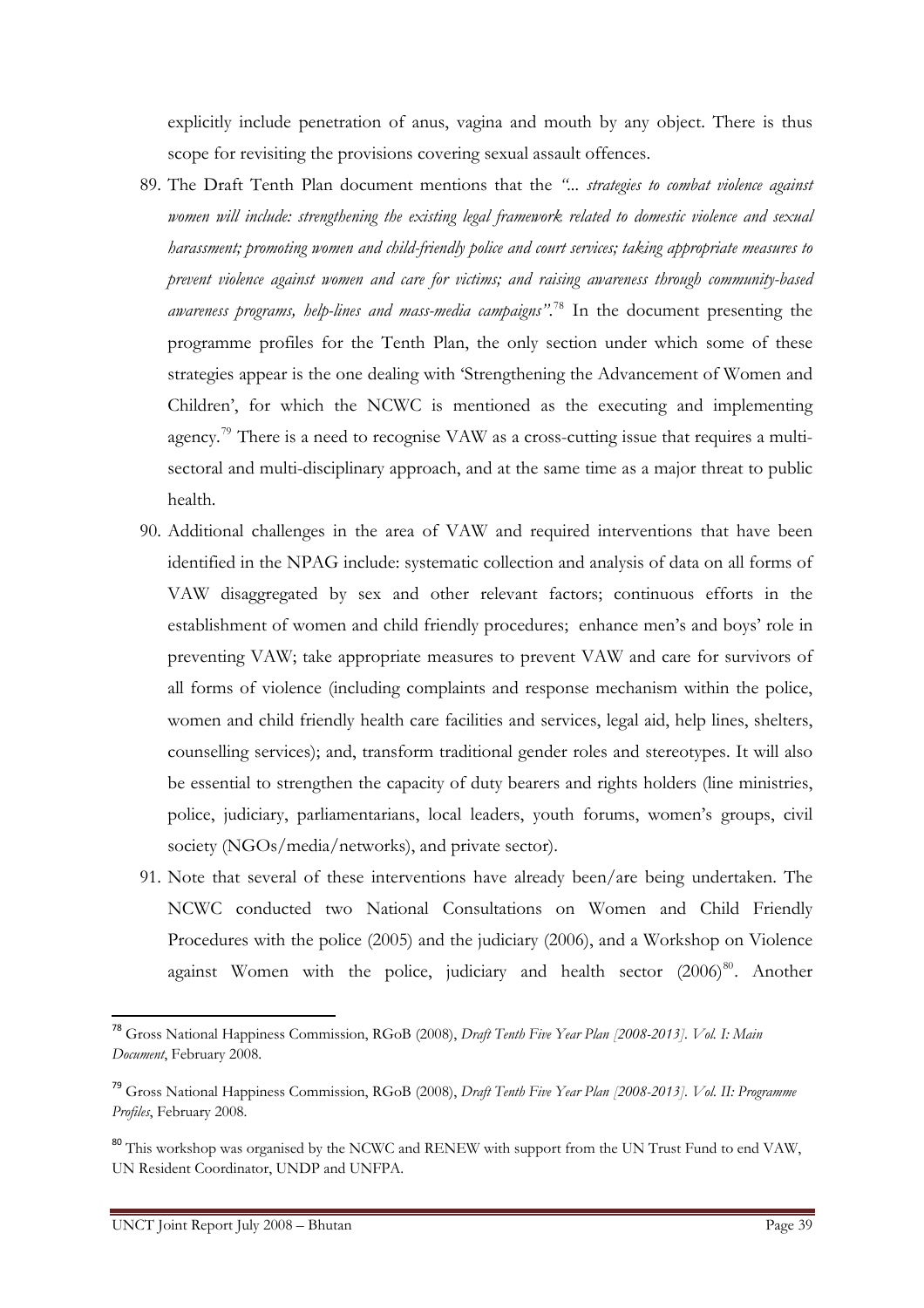explicitly include penetration of anus, vagina and mouth by any object. There is thus scope for revisiting the provisions covering sexual assault offences.

89. The Draft Tenth Plan document mentions that the *"... strategies to combat violence against women will include: strengthening the existing legal framework related to domestic violence and sexual harassment; promoting women and child-friendly police and court services; taking appropriate measures to prevent violence against women and care for victims; and raising awareness through community-based awareness programs, help-lines and mass-media campaigns"*.[78] In the document presenting the programme profiles for the Tenth Plan, the only section under which some of these strategies appear is the one dealing with 'Strengthening the Advancement of Women and Children', for which the NCWC is mentioned as the executing and implementing agency.[79] There is a need to recognise VAW as a cross-cutting issue that requires a multi-sectoral and multi-disciplinary approach, and at the same time as a major threat to public health.

90. Additional challenges in the area of VAW and required interventions that have been identified in the NPAG include: systematic collection and analysis of data on all forms of VAW disaggregated by sex and other relevant factors; continuous efforts in the establishment of women and child friendly procedures; enhance men's and boys' role in preventing VAW; take appropriate measures to prevent VAW and care for survivors of all forms of violence (including complaints and response mechanism within the police, women and child friendly health care facilities and services, legal aid, help lines, shelters, counselling services); and, transform traditional gender roles and stereotypes. It will also be essential to strengthen the capacity of duty bearers and rights holders (line ministries, police, judiciary, parliamentarians, local leaders, youth forums, women's groups, civil society (NGOs/media/networks), and private sector).

91. Note that several of these interventions have already been/are being undertaken. The NCWC conducted two National Consultations on Women and Child Friendly Procedures with the police (2005) and the judiciary (2006), and a Workshop on Violence against Women with the police, judiciary and health sector (2006)[80]. Another

---

[78] Gross National Happiness Commission, RGoB (2008), *Draft Tenth Five Year Plan [2008-2013]. Vol. I: Main Document*, February 2008.

[79] Gross National Happiness Commission, RGoB (2008), *Draft Tenth Five Year Plan [2008-2013]. Vol. II: Programme Profiles*, February 2008.

[80] This workshop was organised by the NCWC and RENEW with support from the UN Trust Fund to end VAW, UN Resident Coordinator, UNDP and UNFPA.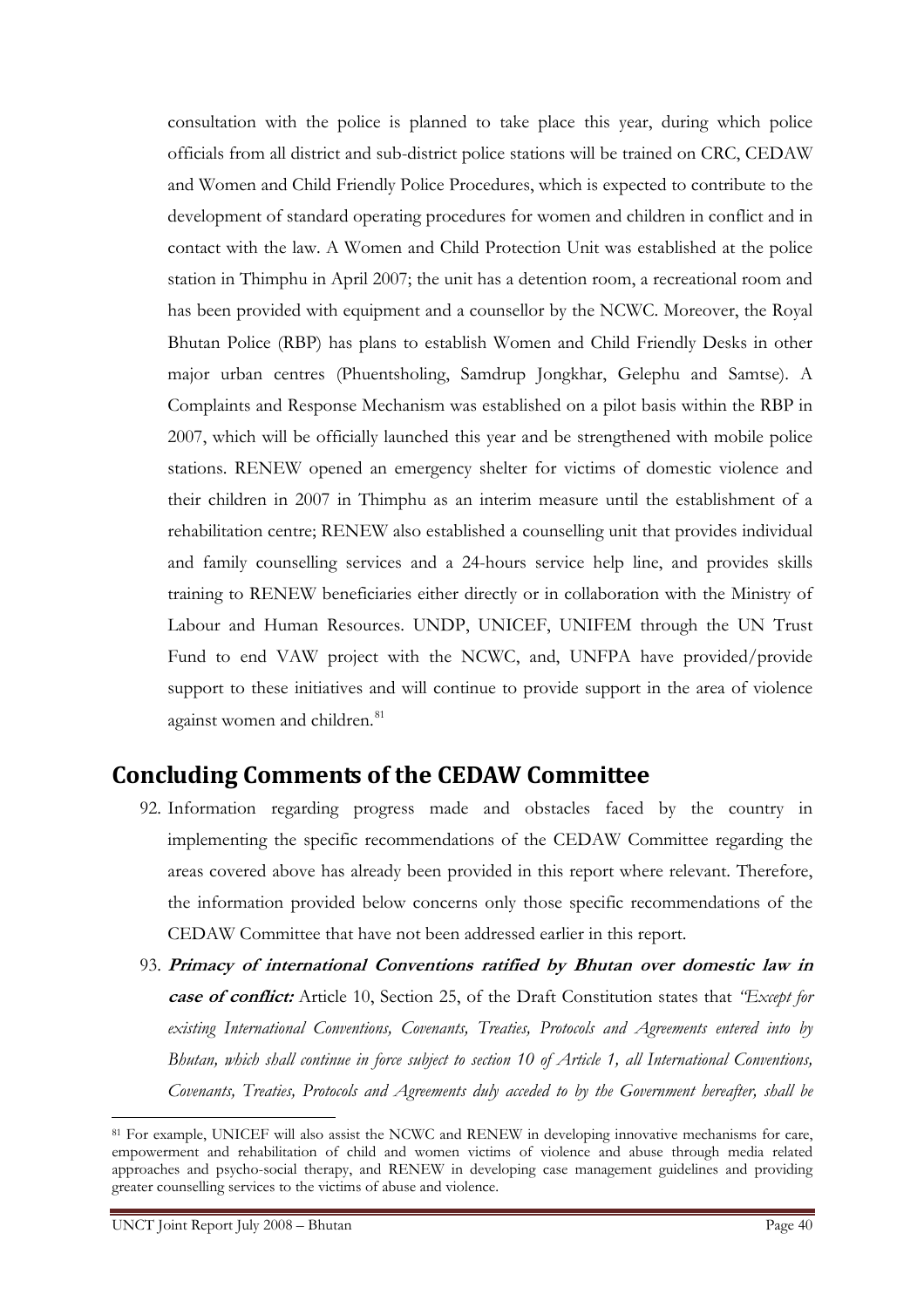consultation with the police is planned to take place this year, during which police officials from all district and sub-district police stations will be trained on CRC, CEDAW and Women and Child Friendly Police Procedures, which is expected to contribute to the development of standard operating procedures for women and children in conflict and in contact with the law. A Women and Child Protection Unit was established at the police station in Thimphu in April 2007; the unit has a detention room, a recreational room and has been provided with equipment and a counsellor by the NCWC. Moreover, the Royal Bhutan Police (RBP) has plans to establish Women and Child Friendly Desks in other major urban centres (Phuentsholing, Samdrup Jongkhar, Gelephu and Samtse). A Complaints and Response Mechanism was established on a pilot basis within the RBP in 2007, which will be officially launched this year and be strengthened with mobile police stations. RENEW opened an emergency shelter for victims of domestic violence and their children in 2007 in Thimphu as an interim measure until the establishment of a rehabilitation centre; RENEW also established a counselling unit that provides individual and family counselling services and a 24-hours service help line, and provides skills training to RENEW beneficiaries either directly or in collaboration with the Ministry of Labour and Human Resources. UNDP, UNICEF, UNIFEM through the UN Trust Fund to end VAW project with the NCWC, and, UNFPA have provided/provide support to these initiatives and will continue to provide support in the area of violence against women and children.[81]

## Concluding Comments of the CEDAW Committee

92. Information regarding progress made and obstacles faced by the country in implementing the specific recommendations of the CEDAW Committee regarding the areas covered above has already been provided in this report where relevant. Therefore, the information provided below concerns only those specific recommendations of the CEDAW Committee that have not been addressed earlier in this report.

93. ***Primacy of international Conventions ratified by Bhutan over domestic law in case of conflict:*** Article 10, Section 25, of the Draft Constitution states that *"Except for existing International Conventions, Covenants, Treaties, Protocols and Agreements entered into by Bhutan, which shall continue in force subject to section 10 of Article 1, all International Conventions, Covenants, Treaties, Protocols and Agreements duly acceded to by the Government hereafter, shall be*

[81] For example, UNICEF will also assist the NCWC and RENEW in developing innovative mechanisms for care, empowerment and rehabilitation of child and women victims of violence and abuse through media related approaches and psycho-social therapy, and RENEW in developing case management guidelines and providing greater counselling services to the victims of abuse and violence.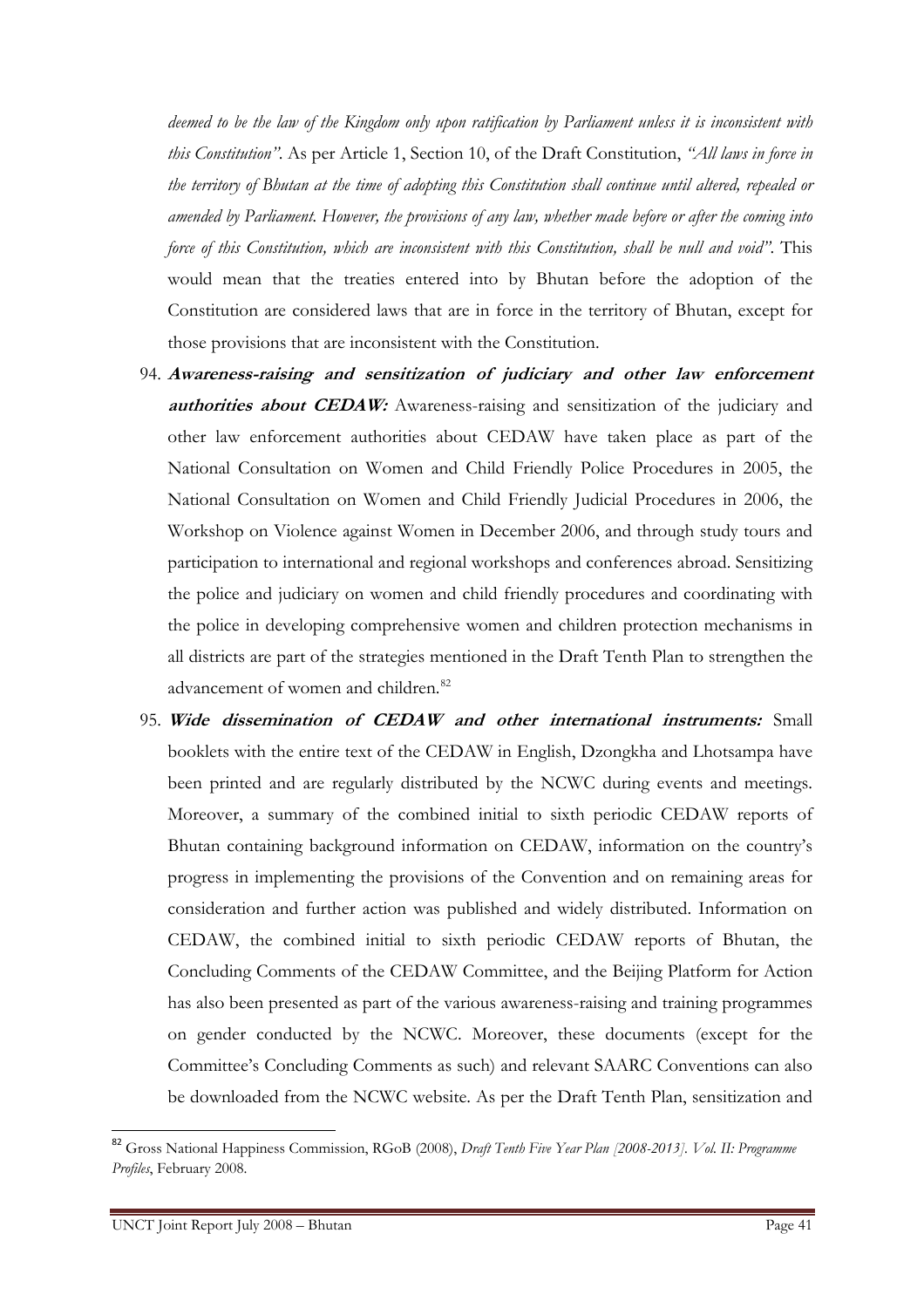*deemed to be the law of the Kingdom only upon ratification by Parliament unless it is inconsistent with this Constitution"*. As per Article 1, Section 10, of the Draft Constitution, *"All laws in force in the territory of Bhutan at the time of adopting this Constitution shall continue until altered, repealed or amended by Parliament. However, the provisions of any law, whether made before or after the coming into force of this Constitution, which are inconsistent with this Constitution, shall be null and void"*. This would mean that the treaties entered into by Bhutan before the adoption of the Constitution are considered laws that are in force in the territory of Bhutan, except for those provisions that are inconsistent with the Constitution.

94. ***Awareness-raising and sensitization of judiciary and other law enforcement authorities about CEDAW:*** Awareness-raising and sensitization of the judiciary and other law enforcement authorities about CEDAW have taken place as part of the National Consultation on Women and Child Friendly Police Procedures in 2005, the National Consultation on Women and Child Friendly Judicial Procedures in 2006, the Workshop on Violence against Women in December 2006, and through study tours and participation to international and regional workshops and conferences abroad. Sensitizing the police and judiciary on women and child friendly procedures and coordinating with the police in developing comprehensive women and children protection mechanisms in all districts are part of the strategies mentioned in the Draft Tenth Plan to strengthen the advancement of women and children.[82]

95. ***Wide dissemination of CEDAW and other international instruments:*** Small booklets with the entire text of the CEDAW in English, Dzongkha and Lhotsampa have been printed and are regularly distributed by the NCWC during events and meetings. Moreover, a summary of the combined initial to sixth periodic CEDAW reports of Bhutan containing background information on CEDAW, information on the country's progress in implementing the provisions of the Convention and on remaining areas for consideration and further action was published and widely distributed. Information on CEDAW, the combined initial to sixth periodic CEDAW reports of Bhutan, the Concluding Comments of the CEDAW Committee, and the Beijing Platform for Action has also been presented as part of the various awareness-raising and training programmes on gender conducted by the NCWC. Moreover, these documents (except for the Committee's Concluding Comments as such) and relevant SAARC Conventions can also be downloaded from the NCWC website. As per the Draft Tenth Plan, sensitization and

---

[82] Gross National Happiness Commission, RGoB (2008), *Draft Tenth Five Year Plan [2008-2013]. Vol. II: Programme Profiles*, February 2008.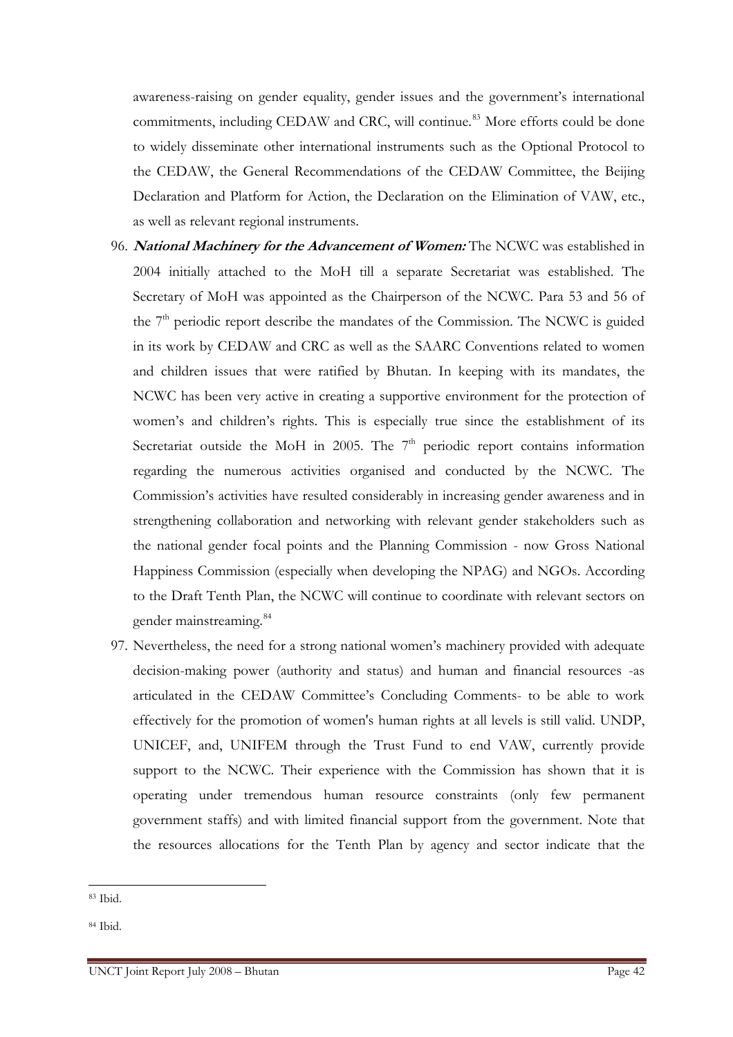awareness-raising on gender equality, gender issues and the government's international commitments, including CEDAW and CRC, will continue.[83] More efforts could be done to widely disseminate other international instruments such as the Optional Protocol to the CEDAW, the General Recommendations of the CEDAW Committee, the Beijing Declaration and Platform for Action, the Declaration on the Elimination of VAW, etc., as well as relevant regional instruments.

96. ***National Machinery for the Advancement of Women:*** The NCWC was established in 2004 initially attached to the MoH till a separate Secretariat was established. The Secretary of MoH was appointed as the Chairperson of the NCWC. Para 53 and 56 of the 7th periodic report describe the mandates of the Commission. The NCWC is guided in its work by CEDAW and CRC as well as the SAARC Conventions related to women and children issues that were ratified by Bhutan. In keeping with its mandates, the NCWC has been very active in creating a supportive environment for the protection of women's and children's rights. This is especially true since the establishment of its Secretariat outside the MoH in 2005. The 7th periodic report contains information regarding the numerous activities organised and conducted by the NCWC. The Commission's activities have resulted considerably in increasing gender awareness and in strengthening collaboration and networking with relevant gender stakeholders such as the national gender focal points and the Planning Commission - now Gross National Happiness Commission (especially when developing the NPAG) and NGOs. According to the Draft Tenth Plan, the NCWC will continue to coordinate with relevant sectors on gender mainstreaming.[84]

97. Nevertheless, the need for a strong national women's machinery provided with adequate decision-making power (authority and status) and human and financial resources -as articulated in the CEDAW Committee's Concluding Comments- to be able to work effectively for the promotion of women's human rights at all levels is still valid. UNDP, UNICEF, and, UNIFEM through the Trust Fund to end VAW, currently provide support to the NCWC. Their experience with the Commission has shown that it is operating under tremendous human resource constraints (only few permanent government staffs) and with limited financial support from the government. Note that the resources allocations for the Tenth Plan by agency and sector indicate that the

[83] Ibid.

[84] Ibid.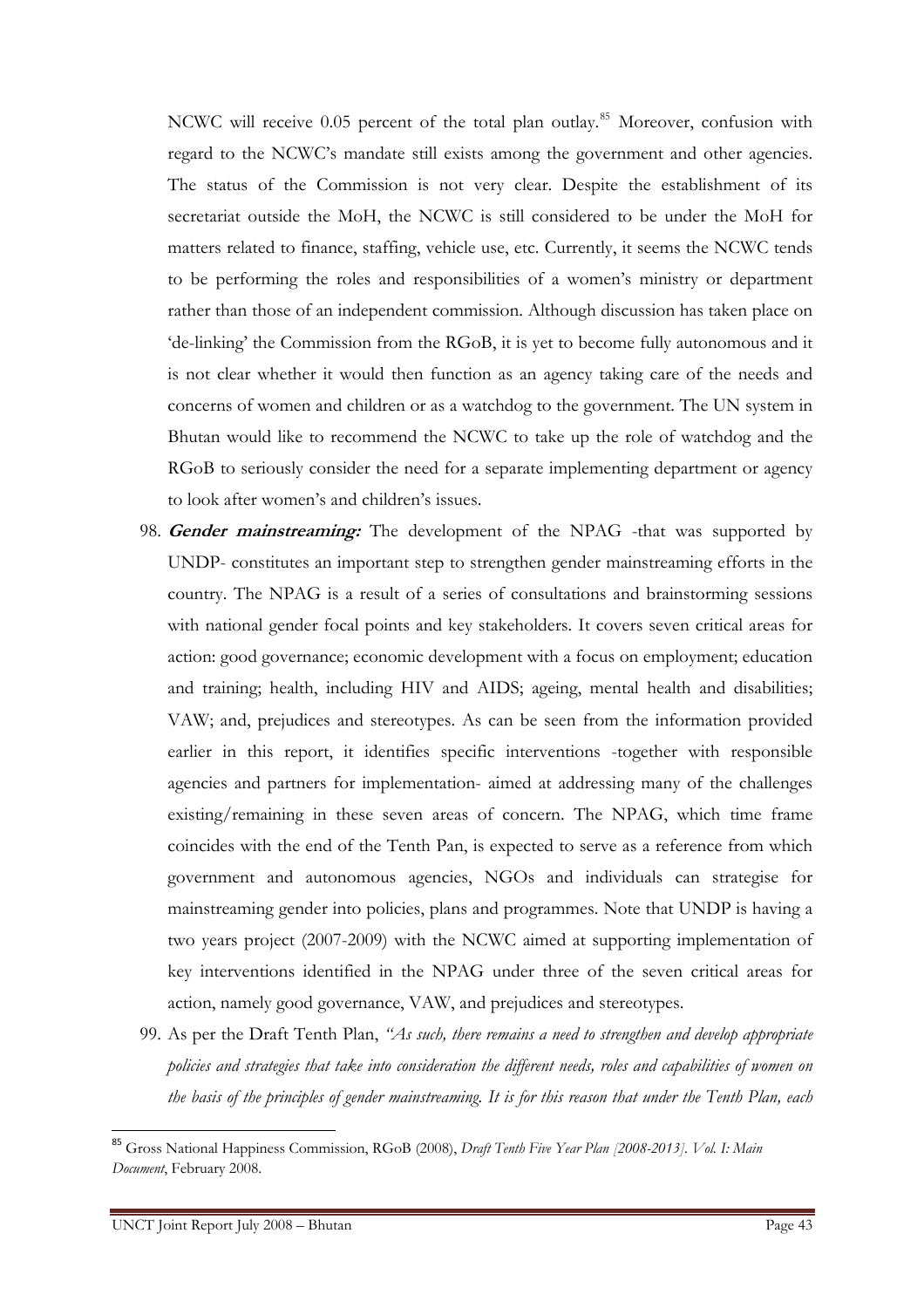NCWC will receive 0.05 percent of the total plan outlay.[85] Moreover, confusion with regard to the NCWC's mandate still exists among the government and other agencies. The status of the Commission is not very clear. Despite the establishment of its secretariat outside the MoH, the NCWC is still considered to be under the MoH for matters related to finance, staffing, vehicle use, etc. Currently, it seems the NCWC tends to be performing the roles and responsibilities of a women's ministry or department rather than those of an independent commission. Although discussion has taken place on 'de-linking' the Commission from the RGoB, it is yet to become fully autonomous and it is not clear whether it would then function as an agency taking care of the needs and concerns of women and children or as a watchdog to the government. The UN system in Bhutan would like to recommend the NCWC to take up the role of watchdog and the RGoB to seriously consider the need for a separate implementing department or agency to look after women's and children's issues.

98. ***Gender mainstreaming:*** The development of the NPAG -that was supported by UNDP- constitutes an important step to strengthen gender mainstreaming efforts in the country. The NPAG is a result of a series of consultations and brainstorming sessions with national gender focal points and key stakeholders. It covers seven critical areas for action: good governance; economic development with a focus on employment; education and training; health, including HIV and AIDS; ageing, mental health and disabilities; VAW; and, prejudices and stereotypes. As can be seen from the information provided earlier in this report, it identifies specific interventions -together with responsible agencies and partners for implementation- aimed at addressing many of the challenges existing/remaining in these seven areas of concern. The NPAG, which time frame coincides with the end of the Tenth Pan, is expected to serve as a reference from which government and autonomous agencies, NGOs and individuals can strategise for mainstreaming gender into policies, plans and programmes. Note that UNDP is having a two years project (2007-2009) with the NCWC aimed at supporting implementation of key interventions identified in the NPAG under three of the seven critical areas for action, namely good governance, VAW, and prejudices and stereotypes.

99. As per the Draft Tenth Plan, *"As such, there remains a need to strengthen and develop appropriate policies and strategies that take into consideration the different needs, roles and capabilities of women on the basis of the principles of gender mainstreaming. It is for this reason that under the Tenth Plan, each*

---

[85] Gross National Happiness Commission, RGoB (2008), *Draft Tenth Five Year Plan [2008-2013]. Vol. I: Main Document*, February 2008.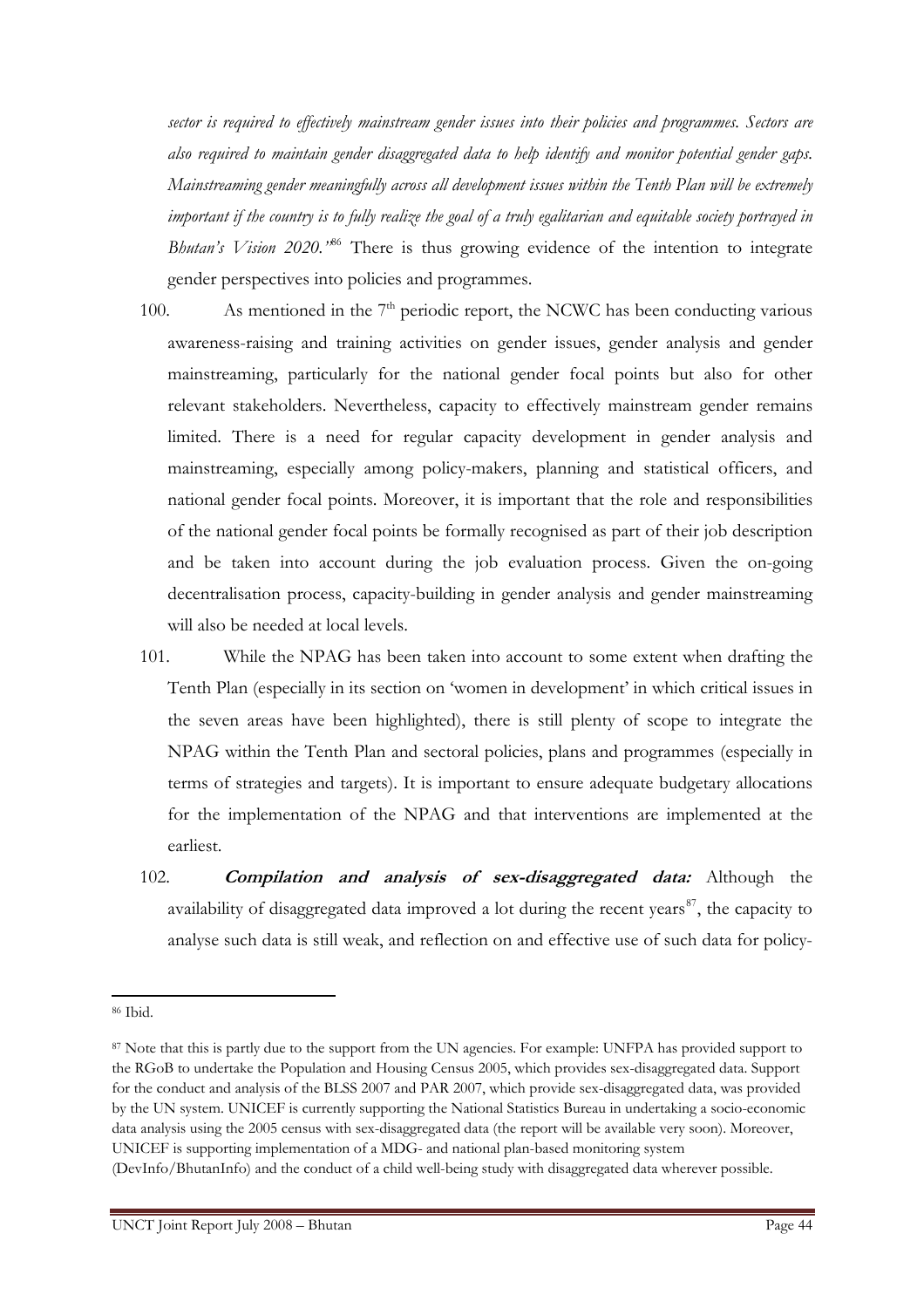*sector is required to effectively mainstream gender issues into their policies and programmes. Sectors are also required to maintain gender disaggregated data to help identify and monitor potential gender gaps. Mainstreaming gender meaningfully across all development issues within the Tenth Plan will be extremely important if the country is to fully realize the goal of a truly egalitarian and equitable society portrayed in Bhutan's Vision 2020.'*[86] There is thus growing evidence of the intention to integrate gender perspectives into policies and programmes.

100. As mentioned in the 7th periodic report, the NCWC has been conducting various awareness-raising and training activities on gender issues, gender analysis and gender mainstreaming, particularly for the national gender focal points but also for other relevant stakeholders. Nevertheless, capacity to effectively mainstream gender remains limited. There is a need for regular capacity development in gender analysis and mainstreaming, especially among policy-makers, planning and statistical officers, and national gender focal points. Moreover, it is important that the role and responsibilities of the national gender focal points be formally recognised as part of their job description and be taken into account during the job evaluation process. Given the on-going decentralisation process, capacity-building in gender analysis and gender mainstreaming will also be needed at local levels.

101. While the NPAG has been taken into account to some extent when drafting the Tenth Plan (especially in its section on 'women in development' in which critical issues in the seven areas have been highlighted), there is still plenty of scope to integrate the NPAG within the Tenth Plan and sectoral policies, plans and programmes (especially in terms of strategies and targets). It is important to ensure adequate budgetary allocations for the implementation of the NPAG and that interventions are implemented at the earliest.

102. ***Compilation and analysis of sex-disaggregated data:*** Although the availability of disaggregated data improved a lot during the recent years[87], the capacity to analyse such data is still weak, and reflection on and effective use of such data for policy-

---

[86] Ibid.

[87] Note that this is partly due to the support from the UN agencies. For example: UNFPA has provided support to the RGoB to undertake the Population and Housing Census 2005, which provides sex-disaggregated data. Support for the conduct and analysis of the BLSS 2007 and PAR 2007, which provide sex-disaggregated data, was provided by the UN system. UNICEF is currently supporting the National Statistics Bureau in undertaking a socio-economic data analysis using the 2005 census with sex-disaggregated data (the report will be available very soon). Moreover, UNICEF is supporting implementation of a MDG- and national plan-based monitoring system (DevInfo/BhutanInfo) and the conduct of a child well-being study with disaggregated data wherever possible.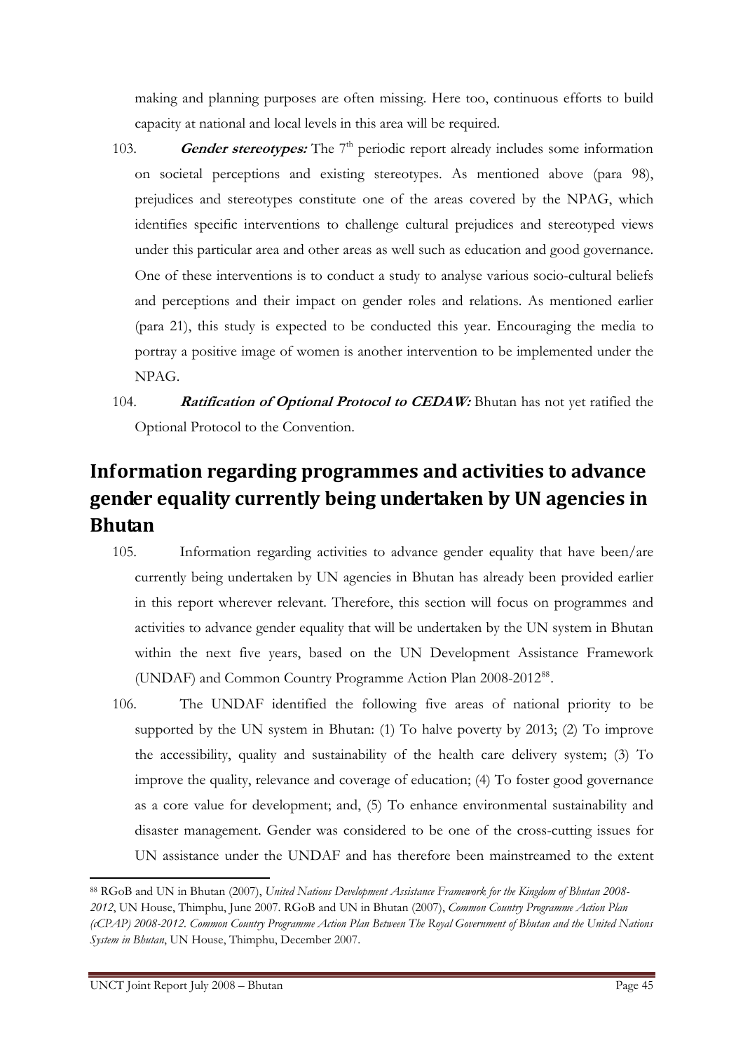making and planning purposes are often missing. Here too, continuous efforts to build capacity at national and local levels in this area will be required.

103. ***Gender stereotypes:*** The 7th periodic report already includes some information on societal perceptions and existing stereotypes. As mentioned above (para 98), prejudices and stereotypes constitute one of the areas covered by the NPAG, which identifies specific interventions to challenge cultural prejudices and stereotyped views under this particular area and other areas as well such as education and good governance. One of these interventions is to conduct a study to analyse various socio-cultural beliefs and perceptions and their impact on gender roles and relations. As mentioned earlier (para 21), this study is expected to be conducted this year. Encouraging the media to portray a positive image of women is another intervention to be implemented under the NPAG.

104. ***Ratification of Optional Protocol to CEDAW:*** Bhutan has not yet ratified the Optional Protocol to the Convention.

## Information regarding programmes and activities to advance gender equality currently being undertaken by UN agencies in Bhutan

105. Information regarding activities to advance gender equality that have been/are currently being undertaken by UN agencies in Bhutan has already been provided earlier in this report wherever relevant. Therefore, this section will focus on programmes and activities to advance gender equality that will be undertaken by the UN system in Bhutan within the next five years, based on the UN Development Assistance Framework (UNDAF) and Common Country Programme Action Plan 2008-2012[88].

106. The UNDAF identified the following five areas of national priority to be supported by the UN system in Bhutan: (1) To halve poverty by 2013; (2) To improve the accessibility, quality and sustainability of the health care delivery system; (3) To improve the quality, relevance and coverage of education; (4) To foster good governance as a core value for development; and, (5) To enhance environmental sustainability and disaster management. Gender was considered to be one of the cross-cutting issues for UN assistance under the UNDAF and has therefore been mainstreamed to the extent

---

[88] RGoB and UN in Bhutan (2007), *United Nations Development Assistance Framework for the Kingdom of Bhutan 2008-2012*, UN House, Thimphu, June 2007. RGoB and UN in Bhutan (2007), *Common Country Programme Action Plan (cCPAP) 2008-2012. Common Country Programme Action Plan Between The Royal Government of Bhutan and the United Nations System in Bhutan*, UN House, Thimphu, December 2007.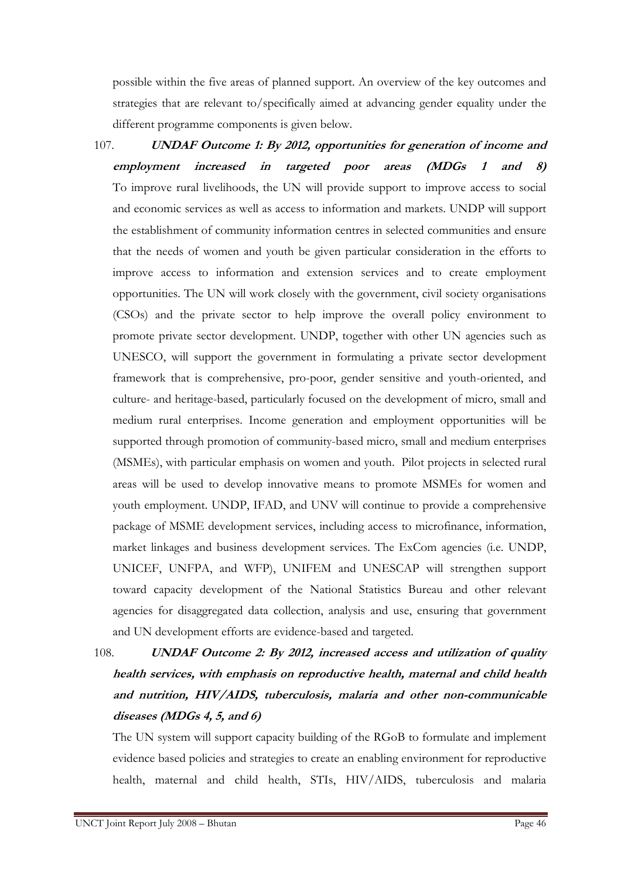possible within the five areas of planned support. An overview of the key outcomes and strategies that are relevant to/specifically aimed at advancing gender equality under the different programme components is given below.

107. ***UNDAF Outcome 1: By 2012, opportunities for generation of income and employment increased in targeted poor areas (MDGs 1 and 8)*** To improve rural livelihoods, the UN will provide support to improve access to social and economic services as well as access to information and markets. UNDP will support the establishment of community information centres in selected communities and ensure that the needs of women and youth be given particular consideration in the efforts to improve access to information and extension services and to create employment opportunities. The UN will work closely with the government, civil society organisations (CSOs) and the private sector to help improve the overall policy environment to promote private sector development. UNDP, together with other UN agencies such as UNESCO, will support the government in formulating a private sector development framework that is comprehensive, pro-poor, gender sensitive and youth-oriented, and culture- and heritage-based, particularly focused on the development of micro, small and medium rural enterprises. Income generation and employment opportunities will be supported through promotion of community-based micro, small and medium enterprises (MSMEs), with particular emphasis on women and youth. Pilot projects in selected rural areas will be used to develop innovative means to promote MSMEs for women and youth employment. UNDP, IFAD, and UNV will continue to provide a comprehensive package of MSME development services, including access to microfinance, information, market linkages and business development services. The ExCom agencies (i.e. UNDP, UNICEF, UNFPA, and WFP), UNIFEM and UNESCAP will strengthen support toward capacity development of the National Statistics Bureau and other relevant agencies for disaggregated data collection, analysis and use, ensuring that government and UN development efforts are evidence-based and targeted.

108. ***UNDAF Outcome 2: By 2012, increased access and utilization of quality health services, with emphasis on reproductive health, maternal and child health and nutrition, HIV/AIDS, tuberculosis, malaria and other non-communicable diseases (MDGs 4, 5, and 6)***

The UN system will support capacity building of the RGoB to formulate and implement evidence based policies and strategies to create an enabling environment for reproductive health, maternal and child health, STIs, HIV/AIDS, tuberculosis and malaria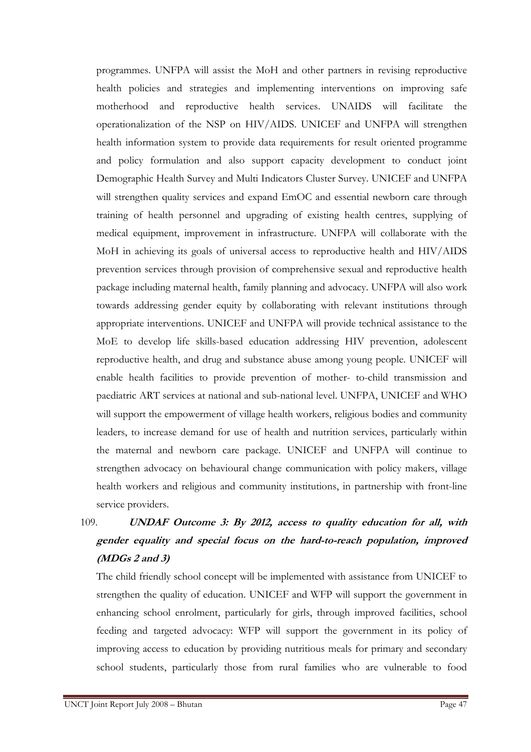programmes. UNFPA will assist the MoH and other partners in revising reproductive health policies and strategies and implementing interventions on improving safe motherhood and reproductive health services. UNAIDS will facilitate the operationalization of the NSP on HIV/AIDS. UNICEF and UNFPA will strengthen health information system to provide data requirements for result oriented programme and policy formulation and also support capacity development to conduct joint Demographic Health Survey and Multi Indicators Cluster Survey. UNICEF and UNFPA will strengthen quality services and expand EmOC and essential newborn care through training of health personnel and upgrading of existing health centres, supplying of medical equipment, improvement in infrastructure. UNFPA will collaborate with the MoH in achieving its goals of universal access to reproductive health and HIV/AIDS prevention services through provision of comprehensive sexual and reproductive health package including maternal health, family planning and advocacy. UNFPA will also work towards addressing gender equity by collaborating with relevant institutions through appropriate interventions. UNICEF and UNFPA will provide technical assistance to the MoE to develop life skills-based education addressing HIV prevention, adolescent reproductive health, and drug and substance abuse among young people. UNICEF will enable health facilities to provide prevention of mother- to-child transmission and paediatric ART services at national and sub-national level. UNFPA, UNICEF and WHO will support the empowerment of village health workers, religious bodies and community leaders, to increase demand for use of health and nutrition services, particularly within the maternal and newborn care package. UNICEF and UNFPA will continue to strengthen advocacy on behavioural change communication with policy makers, village health workers and religious and community institutions, in partnership with front-line service providers.

109. ***UNDAF Outcome 3: By 2012, access to quality education for all, with gender equality and special focus on the hard-to-reach population, improved (MDGs 2 and 3)***

The child friendly school concept will be implemented with assistance from UNICEF to strengthen the quality of education. UNICEF and WFP will support the government in enhancing school enrolment, particularly for girls, through improved facilities, school feeding and targeted advocacy: WFP will support the government in its policy of improving access to education by providing nutritious meals for primary and secondary school students, particularly those from rural families who are vulnerable to food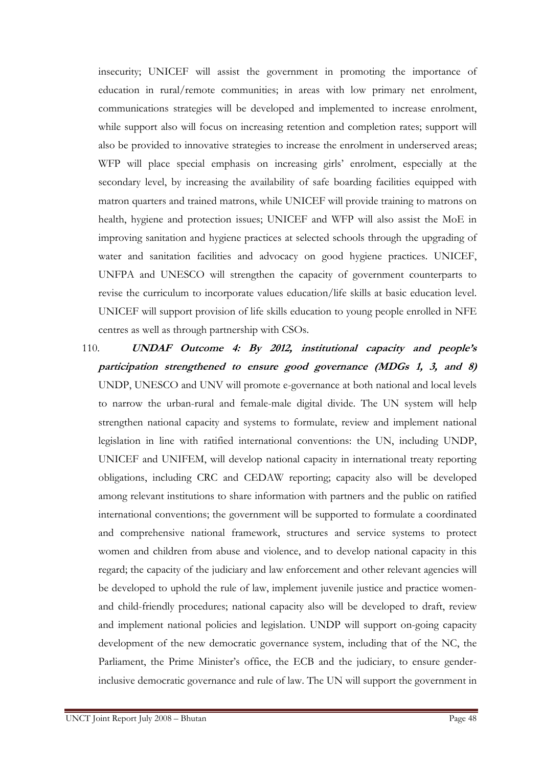insecurity; UNICEF will assist the government in promoting the importance of education in rural/remote communities; in areas with low primary net enrolment, communications strategies will be developed and implemented to increase enrolment, while support also will focus on increasing retention and completion rates; support will also be provided to innovative strategies to increase the enrolment in underserved areas; WFP will place special emphasis on increasing girls' enrolment, especially at the secondary level, by increasing the availability of safe boarding facilities equipped with matron quarters and trained matrons, while UNICEF will provide training to matrons on health, hygiene and protection issues; UNICEF and WFP will also assist the MoE in improving sanitation and hygiene practices at selected schools through the upgrading of water and sanitation facilities and advocacy on good hygiene practices. UNICEF, UNFPA and UNESCO will strengthen the capacity of government counterparts to revise the curriculum to incorporate values education/life skills at basic education level. UNICEF will support provision of life skills education to young people enrolled in NFE centres as well as through partnership with CSOs.

110. ***UNDAF Outcome 4: By 2012, institutional capacity and people's participation strengthened to ensure good governance (MDGs 1, 3, and 8)*** UNDP, UNESCO and UNV will promote e-governance at both national and local levels to narrow the urban-rural and female-male digital divide. The UN system will help strengthen national capacity and systems to formulate, review and implement national legislation in line with ratified international conventions: the UN, including UNDP, UNICEF and UNIFEM, will develop national capacity in international treaty reporting obligations, including CRC and CEDAW reporting; capacity also will be developed among relevant institutions to share information with partners and the public on ratified international conventions; the government will be supported to formulate a coordinated and comprehensive national framework, structures and service systems to protect women and children from abuse and violence, and to develop national capacity in this regard; the capacity of the judiciary and law enforcement and other relevant agencies will be developed to uphold the rule of law, implement juvenile justice and practice women- and child-friendly procedures; national capacity also will be developed to draft, review and implement national policies and legislation. UNDP will support on-going capacity development of the new democratic governance system, including that of the NC, the Parliament, the Prime Minister's office, the ECB and the judiciary, to ensure gender-inclusive democratic governance and rule of law. The UN will support the government in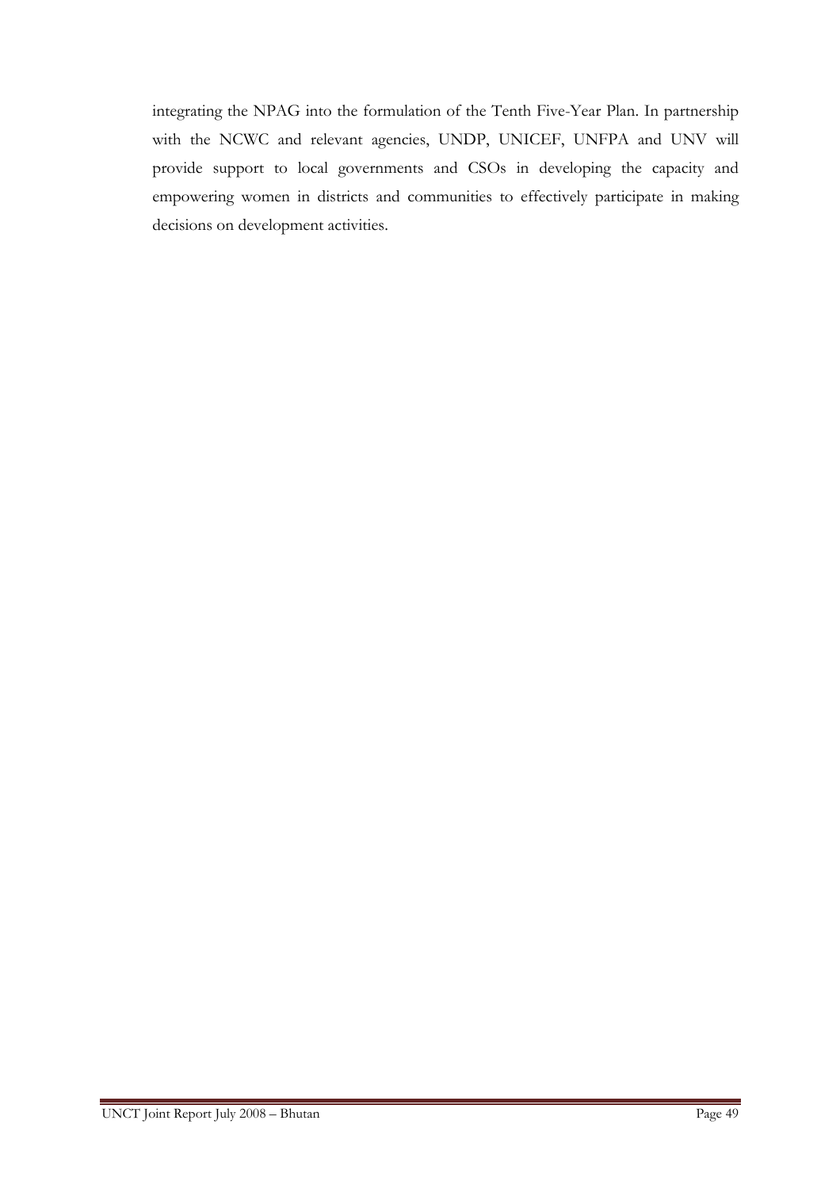integrating the NPAG into the formulation of the Tenth Five-Year Plan. In partnership with the NCWC and relevant agencies, UNDP, UNICEF, UNFPA and UNV will provide support to local governments and CSOs in developing the capacity and empowering women in districts and communities to effectively participate in making decisions on development activities.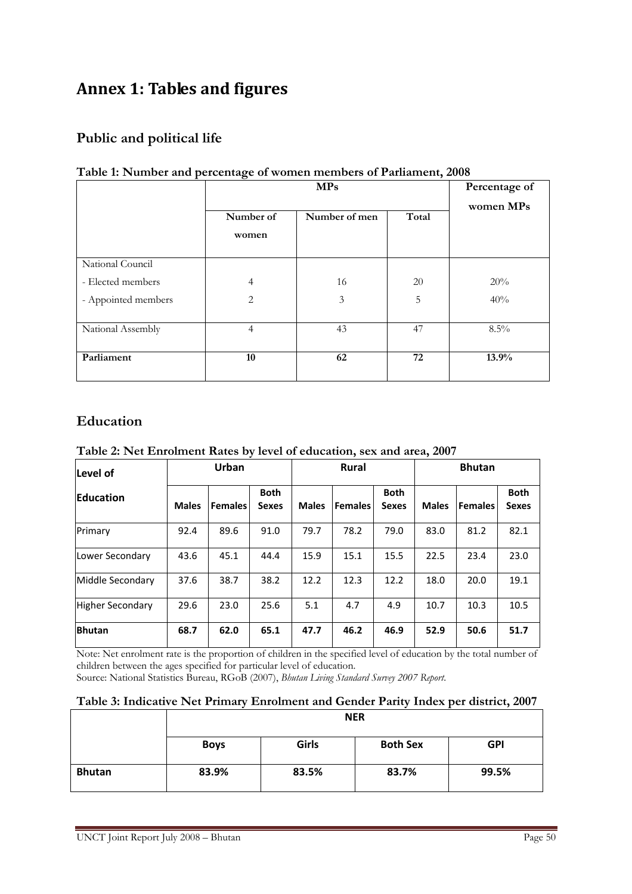# Annex 1: Tables and figures

## Public and political life

**Table 1: Number and percentage of women members of Parliament, 2008**

| | MPs | | | Percentage of women MPs |
|---|---|---|---|---|
| | Number of women | Number of men | Total | |
| National Council | | | | |
| - Elected members | 4 | 16 | 20 | 20% |
| - Appointed members | 2 | 3 | 5 | 40% |
| National Assembly | 4 | 43 | 47 | 8.5% |
| **Parliament** | **10** | **62** | **72** | **13.9%** |

## Education

**Table 2: Net Enrolment Rates by level of education, sex and area, 2007**

| Level of Education | Urban | | | Rural | | | Bhutan | | |
|---|---|---|---|---|---|---|---|---|---|
| | Males | Females | Both Sexes | Males | Females | Both Sexes | Males | Females | Both Sexes |
| Primary | 92.4 | 89.6 | 91.0 | 79.7 | 78.2 | 79.0 | 83.0 | 81.2 | 82.1 |
| Lower Secondary | 43.6 | 45.1 | 44.4 | 15.9 | 15.1 | 15.5 | 22.5 | 23.4 | 23.0 |
| Middle Secondary | 37.6 | 38.7 | 38.2 | 12.2 | 12.3 | 12.2 | 18.0 | 20.0 | 19.1 |
| Higher Secondary | 29.6 | 23.0 | 25.6 | 5.1 | 4.7 | 4.9 | 10.7 | 10.3 | 10.5 |
| **Bhutan** | **68.7** | **62.0** | **65.1** | **47.7** | **46.2** | **46.9** | **52.9** | **50.6** | **51.7** |

Note: Net enrolment rate is the proportion of children in the specified level of education by the total number of children between the ages specified for particular level of education.
Source: National Statistics Bureau, RGoB (2007), *Bhutan Living Standard Survey 2007 Report*.

**Table 3: Indicative Net Primary Enrolment and Gender Parity Index per district, 2007**

| | NER | | | |
|---|---|---|---|---|
| | Boys | Girls | Both Sex | GPI |
| **Bhutan** | **83.9%** | **83.5%** | **83.7%** | **99.5%** |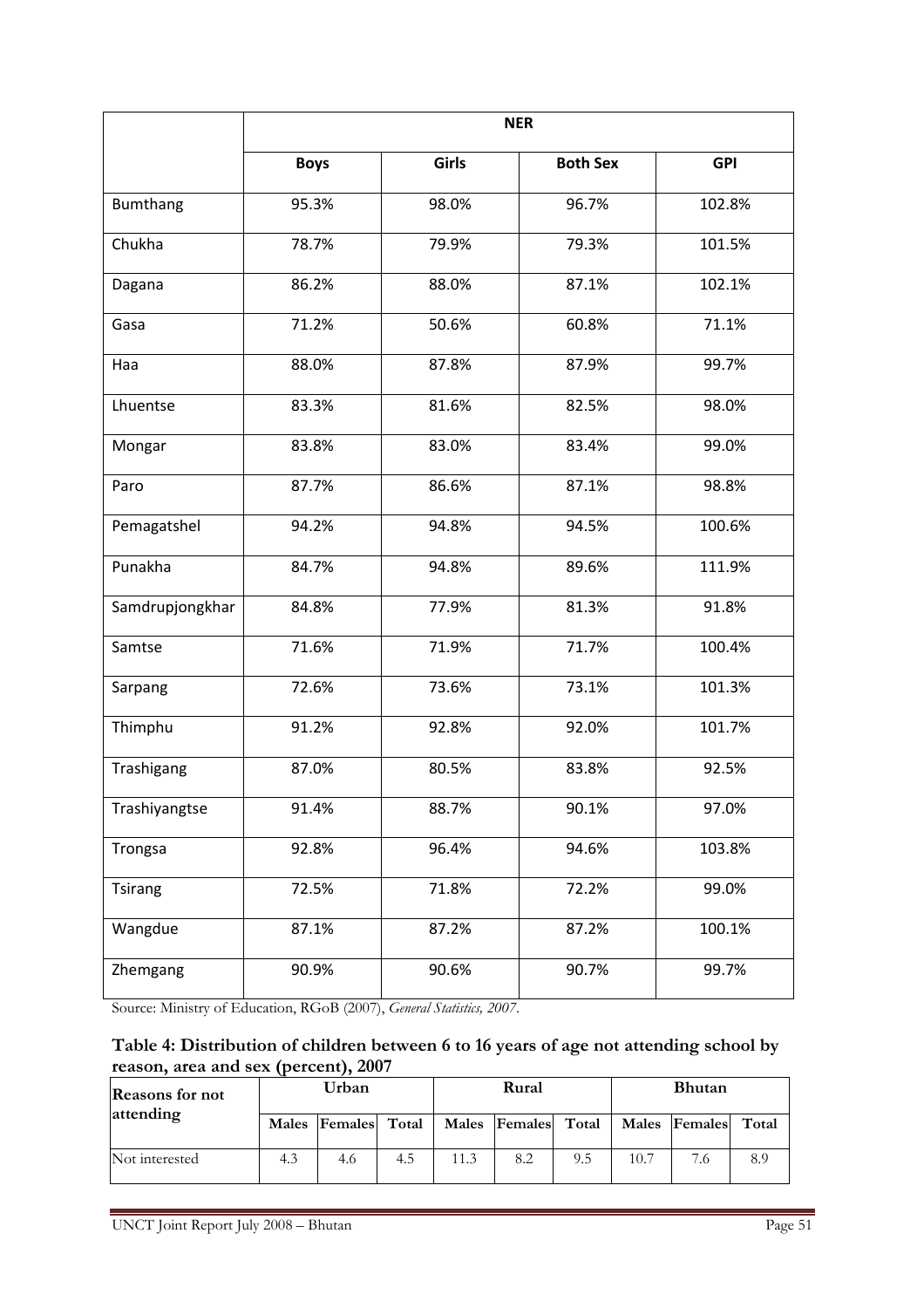| | NER | | | |
|---|---|---|---|---|
| | Boys | Girls | Both Sex | GPI |
| Bumthang | 95.3% | 98.0% | 96.7% | 102.8% |
| Chukha | 78.7% | 79.9% | 79.3% | 101.5% |
| Dagana | 86.2% | 88.0% | 87.1% | 102.1% |
| Gasa | 71.2% | 50.6% | 60.8% | 71.1% |
| Haa | 88.0% | 87.8% | 87.9% | 99.7% |
| Lhuentse | 83.3% | 81.6% | 82.5% | 98.0% |
| Mongar | 83.8% | 83.0% | 83.4% | 99.0% |
| Paro | 87.7% | 86.6% | 87.1% | 98.8% |
| Pemagatshel | 94.2% | 94.8% | 94.5% | 100.6% |
| Punakha | 84.7% | 94.8% | 89.6% | 111.9% |
| Samdrupjongkhar | 84.8% | 77.9% | 81.3% | 91.8% |
| Samtse | 71.6% | 71.9% | 71.7% | 100.4% |
| Sarpang | 72.6% | 73.6% | 73.1% | 101.3% |
| Thimphu | 91.2% | 92.8% | 92.0% | 101.7% |
| Trashigang | 87.0% | 80.5% | 83.8% | 92.5% |
| Trashiyangtse | 91.4% | 88.7% | 90.1% | 97.0% |
| Trongsa | 92.8% | 96.4% | 94.6% | 103.8% |
| Tsirang | 72.5% | 71.8% | 72.2% | 99.0% |
| Wangdue | 87.1% | 87.2% | 87.2% | 100.1% |
| Zhemgang | 90.9% | 90.6% | 90.7% | 99.7% |

Source: Ministry of Education, RGoB (2007), *General Statistics, 2007*.

**Table 4: Distribution of children between 6 to 16 years of age not attending school by reason, area and sex (percent), 2007**

| Reasons for not attending | Urban | | | Rural | | | Bhutan | | |
|---|---|---|---|---|---|---|---|---|---|
| | Males | Females | Total | Males | Females | Total | Males | Females | Total |
| Not interested | 4.3 | 4.6 | 4.5 | 11.3 | 8.2 | 9.5 | 10.7 | 7.6 | 8.9 |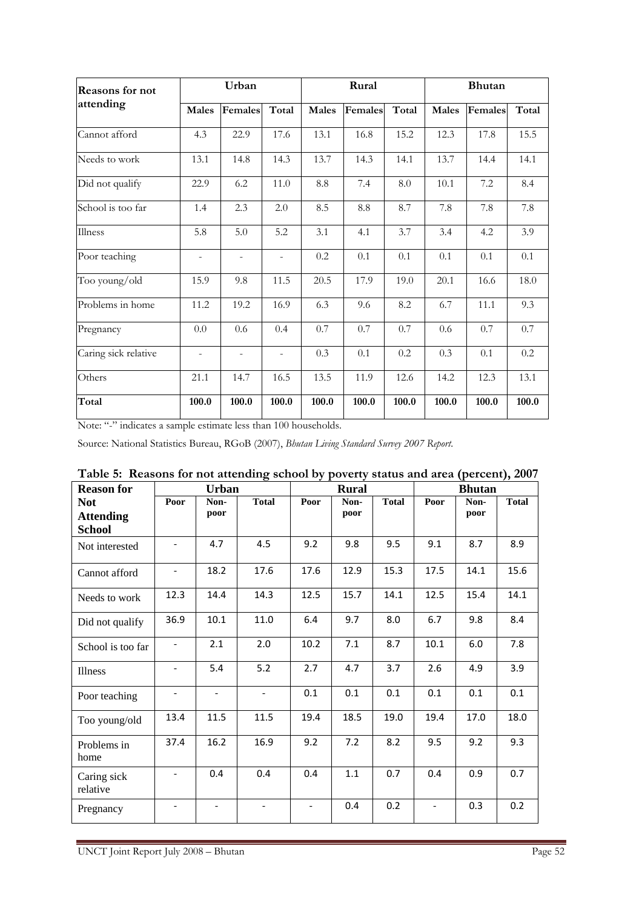| Reasons for not attending | Urban | | | Rural | | | Bhutan | | |
|---|---|---|---|---|---|---|---|---|---|
| | Males | Females | Total | Males | Females | Total | Males | Females | Total |
| Cannot afford | 4.3 | 22.9 | 17.6 | 13.1 | 16.8 | 15.2 | 12.3 | 17.8 | 15.5 |
| Needs to work | 13.1 | 14.8 | 14.3 | 13.7 | 14.3 | 14.1 | 13.7 | 14.4 | 14.1 |
| Did not qualify | 22.9 | 6.2 | 11.0 | 8.8 | 7.4 | 8.0 | 10.1 | 7.2 | 8.4 |
| School is too far | 1.4 | 2.3 | 2.0 | 8.5 | 8.8 | 8.7 | 7.8 | 7.8 | 7.8 |
| Illness | 5.8 | 5.0 | 5.2 | 3.1 | 4.1 | 3.7 | 3.4 | 4.2 | 3.9 |
| Poor teaching | - | - | - | 0.2 | 0.1 | 0.1 | 0.1 | 0.1 | 0.1 |
| Too young/old | 15.9 | 9.8 | 11.5 | 20.5 | 17.9 | 19.0 | 20.1 | 16.6 | 18.0 |
| Problems in home | 11.2 | 19.2 | 16.9 | 6.3 | 9.6 | 8.2 | 6.7 | 11.1 | 9.3 |
| Pregnancy | 0.0 | 0.6 | 0.4 | 0.7 | 0.7 | 0.7 | 0.6 | 0.7 | 0.7 |
| Caring sick relative | - | - | - | 0.3 | 0.1 | 0.2 | 0.3 | 0.1 | 0.2 |
| Others | 21.1 | 14.7 | 16.5 | 13.5 | 11.9 | 12.6 | 14.2 | 12.3 | 13.1 |
| **Total** | **100.0** | **100.0** | **100.0** | **100.0** | **100.0** | **100.0** | **100.0** | **100.0** | **100.0** |

Note: "-" indicates a sample estimate less than 100 households.

Source: National Statistics Bureau, RGoB (2007), *Bhutan Living Standard Survey 2007 Report*.

**Table 5: Reasons for not attending school by poverty status and area (percent), 2007**

| Reason for Not Attending School | Urban | | | Rural | | | Bhutan | | |
|---|---|---|---|---|---|---|---|---|---|
| | Poor | Non-poor | Total | Poor | Non-poor | Total | Poor | Non-poor | Total |
| Not interested | - | 4.7 | 4.5 | 9.2 | 9.8 | 9.5 | 9.1 | 8.7 | 8.9 |
| Cannot afford | - | 18.2 | 17.6 | 17.6 | 12.9 | 15.3 | 17.5 | 14.1 | 15.6 |
| Needs to work | 12.3 | 14.4 | 14.3 | 12.5 | 15.7 | 14.1 | 12.5 | 15.4 | 14.1 |
| Did not qualify | 36.9 | 10.1 | 11.0 | 6.4 | 9.7 | 8.0 | 6.7 | 9.8 | 8.4 |
| School is too far | - | 2.1 | 2.0 | 10.2 | 7.1 | 8.7 | 10.1 | 6.0 | 7.8 |
| Illness | - | 5.4 | 5.2 | 2.7 | 4.7 | 3.7 | 2.6 | 4.9 | 3.9 |
| Poor teaching | - | - | - | 0.1 | 0.1 | 0.1 | 0.1 | 0.1 | 0.1 |
| Too young/old | 13.4 | 11.5 | 11.5 | 19.4 | 18.5 | 19.0 | 19.4 | 17.0 | 18.0 |
| Problems in home | 37.4 | 16.2 | 16.9 | 9.2 | 7.2 | 8.2 | 9.5 | 9.2 | 9.3 |
| Caring sick relative | - | 0.4 | 0.4 | 0.4 | 1.1 | 0.7 | 0.4 | 0.9 | 0.7 |
| Pregnancy | - | - | - | - | 0.4 | 0.2 | - | 0.3 | 0.2 |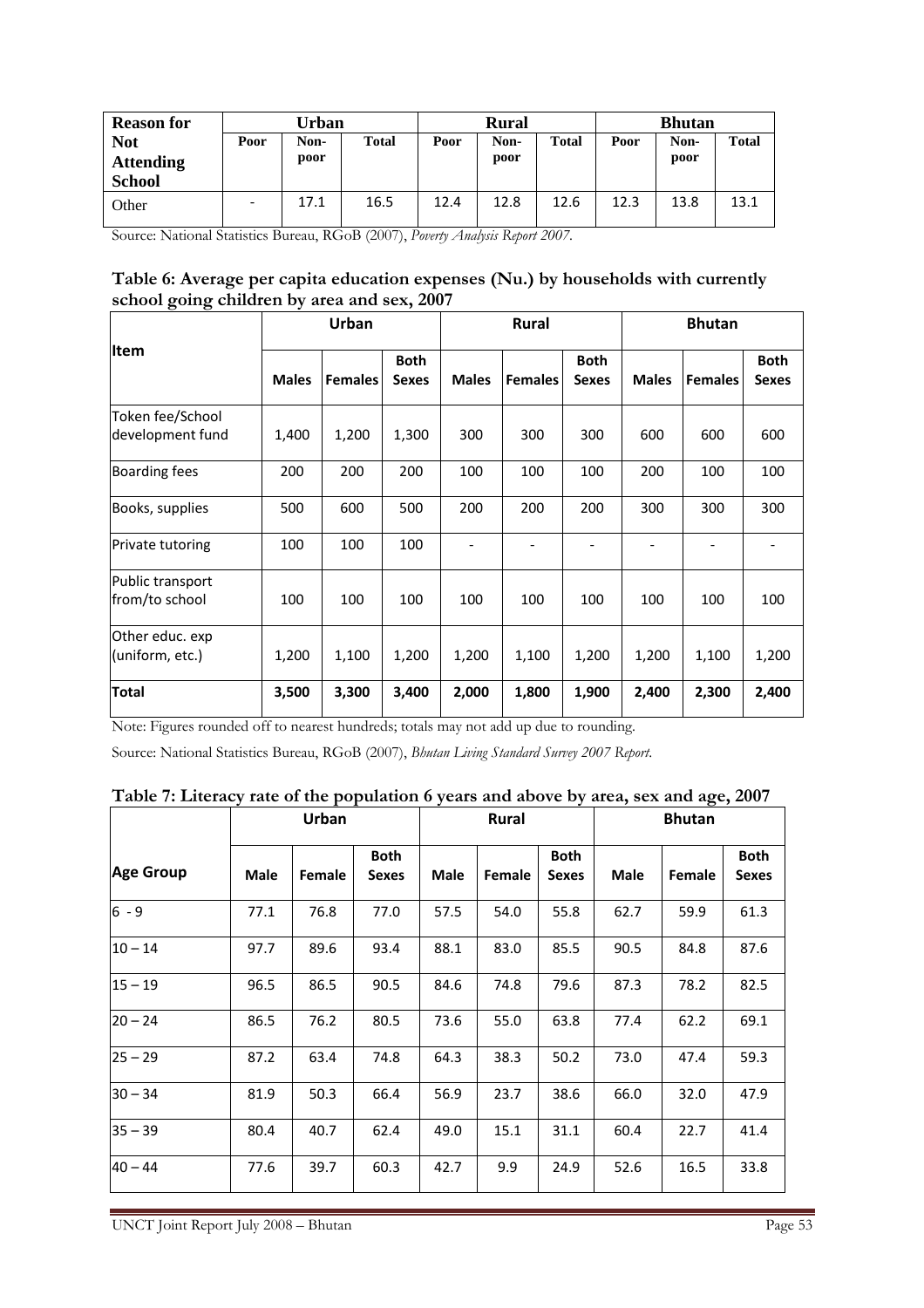| Reason for Not Attending School | Urban | | | Rural | | | Bhutan | | |
|---|---|---|---|---|---|---|---|---|---|
| | Poor | Non-poor | Total | Poor | Non-poor | Total | Poor | Non-poor | Total |
| Other | - | 17.1 | 16.5 | 12.4 | 12.8 | 12.6 | 12.3 | 13.8 | 13.1 |

Source: National Statistics Bureau, RGoB (2007), *Poverty Analysis Report 2007*.

**Table 6: Average per capita education expenses (Nu.) by households with currently school going children by area and sex, 2007**

| Item | Urban | | | Rural | | | Bhutan | | |
|---|---|---|---|---|---|---|---|---|---|
| | Males | Females | Both Sexes | Males | Females | Both Sexes | Males | Females | Both Sexes |
| Token fee/School development fund | 1,400 | 1,200 | 1,300 | 300 | 300 | 300 | 600 | 600 | 600 |
| Boarding fees | 200 | 200 | 200 | 100 | 100 | 100 | 200 | 100 | 100 |
| Books, supplies | 500 | 600 | 500 | 200 | 200 | 200 | 300 | 300 | 300 |
| Private tutoring | 100 | 100 | 100 | - | - | - | - | - | - |
| Public transport from/to school | 100 | 100 | 100 | 100 | 100 | 100 | 100 | 100 | 100 |
| Other educ. exp (uniform, etc.) | 1,200 | 1,100 | 1,200 | 1,200 | 1,100 | 1,200 | 1,200 | 1,100 | 1,200 |
| **Total** | **3,500** | **3,300** | **3,400** | **2,000** | **1,800** | **1,900** | **2,400** | **2,300** | **2,400** |

Note: Figures rounded off to nearest hundreds; totals may not add up due to rounding.

Source: National Statistics Bureau, RGoB (2007), *Bhutan Living Standard Survey 2007 Report*.

**Table 7: Literacy rate of the population 6 years and above by area, sex and age, 2007**

| Age Group | Urban | | | Rural | | | Bhutan | | |
|---|---|---|---|---|---|---|---|---|---|
| | Male | Female | Both Sexes | Male | Female | Both Sexes | Male | Female | Both Sexes |
| 6 - 9 | 77.1 | 76.8 | 77.0 | 57.5 | 54.0 | 55.8 | 62.7 | 59.9 | 61.3 |
| 10 – 14 | 97.7 | 89.6 | 93.4 | 88.1 | 83.0 | 85.5 | 90.5 | 84.8 | 87.6 |
| 15 – 19 | 96.5 | 86.5 | 90.5 | 84.6 | 74.8 | 79.6 | 87.3 | 78.2 | 82.5 |
| 20 – 24 | 86.5 | 76.2 | 80.5 | 73.6 | 55.0 | 63.8 | 77.4 | 62.2 | 69.1 |
| 25 – 29 | 87.2 | 63.4 | 74.8 | 64.3 | 38.3 | 50.2 | 73.0 | 47.4 | 59.3 |
| 30 – 34 | 81.9 | 50.3 | 66.4 | 56.9 | 23.7 | 38.6 | 66.0 | 32.0 | 47.9 |
| 35 – 39 | 80.4 | 40.7 | 62.4 | 49.0 | 15.1 | 31.1 | 60.4 | 22.7 | 41.4 |
| 40 – 44 | 77.6 | 39.7 | 60.3 | 42.7 | 9.9 | 24.9 | 52.6 | 16.5 | 33.8 |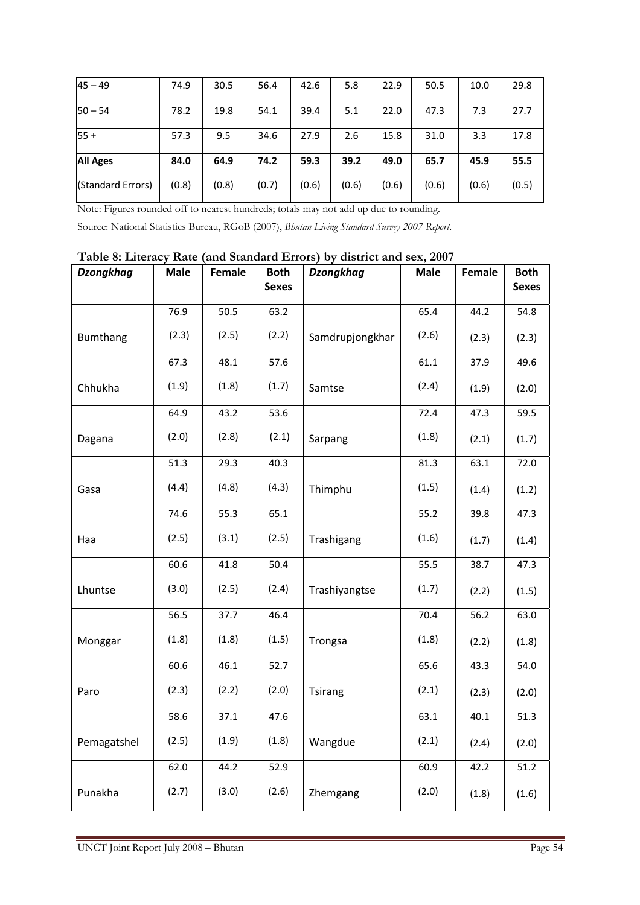| | | | | | | | | | |
|---|---|---|---|---|---|---|---|---|---|
| 45 – 49 | 74.9 | 30.5 | 56.4 | 42.6 | 5.8 | 22.9 | 50.5 | 10.0 | 29.8 |
| 50 – 54 | 78.2 | 19.8 | 54.1 | 39.4 | 5.1 | 22.0 | 47.3 | 7.3 | 27.7 |
| 55 + | 57.3 | 9.5 | 34.6 | 27.9 | 2.6 | 15.8 | 31.0 | 3.3 | 17.8 |
| **All Ages** | **84.0** | **64.9** | **74.2** | **59.3** | **39.2** | **49.0** | **65.7** | **45.9** | **55.5** |
| (Standard Errors) | (0.8) | (0.8) | (0.7) | (0.6) | (0.6) | (0.6) | (0.6) | (0.6) | (0.5) |

Note: Figures rounded off to nearest hundreds; totals may not add up due to rounding.

Source: National Statistics Bureau, RGoB (2007), *Bhutan Living Standard Survey 2007 Report*.

**Table 8: Literacy Rate (and Standard Errors) by district and sex, 2007**

| *Dzongkhag* | Male | Female | Both Sexes | *Dzongkhag* | Male | Female | Both Sexes |
|---|---|---|---|---|---|---|---|
| Bumthang | 76.9 (2.3) | 50.5 (2.5) | 63.2 (2.2) | Samdrupjongkhar | 65.4 (2.6) | 44.2 (2.3) | 54.8 (2.3) |
| Chhukha | 67.3 (1.9) | 48.1 (1.8) | 57.6 (1.7) | Samtse | 61.1 (2.4) | 37.9 (1.9) | 49.6 (2.0) |
| Dagana | 64.9 (2.0) | 43.2 (2.8) | 53.6 (2.1) | Sarpang | 72.4 (1.8) | 47.3 (2.1) | 59.5 (1.7) |
| Gasa | 51.3 (4.4) | 29.3 (4.8) | 40.3 (4.3) | Thimphu | 81.3 (1.5) | 63.1 (1.4) | 72.0 (1.2) |
| Haa | 74.6 (2.5) | 55.3 (3.1) | 65.1 (2.5) | Trashigang | 55.2 (1.6) | 39.8 (1.7) | 47.3 (1.4) |
| Lhuntse | 60.6 (3.0) | 41.8 (2.5) | 50.4 (2.4) | Trashiyangtse | 55.5 (1.7) | 38.7 (2.2) | 47.3 (1.5) |
| Monggar | 56.5 (1.8) | 37.7 (1.8) | 46.4 (1.5) | Trongsa | 70.4 (1.8) | 56.2 (2.2) | 63.0 (1.8) |
| Paro | 60.6 (2.3) | 46.1 (2.2) | 52.7 (2.0) | Tsirang | 65.6 (2.1) | 43.3 (2.3) | 54.0 (2.0) |
| Pemagatshel | 58.6 (2.5) | 37.1 (1.9) | 47.6 (1.8) | Wangdue | 63.1 (2.1) | 40.1 (2.4) | 51.3 (2.0) |
| Punakha | 62.0 (2.7) | 44.2 (3.0) | 52.9 (2.6) | Zhemgang | 60.9 (2.0) | 42.2 (1.8) | 51.2 (1.6) |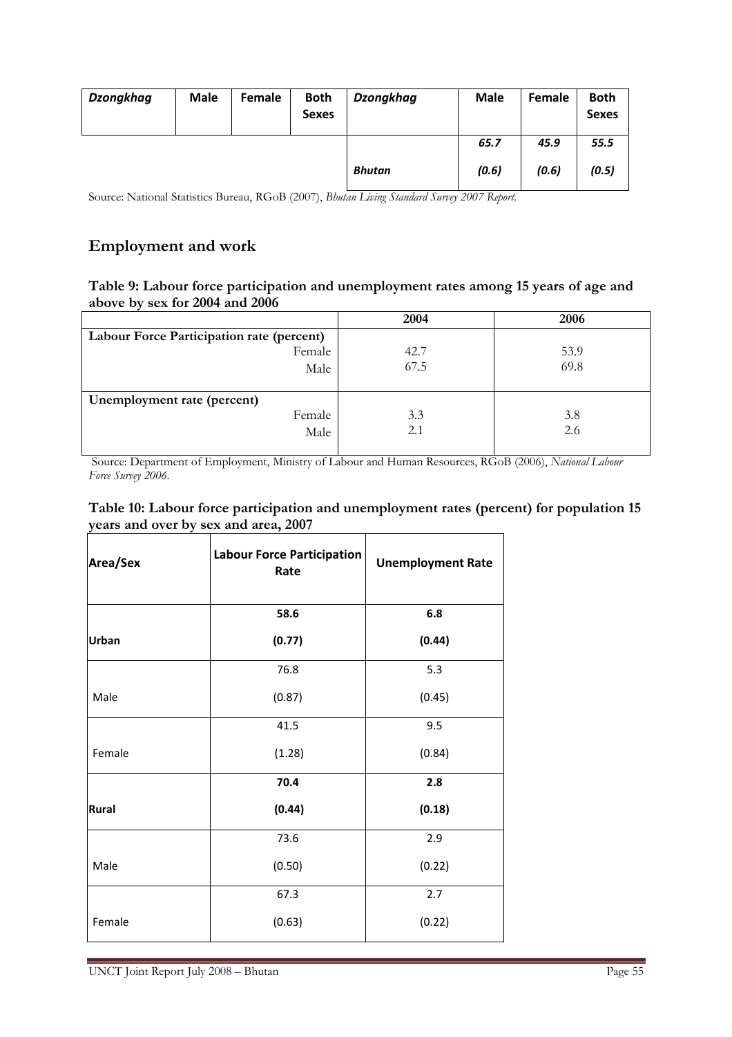| *Dzongkhag* | Male | Female | Both Sexes | *Dzongkhag* | Male | Female | Both Sexes |
|---|---|---|---|---|---|---|---|
| | | | | ***Bhutan*** | ***65.7 (0.6)*** | ***45.9 (0.6)*** | ***55.5 (0.5)*** |

Source: National Statistics Bureau, RGoB (2007), *Bhutan Living Standard Survey 2007 Report*.

## Employment and work

**Table 9: Labour force participation and unemployment rates among 15 years of age and above by sex for 2004 and 2006**

| | 2004 | 2006 |
|---|---|---|
| **Labour Force Participation rate (percent)** | | |
| Female | 42.7 | 53.9 |
| Male | 67.5 | 69.8 |
| **Unemployment rate (percent)** | | |
| Female | 3.3 | 3.8 |
| Male | 2.1 | 2.6 |

Source: Department of Employment, Ministry of Labour and Human Resources, RGoB (2006), *National Labour Force Survey 2006*.

**Table 10: Labour force participation and unemployment rates (percent) for population 15 years and over by sex and area, 2007**

| Area/Sex | Labour Force Participation Rate | Unemployment Rate |
|---|---|---|
| **Urban** | **58.6 (0.77)** | **6.8 (0.44)** |
| Male | 76.8 (0.87) | 5.3 (0.45) |
| Female | 41.5 (1.28) | 9.5 (0.84) |
| **Rural** | **70.4 (0.44)** | **2.8 (0.18)** |
| Male | 73.6 (0.50) | 2.9 (0.22) |
| Female | 67.3 (0.63) | 2.7 (0.22) |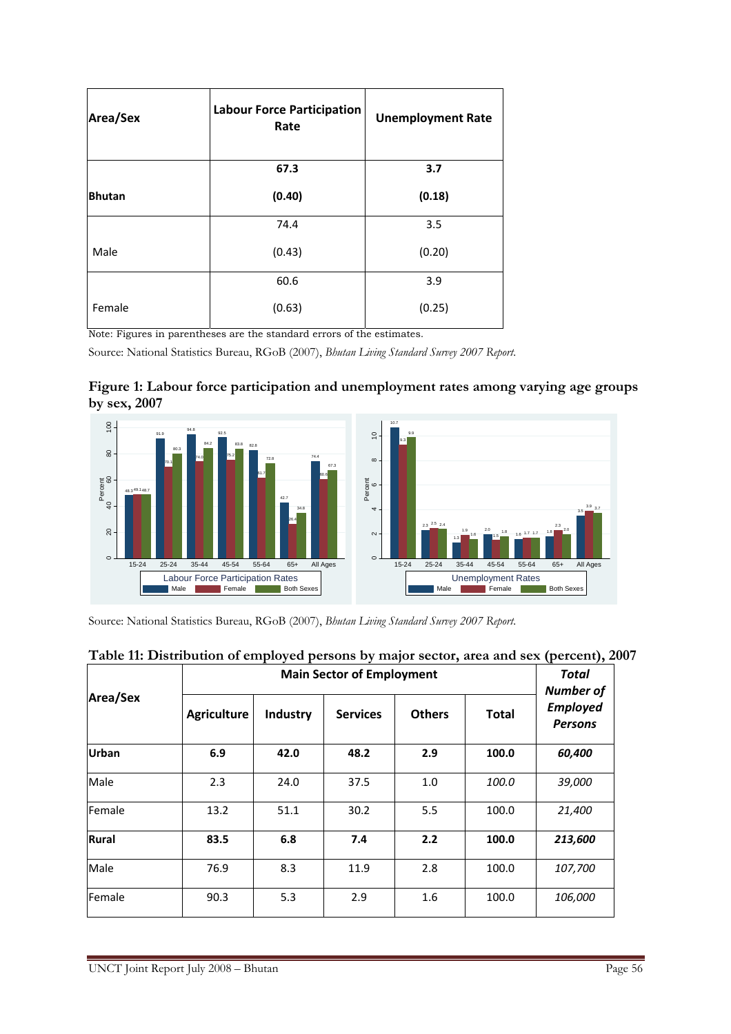| Area/Sex | Labour Force Participation Rate | Unemployment Rate |
|---|---|---|
| **Bhutan** | **67.3** <br> **(0.40)** | **3.7** <br> **(0.18)** |
| Male | 74.4 <br> (0.43) | 3.5 <br> (0.20) |
| Female | 60.6 <br> (0.63) | 3.9 <br> (0.25) |

Note: Figures in parentheses are the standard errors of the estimates.

Source: National Statistics Bureau, RGoB (2007), *Bhutan Living Standard Survey 2007 Report.*

**Figure 1: Labour force participation and unemployment rates among varying age groups by sex, 2007**

Percent
0 20 40 60 80 100
48.3 49.1 48.7
91.9 70.1 80.3
94.8 74.0 84.2
92.5 75.2 83.8
82.8 61.7 72.8
42.7 26.4 34.8
74.4 60.6 67.3
15-24 25-24 35-44 45-54 55-64 65+ All Ages
Labour Force Participation Rates
Male Female Both Sexes

Percent
0 2 4 6 8 10
10.7 9.3 9.9
2.3 2.5 2.4
1.3 1.9 1.6
2.0 1.5 1.8
1.6 1.7 1.7
1.8 2.3 2.0
3.5 3.9 3.7
15-24 25-24 35-44 45-54 55-64 65+ All Ages
Unemployment Rates
Male Female Both Sexes

Source: National Statistics Bureau, RGoB (2007), *Bhutan Living Standard Survey 2007 Report.*

**Table 11: Distribution of employed persons by major sector, area and sex (percent), 2007**

| Area/Sex | Main Sector of Employment | | | | | *Total Number of Employed Persons* |
|---|---|---|---|---|---|---|
| | Agriculture | Industry | Services | Others | Total | |
| **Urban** | **6.9** | **42.0** | **48.2** | **2.9** | **100.0** | ***60,400*** |
| Male | 2.3 | 24.0 | 37.5 | 1.0 | *100.0* | *39,000* |
| Female | 13.2 | 51.1 | 30.2 | 5.5 | 100.0 | *21,400* |
| **Rural** | **83.5** | **6.8** | **7.4** | **2.2** | **100.0** | ***213,600*** |
| Male | 76.9 | 8.3 | 11.9 | 2.8 | 100.0 | *107,700* |
| Female | 90.3 | 5.3 | 2.9 | 1.6 | 100.0 | *106,000* |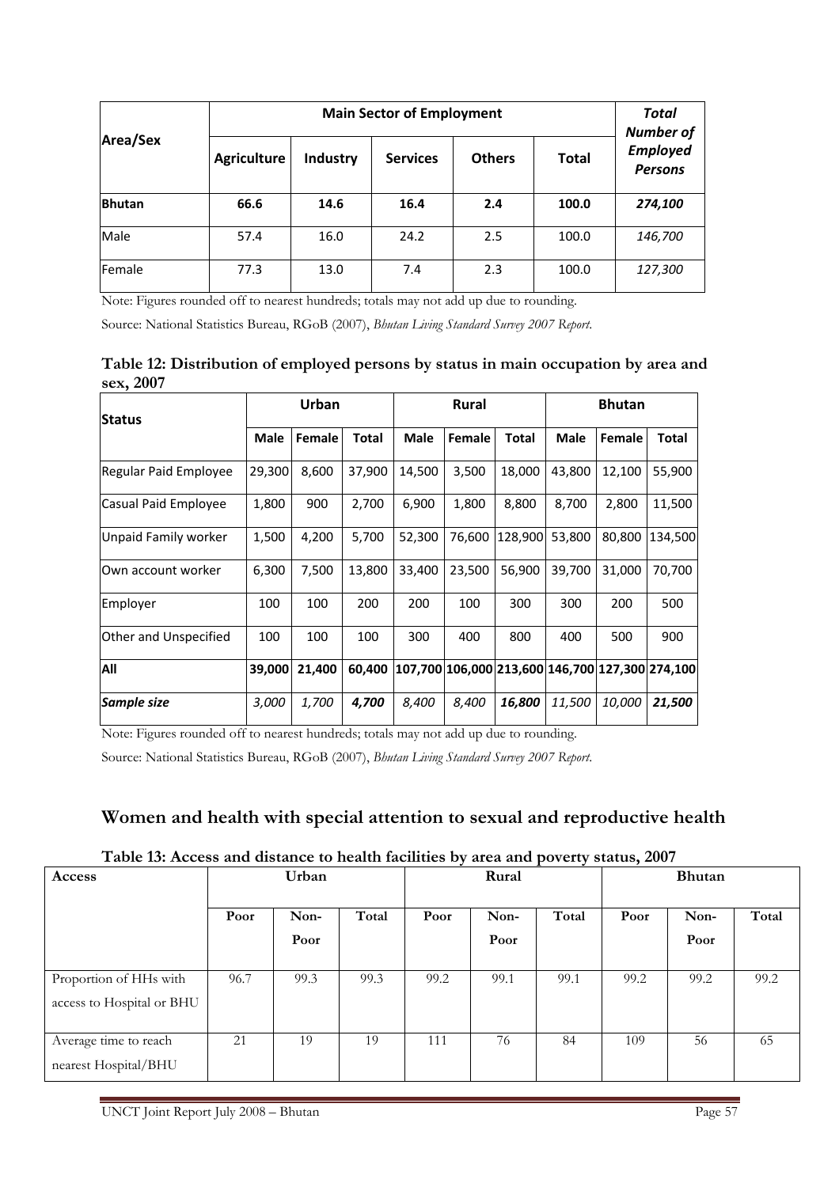| Area/Sex | Main Sector of Employment | | | | | *Total Number of Employed Persons* |
|---|---|---|---|---|---|---|
| | Agriculture | Industry | Services | Others | Total | |
| **Bhutan** | **66.6** | **14.6** | **16.4** | **2.4** | **100.0** | ***274,100*** |
| Male | 57.4 | 16.0 | 24.2 | 2.5 | 100.0 | *146,700* |
| Female | 77.3 | 13.0 | 7.4 | 2.3 | 100.0 | *127,300* |

Note: Figures rounded off to nearest hundreds; totals may not add up due to rounding.

Source: National Statistics Bureau, RGoB (2007), *Bhutan Living Standard Survey 2007 Report*.

**Table 12: Distribution of employed persons by status in main occupation by area and sex, 2007**

| Status | Urban | | | Rural | | | Bhutan | | |
|---|---|---|---|---|---|---|---|---|---|
| | Male | Female | Total | Male | Female | Total | Male | Female | Total |
| Regular Paid Employee | 29,300 | 8,600 | 37,900 | 14,500 | 3,500 | 18,000 | 43,800 | 12,100 | 55,900 |
| Casual Paid Employee | 1,800 | 900 | 2,700 | 6,900 | 1,800 | 8,800 | 8,700 | 2,800 | 11,500 |
| Unpaid Family worker | 1,500 | 4,200 | 5,700 | 52,300 | 76,600 | 128,900 | 53,800 | 80,800 | 134,500 |
| Own account worker | 6,300 | 7,500 | 13,800 | 33,400 | 23,500 | 56,900 | 39,700 | 31,000 | 70,700 |
| Employer | 100 | 100 | 200 | 200 | 100 | 300 | 300 | 200 | 500 |
| Other and Unspecified | 100 | 100 | 100 | 300 | 400 | 800 | 400 | 500 | 900 |
| **All** | **39,000** | **21,400** | **60,400** | **107,700** | **106,000** | **213,600** | **146,700** | **127,300** | **274,100** |
| ***Sample size*** | *3,000* | *1,700* | ***4,700*** | *8,400* | *8,400* | ***16,800*** | *11,500* | *10,000* | ***21,500*** |

Note: Figures rounded off to nearest hundreds; totals may not add up due to rounding.

Source: National Statistics Bureau, RGoB (2007), *Bhutan Living Standard Survey 2007 Report*.

## Women and health with special attention to sexual and reproductive health

**Table 13: Access and distance to health facilities by area and poverty status, 2007**

| Access | Urban | | | Rural | | | Bhutan | | |
|---|---|---|---|---|---|---|---|---|---|
| | Poor | Non-Poor | Total | Poor | Non-Poor | Total | Poor | Non-Poor | Total |
| Proportion of HHs with access to Hospital or BHU | 96.7 | 99.3 | 99.3 | 99.2 | 99.1 | 99.1 | 99.2 | 99.2 | 99.2 |
| Average time to reach nearest Hospital/BHU | 21 | 19 | 19 | 111 | 76 | 84 | 109 | 56 | 65 |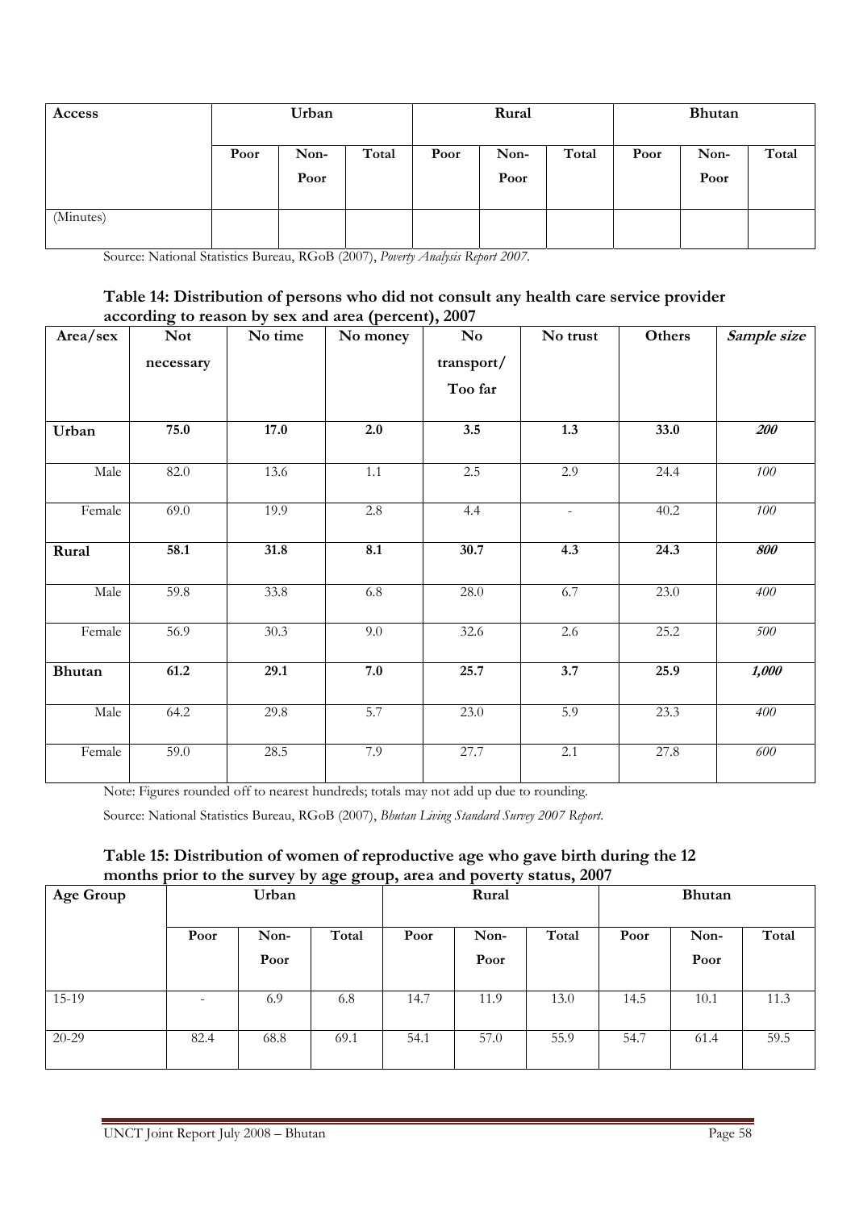| Access | Urban | | | Rural | | | Bhutan | | |
|---|---|---|---|---|---|---|---|---|---|
| | Poor | Non-Poor | Total | Poor | Non-Poor | Total | Poor | Non-Poor | Total |
| (Minutes) | | | | | | | | | |

Source: National Statistics Bureau, RGoB (2007), *Poverty Analysis Report 2007*.

**Table 14: Distribution of persons who did not consult any health care service provider according to reason by sex and area (percent), 2007**

| Area/sex | Not necessary | No time | No money | No transport/ Too far | No trust | Others | *Sample size* |
|---|---|---|---|---|---|---|---|
| **Urban** | **75.0** | **17.0** | **2.0** | **3.5** | **1.3** | **33.0** | ***200*** |
| Male | 82.0 | 13.6 | 1.1 | 2.5 | 2.9 | 24.4 | *100* |
| Female | 69.0 | 19.9 | 2.8 | 4.4 | - | 40.2 | *100* |
| **Rural** | **58.1** | **31.8** | **8.1** | **30.7** | **4.3** | **24.3** | ***800*** |
| Male | 59.8 | 33.8 | 6.8 | 28.0 | 6.7 | 23.0 | *400* |
| Female | 56.9 | 30.3 | 9.0 | 32.6 | 2.6 | 25.2 | *500* |
| **Bhutan** | **61.2** | **29.1** | **7.0** | **25.7** | **3.7** | **25.9** | ***1,000*** |
| Male | 64.2 | 29.8 | 5.7 | 23.0 | 5.9 | 23.3 | *400* |
| Female | 59.0 | 28.5 | 7.9 | 27.7 | 2.1 | 27.8 | *600* |

Note: Figures rounded off to nearest hundreds; totals may not add up due to rounding.

Source: National Statistics Bureau, RGoB (2007), *Bhutan Living Standard Survey 2007 Report*.

**Table 15: Distribution of women of reproductive age who gave birth during the 12 months prior to the survey by age group, area and poverty status, 2007**

| Age Group | Urban | | | Rural | | | Bhutan | | |
|---|---|---|---|---|---|---|---|---|---|
| | Poor | Non-Poor | Total | Poor | Non-Poor | Total | Poor | Non-Poor | Total |
| 15-19 | - | 6.9 | 6.8 | 14.7 | 11.9 | 13.0 | 14.5 | 10.1 | 11.3 |
| 20-29 | 82.4 | 68.8 | 69.1 | 54.1 | 57.0 | 55.9 | 54.7 | 61.4 | 59.5 |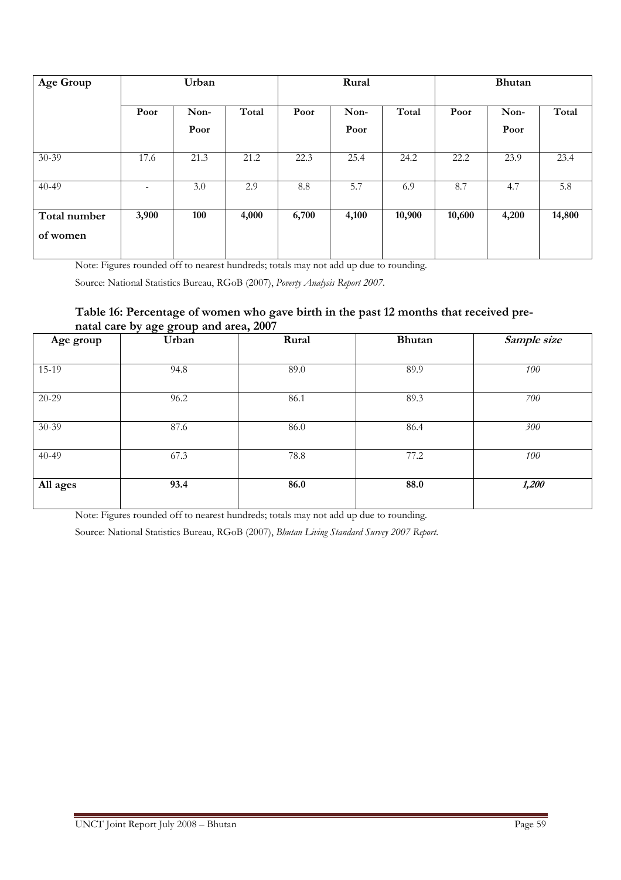| Age Group | Urban | | | Rural | | | Bhutan | | |
|---|---|---|---|---|---|---|---|---|---|
| | Poor | Non-Poor | Total | Poor | Non-Poor | Total | Poor | Non-Poor | Total |
| 30-39 | 17.6 | 21.3 | 21.2 | 22.3 | 25.4 | 24.2 | 22.2 | 23.9 | 23.4 |
| 40-49 | - | 3.0 | 2.9 | 8.8 | 5.7 | 6.9 | 8.7 | 4.7 | 5.8 |
| **Total number of women** | **3,900** | **100** | **4,000** | **6,700** | **4,100** | **10,900** | **10,600** | **4,200** | **14,800** |

Note: Figures rounded off to nearest hundreds; totals may not add up due to rounding.

Source: National Statistics Bureau, RGoB (2007), *Poverty Analysis Report 2007*.

**Table 16: Percentage of women who gave birth in the past 12 months that received pre-natal care by age group and area, 2007**

| Age group | Urban | Rural | Bhutan | *Sample size* |
|---|---|---|---|---|
| 15-19 | 94.8 | 89.0 | 89.9 | *100* |
| 20-29 | 96.2 | 86.1 | 89.3 | *700* |
| 30-39 | 87.6 | 86.0 | 86.4 | *300* |
| 40-49 | 67.3 | 78.8 | 77.2 | *100* |
| **All ages** | **93.4** | **86.0** | **88.0** | ***1,200*** |

Note: Figures rounded off to nearest hundreds; totals may not add up due to rounding.

Source: National Statistics Bureau, RGoB (2007), *Bhutan Living Standard Survey 2007 Report*.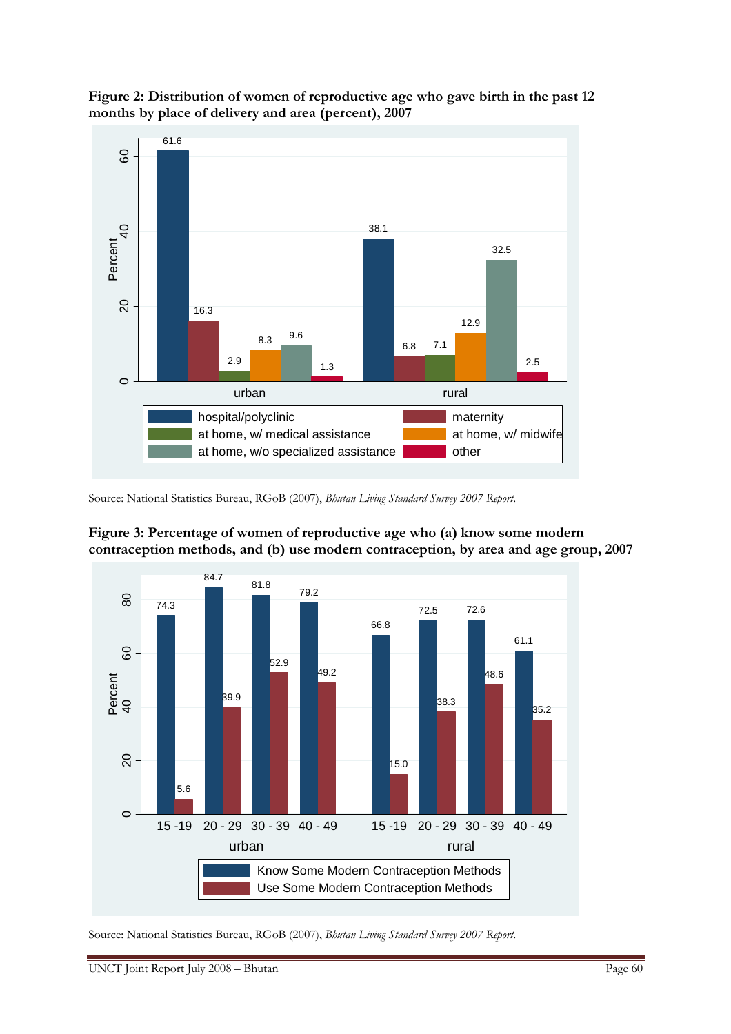**Figure 2: Distribution of women of reproductive age who gave birth in the past 12 months by place of delivery and area (percent), 2007**

Percent

0
20
40
60

urban: 61.6, 16.3, 2.9, 8.3, 9.6, 1.3

rural: 38.1, 6.8, 7.1, 12.9, 32.5, 2.5

hospital/polyclinic
maternity
at home, w/ medical assistance
at home, w/ midwife
at home, w/o specialized assistance
other

Source: National Statistics Bureau, RGoB (2007), *Bhutan Living Standard Survey 2007 Report.*

**Figure 3: Percentage of women of reproductive age who (a) know some modern contraception methods, and (b) use modern contraception, by area and age group, 2007**

Percent

0
20
40
60
80

urban

15 -19: 74.3, 5.6
20 - 29: 84.7, 39.9
30 - 39: 81.8, 52.9
40 - 49: 79.2, 49.2

rural

15 -19: 66.8, 15.0
20 - 29: 72.5, 38.3
30 - 39: 72.6, 48.6
40 - 49: 61.1, 35.2

Know Some Modern Contraception Methods
Use Some Modern Contraception Methods

Source: National Statistics Bureau, RGoB (2007), *Bhutan Living Standard Survey 2007 Report.*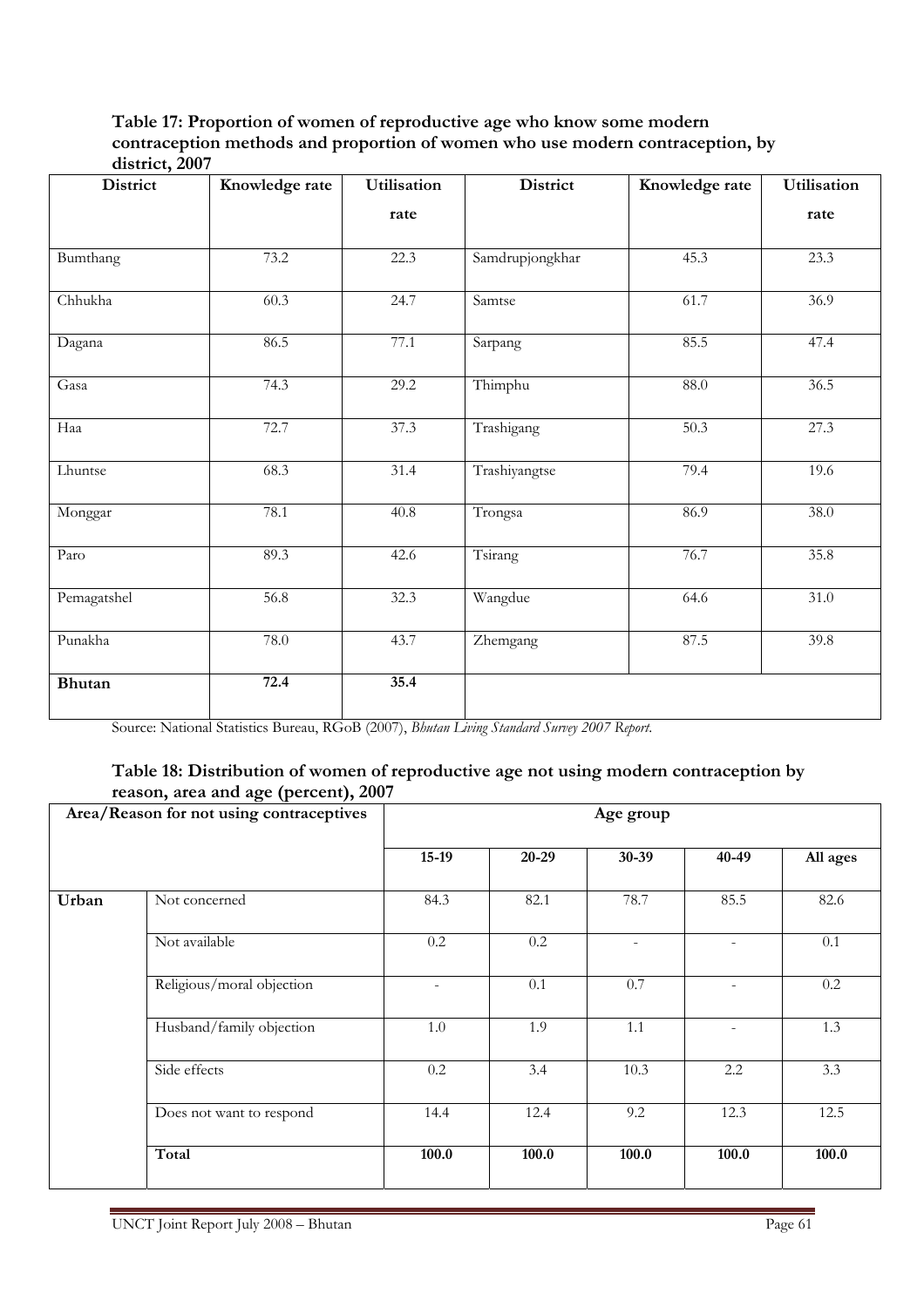**Table 17: Proportion of women of reproductive age who know some modern contraception methods and proportion of women who use modern contraception, by district, 2007**

| District | Knowledge rate | Utilisation rate | District | Knowledge rate | Utilisation rate |
|---|---|---|---|---|---|
| Bumthang | 73.2 | 22.3 | Samdrupjongkhar | 45.3 | 23.3 |
| Chhukha | 60.3 | 24.7 | Samtse | 61.7 | 36.9 |
| Dagana | 86.5 | 77.1 | Sarpang | 85.5 | 47.4 |
| Gasa | 74.3 | 29.2 | Thimphu | 88.0 | 36.5 |
| Haa | 72.7 | 37.3 | Trashigang | 50.3 | 27.3 |
| Lhuntse | 68.3 | 31.4 | Trashiyangtse | 79.4 | 19.6 |
| Monggar | 78.1 | 40.8 | Trongsa | 86.9 | 38.0 |
| Paro | 89.3 | 42.6 | Tsirang | 76.7 | 35.8 |
| Pemagatshel | 56.8 | 32.3 | Wangdue | 64.6 | 31.0 |
| Punakha | 78.0 | 43.7 | Zhemgang | 87.5 | 39.8 |
| **Bhutan** | **72.4** | **35.4** | | | |

Source: National Statistics Bureau, RGoB (2007), *Bhutan Living Standard Survey 2007 Report.*

**Table 18: Distribution of women of reproductive age not using modern contraception by reason, area and age (percent), 2007**

| Area/Reason for not using contraceptives | | Age group | | | | |
|---|---|---|---|---|---|---|
| | | 15-19 | 20-29 | 30-39 | 40-49 | All ages |
| **Urban** | Not concerned | 84.3 | 82.1 | 78.7 | 85.5 | 82.6 |
| | Not available | 0.2 | 0.2 | - | - | 0.1 |
| | Religious/moral objection | - | 0.1 | 0.7 | - | 0.2 |
| | Husband/family objection | 1.0 | 1.9 | 1.1 | - | 1.3 |
| | Side effects | 0.2 | 3.4 | 10.3 | 2.2 | 3.3 |
| | Does not want to respond | 14.4 | 12.4 | 9.2 | 12.3 | 12.5 |
| | **Total** | **100.0** | **100.0** | **100.0** | **100.0** | **100.0** |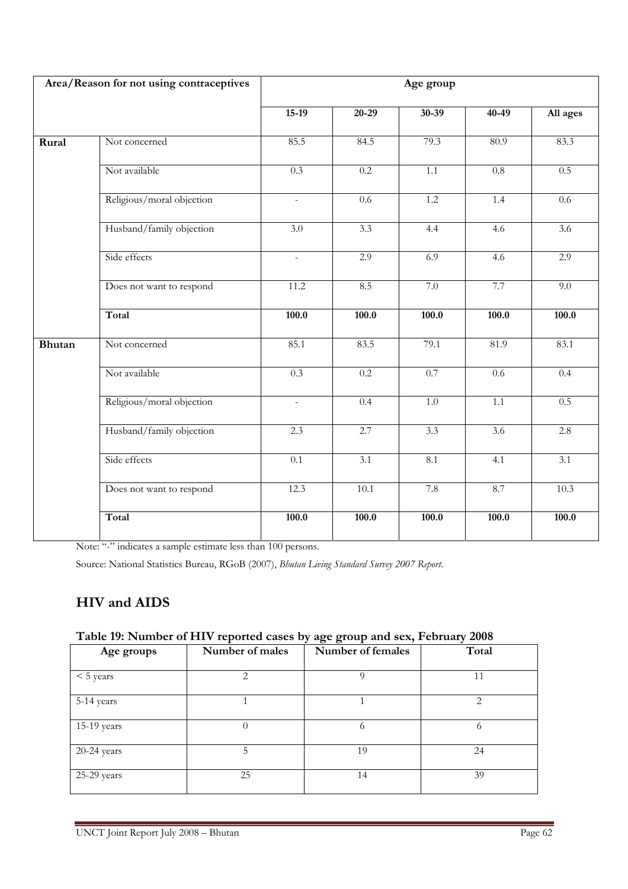| Area/Reason for not using contraceptives | | Age group | | | | |
|---|---|---|---|---|---|---|
| | | 15-19 | 20-29 | 30-39 | 40-49 | All ages |
| **Rural** | Not concerned | 85.5 | 84.5 | 79.3 | 80.9 | 83.3 |
| | Not available | 0.3 | 0.2 | 1.1 | 0.8 | 0.5 |
| | Religious/moral objection | - | 0.6 | 1.2 | 1.4 | 0.6 |
| | Husband/family objection | 3.0 | 3.3 | 4.4 | 4.6 | 3.6 |
| | Side effects | - | 2.9 | 6.9 | 4.6 | 2.9 |
| | Does not want to respond | 11.2 | 8.5 | 7.0 | 7.7 | 9.0 |
| | **Total** | **100.0** | **100.0** | **100.0** | **100.0** | **100.0** |
| **Bhutan** | Not concerned | 85.1 | 83.5 | 79.1 | 81.9 | 83.1 |
| | Not available | 0.3 | 0.2 | 0.7 | 0.6 | 0.4 |
| | Religious/moral objection | - | 0.4 | 1.0 | 1.1 | 0.5 |
| | Husband/family objection | 2.3 | 2.7 | 3.3 | 3.6 | 2.8 |
| | Side effects | 0.1 | 3.1 | 8.1 | 4.1 | 3.1 |
| | Does not want to respond | 12.3 | 10.1 | 7.8 | 8.7 | 10.3 |
| | **Total** | **100.0** | **100.0** | **100.0** | **100.0** | **100.0** |

Note: "-" indicates a sample estimate less than 100 persons.

Source: National Statistics Bureau, RGoB (2007), *Bhutan Living Standard Survey 2007 Report*.

## HIV and AIDS

**Table 19: Number of HIV reported cases by age group and sex, February 2008**

| Age groups | Number of males | Number of females | Total |
|---|---|---|---|
| < 5 years | 2 | 9 | 11 |
| 5-14 years | 1 | 1 | 2 |
| 15-19 years | 0 | 6 | 6 |
| 20-24 years | 5 | 19 | 24 |
| 25-29 years | 25 | 14 | 39 |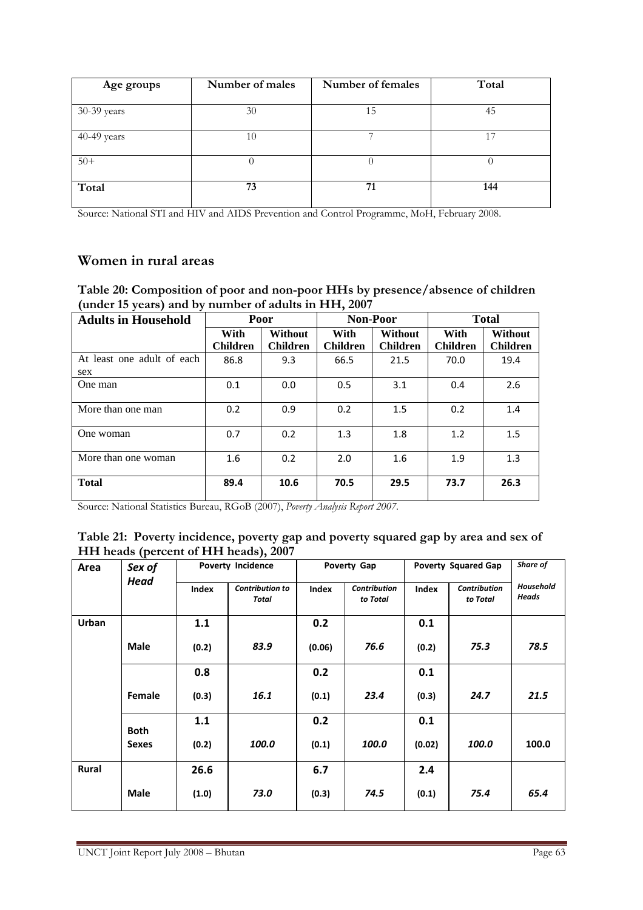| Age groups | Number of males | Number of females | Total |
|---|---|---|---|
| 30-39 years | 30 | 15 | 45 |
| 40-49 years | 10 | 7 | 17 |
| 50+ | 0 | 0 | 0 |
| **Total** | **73** | **71** | **144** |

Source: National STI and HIV and AIDS Prevention and Control Programme, MoH, February 2008.

## Women in rural areas

**Table 20: Composition of poor and non-poor HHs by presence/absence of children (under 15 years) and by number of adults in HH, 2007**

| Adults in Household | Poor | | Non-Poor | | Total | |
|---|---|---|---|---|---|---|
| | With Children | Without Children | With Children | Without Children | With Children | Without Children |
| At least one adult of each sex | 86.8 | 9.3 | 66.5 | 21.5 | 70.0 | 19.4 |
| One man | 0.1 | 0.0 | 0.5 | 3.1 | 0.4 | 2.6 |
| More than one man | 0.2 | 0.9 | 0.2 | 1.5 | 0.2 | 1.4 |
| One woman | 0.7 | 0.2 | 1.3 | 1.8 | 1.2 | 1.5 |
| More than one woman | 1.6 | 0.2 | 2.0 | 1.6 | 1.9 | 1.3 |
| **Total** | **89.4** | **10.6** | **70.5** | **29.5** | **73.7** | **26.3** |

Source: National Statistics Bureau, RGoB (2007), *Poverty Analysis Report 2007*.

**Table 21: Poverty incidence, poverty gap and poverty squared gap by area and sex of HH heads (percent of HH heads), 2007**

| Area | Sex of Head | Poverty Incidence | | Poverty Gap | | Poverty Squared Gap | | *Share of* |
|---|---|---|---|---|---|---|---|---|
| | | Index | *Contribution to Total* | Index | *Contribution to Total* | Index | *Contribution to Total* | *Household Heads* |
| **Urban** | **Male** | **1.1** (0.2) | *83.9* | **0.2** (0.06) | *76.6* | **0.1** (0.2) | *75.3* | *78.5* |
| | **Female** | **0.8** (0.3) | *16.1* | **0.2** (0.1) | *23.4* | **0.1** (0.3) | *24.7* | *21.5* |
| | **Both Sexes** | **1.1** (0.2) | *100.0* | **0.2** (0.1) | *100.0* | **0.1** (0.02) | *100.0* | 100.0 |
| **Rural** | **Male** | **26.6** (1.0) | *73.0* | **6.7** (0.3) | *74.5* | **2.4** (0.1) | *75.4* | *65.4* |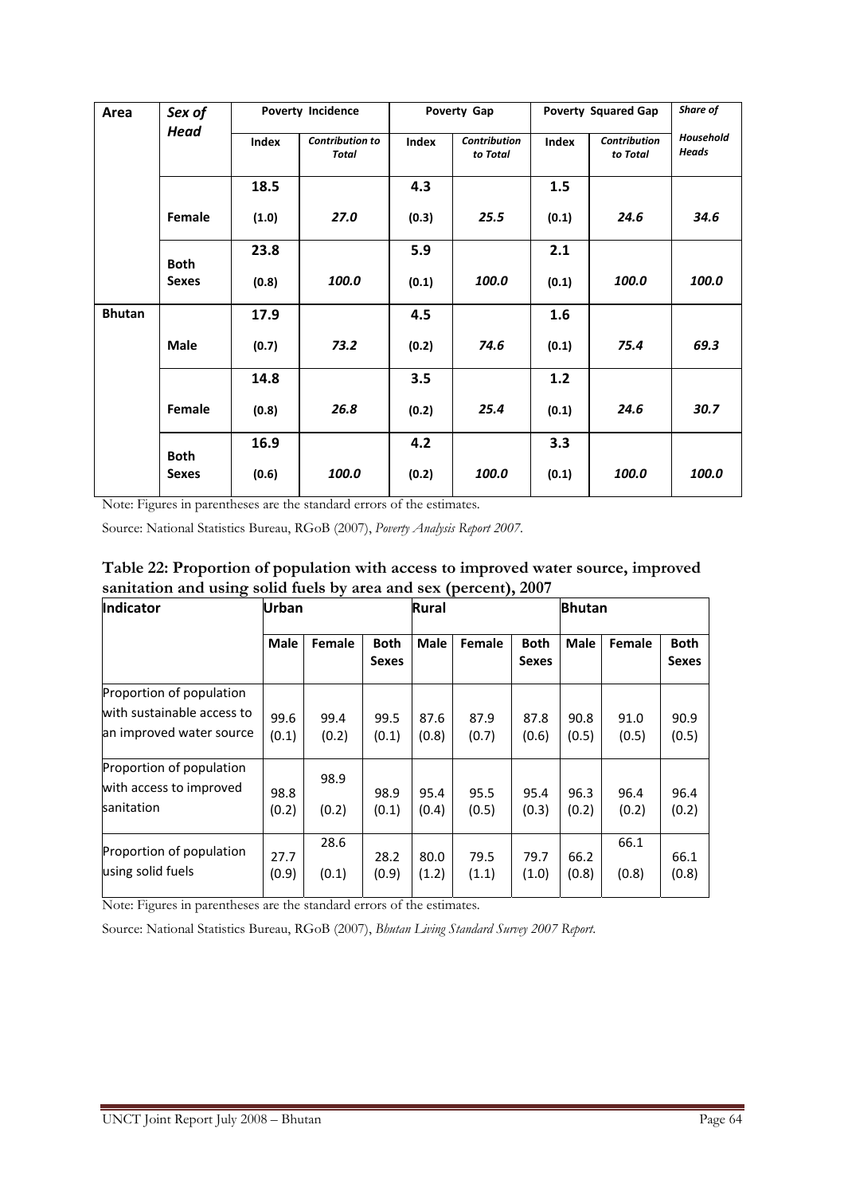| Area | Sex of Head | Poverty Incidence | | Poverty Gap | | Poverty Squared Gap | | Share of |
|---|---|---|---|---|---|---|---|---|
| | | Index | Contribution to Total | Index | Contribution to Total | Index | Contribution to Total | Household Heads |
| | Female | 18.5 (1.0) | 27.0 | 4.3 (0.3) | 25.5 | 1.5 (0.1) | 24.6 | 34.6 |
| | Both Sexes | 23.8 (0.8) | 100.0 | 5.9 (0.1) | 100.0 | 2.1 (0.1) | 100.0 | 100.0 |
| Bhutan | Male | 17.9 (0.7) | 73.2 | 4.5 (0.2) | 74.6 | 1.6 (0.1) | 75.4 | 69.3 |
| | Female | 14.8 (0.8) | 26.8 | 3.5 (0.2) | 25.4 | 1.2 (0.1) | 24.6 | 30.7 |
| | Both Sexes | 16.9 (0.6) | 100.0 | 4.2 (0.2) | 100.0 | 3.3 (0.1) | 100.0 | 100.0 |

Note: Figures in parentheses are the standard errors of the estimates.

Source: National Statistics Bureau, RGoB (2007), *Poverty Analysis Report 2007*.

**Table 22: Proportion of population with access to improved water source, improved sanitation and using solid fuels by area and sex (percent), 2007**

| Indicator | Urban | | | Rural | | | Bhutan | | |
|---|---|---|---|---|---|---|---|---|---|
| | Male | Female | Both Sexes | Male | Female | Both Sexes | Male | Female | Both Sexes |
| Proportion of population with sustainable access to an improved water source | 99.6 (0.1) | 99.4 (0.2) | 99.5 (0.1) | 87.6 (0.8) | 87.9 (0.7) | 87.8 (0.6) | 90.8 (0.5) | 91.0 (0.5) | 90.9 (0.5) |
| Proportion of population with access to improved sanitation | 98.8 (0.2) | 98.9 (0.2) | 98.9 (0.1) | 95.4 (0.4) | 95.5 (0.5) | 95.4 (0.3) | 96.3 (0.2) | 96.4 (0.2) | 96.4 (0.2) |
| Proportion of population using solid fuels | 27.7 (0.9) | 28.6 (0.1) | 28.2 (0.9) | 80.0 (1.2) | 79.5 (1.1) | 79.7 (1.0) | 66.2 (0.8) | 66.1 (0.8) | 66.1 (0.8) |

Note: Figures in parentheses are the standard errors of the estimates.

Source: National Statistics Bureau, RGoB (2007), *Bhutan Living Standard Survey 2007 Report*.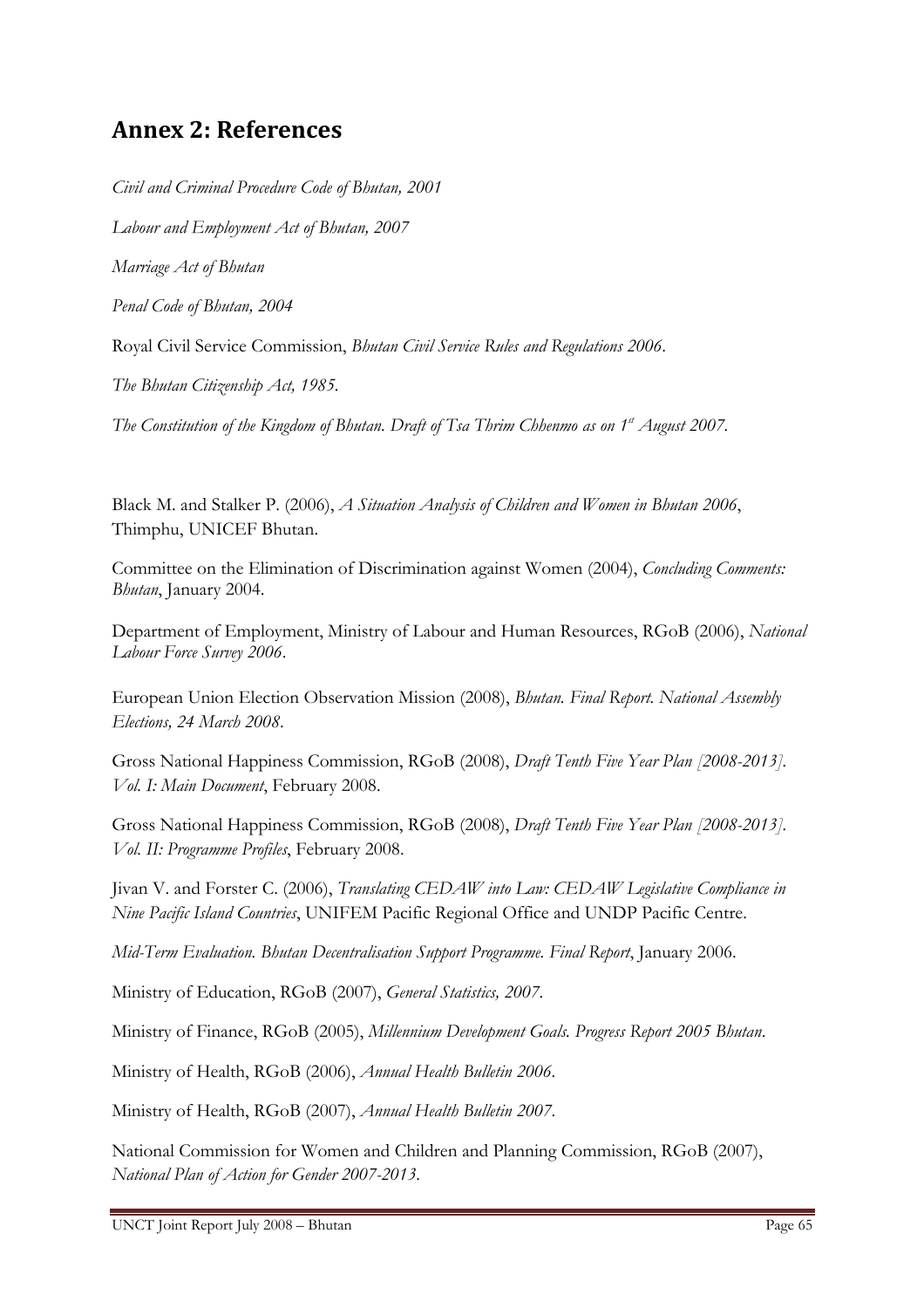## Annex 2: References

*Civil and Criminal Procedure Code of Bhutan, 2001*

*Labour and Employment Act of Bhutan, 2007*

*Marriage Act of Bhutan*

*Penal Code of Bhutan, 2004*

Royal Civil Service Commission, *Bhutan Civil Service Rules and Regulations 2006*.

*The Bhutan Citizenship Act, 1985.*

*The Constitution of the Kingdom of Bhutan. Draft of Tsa Thrim Chhenmo as on 1st August 2007.*

Black M. and Stalker P. (2006), *A Situation Analysis of Children and Women in Bhutan 2006*, Thimphu, UNICEF Bhutan.

Committee on the Elimination of Discrimination against Women (2004), *Concluding Comments: Bhutan*, January 2004.

Department of Employment, Ministry of Labour and Human Resources, RGoB (2006), *National Labour Force Survey 2006*.

European Union Election Observation Mission (2008), *Bhutan. Final Report. National Assembly Elections, 24 March 2008*.

Gross National Happiness Commission, RGoB (2008), *Draft Tenth Five Year Plan [2008-2013]. Vol. I: Main Document*, February 2008.

Gross National Happiness Commission, RGoB (2008), *Draft Tenth Five Year Plan [2008-2013]. Vol. II: Programme Profiles*, February 2008.

Jivan V. and Forster C. (2006), *Translating CEDAW into Law: CEDAW Legislative Compliance in Nine Pacific Island Countries*, UNIFEM Pacific Regional Office and UNDP Pacific Centre.

*Mid-Term Evaluation. Bhutan Decentralisation Support Programme. Final Report*, January 2006.

Ministry of Education, RGoB (2007), *General Statistics, 2007*.

Ministry of Finance, RGoB (2005), *Millennium Development Goals. Progress Report 2005 Bhutan*.

Ministry of Health, RGoB (2006), *Annual Health Bulletin 2006*.

Ministry of Health, RGoB (2007), *Annual Health Bulletin 2007*.

National Commission for Women and Children and Planning Commission, RGoB (2007), *National Plan of Action for Gender 2007-2013*.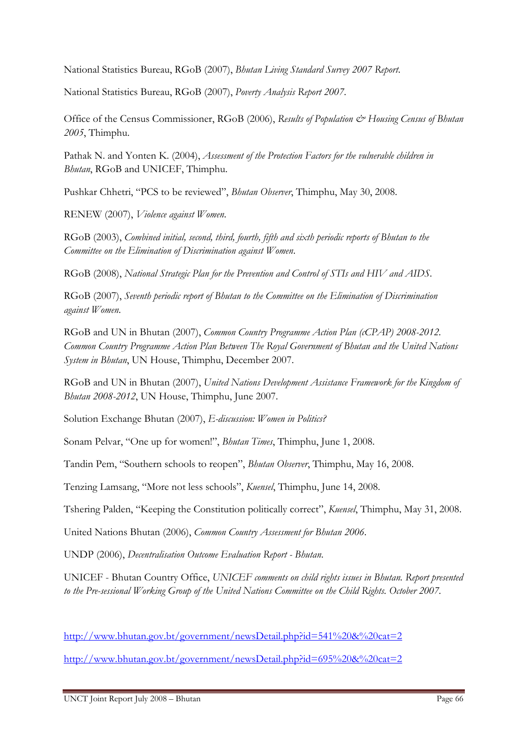National Statistics Bureau, RGoB (2007), *Bhutan Living Standard Survey 2007 Report*.

National Statistics Bureau, RGoB (2007), *Poverty Analysis Report 2007*.

Office of the Census Commissioner, RGoB (2006), *Results of Population & Housing Census of Bhutan 2005*, Thimphu.

Pathak N. and Yonten K. (2004), *Assessment of the Protection Factors for the vulnerable children in Bhutan*, RGoB and UNICEF, Thimphu.

Pushkar Chhetri, "PCS to be reviewed", *Bhutan Observer*, Thimphu, May 30, 2008.

RENEW (2007), *Violence against Women*.

RGoB (2003), *Combined initial, second, third, fourth, fifth and sixth periodic reports of Bhutan to the Committee on the Elimination of Discrimination against Women*.

RGoB (2008), *National Strategic Plan for the Prevention and Control of STIs and HIV and AIDS*.

RGoB (2007), *Seventh periodic report of Bhutan to the Committee on the Elimination of Discrimination against Women*.

RGoB and UN in Bhutan (2007), *Common Country Programme Action Plan (cCPAP) 2008-2012. Common Country Programme Action Plan Between The Royal Government of Bhutan and the United Nations System in Bhutan*, UN House, Thimphu, December 2007.

RGoB and UN in Bhutan (2007), *United Nations Development Assistance Framework for the Kingdom of Bhutan 2008-2012*, UN House, Thimphu, June 2007.

Solution Exchange Bhutan (2007), *E-discussion: Women in Politics?*

Sonam Pelvar, "One up for women!", *Bhutan Times*, Thimphu, June 1, 2008.

Tandin Pem, "Southern schools to reopen", *Bhutan Observer*, Thimphu, May 16, 2008.

Tenzing Lamsang, "More not less schools", *Kuensel*, Thimphu, June 14, 2008.

Tshering Palden, "Keeping the Constitution politically correct", *Kuensel*, Thimphu, May 31, 2008.

United Nations Bhutan (2006), *Common Country Assessment for Bhutan 2006*.

UNDP (2006), *Decentralisation Outcome Evaluation Report - Bhutan*.

UNICEF - Bhutan Country Office, *UNICEF comments on child rights issues in Bhutan. Report presented to the Pre-sessional Working Group of the United Nations Committee on the Child Rights. October 2007*.

http://www.bhutan.gov.bt/government/newsDetail.php?id=541%20&%20cat=2

http://www.bhutan.gov.bt/government/newsDetail.php?id=695%20&%20cat=2